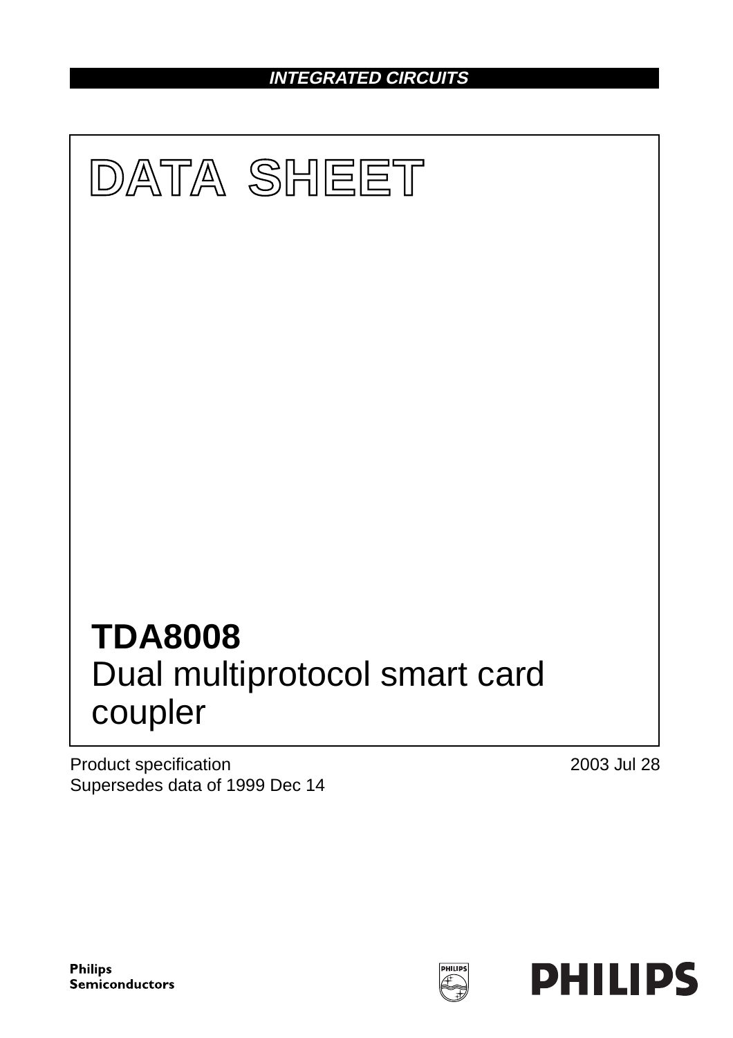**INTEGRATED CIRCUITS**

# DATA SHEET

# TDA8008
Dual multiprotocol smart card coupler

Product specification
Supersedes data of 1999 Dec 14

2003 Jul 28

Philips
Semiconductors

PHILIPS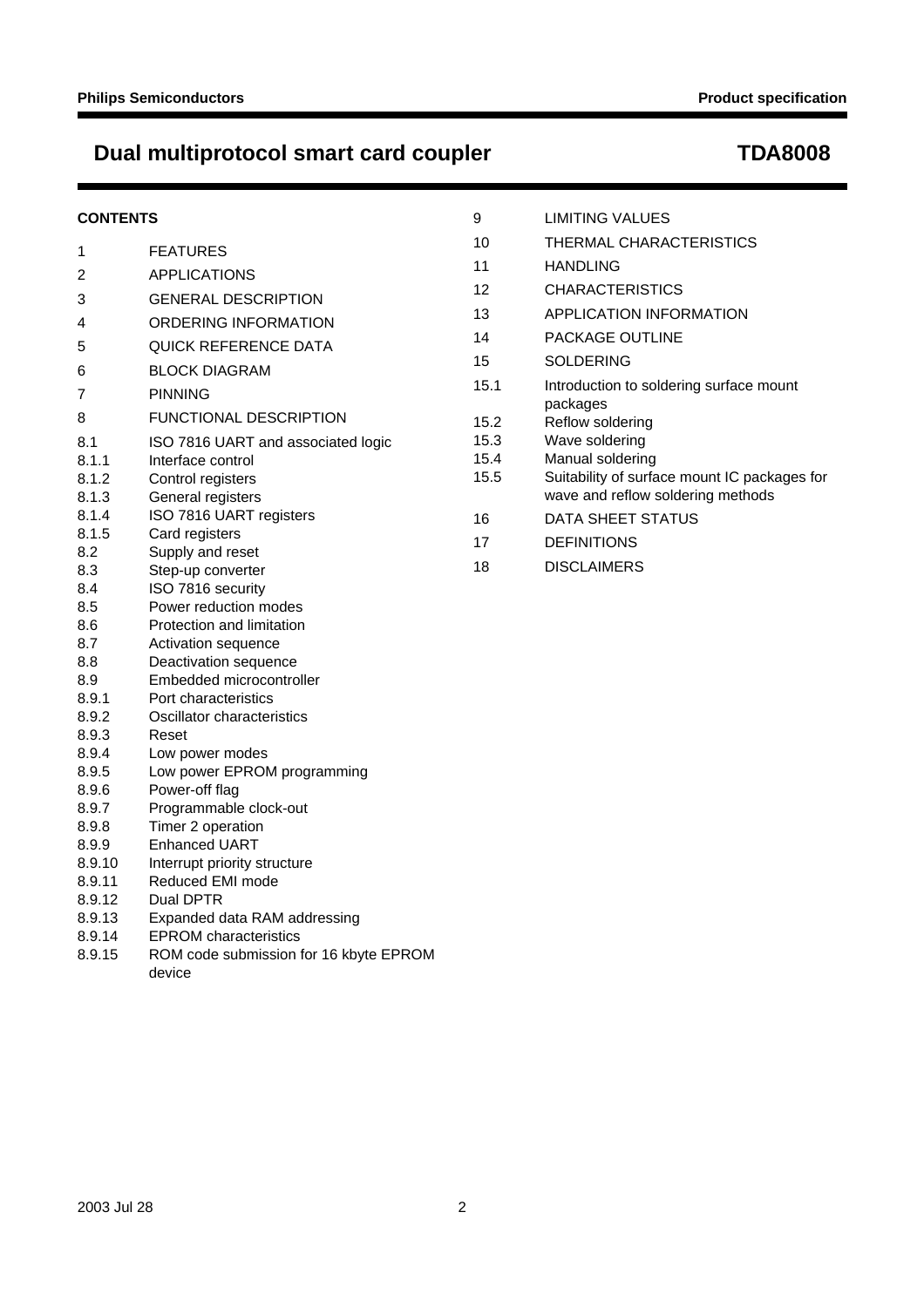## CONTENTS

| | |
|---|---|
| 1 | FEATURES |
| 2 | APPLICATIONS |
| 3 | GENERAL DESCRIPTION |
| 4 | ORDERING INFORMATION |
| 5 | QUICK REFERENCE DATA |
| 6 | BLOCK DIAGRAM |
| 7 | PINNING |
| 8 | FUNCTIONAL DESCRIPTION |
| 8.1 | ISO 7816 UART and associated logic |
| 8.1.1 | Interface control |
| 8.1.2 | Control registers |
| 8.1.3 | General registers |
| 8.1.4 | ISO 7816 UART registers |
| 8.1.5 | Card registers |
| 8.2 | Supply and reset |
| 8.3 | Step-up converter |
| 8.4 | ISO 7816 security |
| 8.5 | Power reduction modes |
| 8.6 | Protection and limitation |
| 8.7 | Activation sequence |
| 8.8 | Deactivation sequence |
| 8.9 | Embedded microcontroller |
| 8.9.1 | Port characteristics |
| 8.9.2 | Oscillator characteristics |
| 8.9.3 | Reset |
| 8.9.4 | Low power modes |
| 8.9.5 | Low power EPROM programming |
| 8.9.6 | Power-off flag |
| 8.9.7 | Programmable clock-out |
| 8.9.8 | Timer 2 operation |
| 8.9.9 | Enhanced UART |
| 8.9.10 | Interrupt priority structure |
| 8.9.11 | Reduced EMI mode |
| 8.9.12 | Dual DPTR |
| 8.9.13 | Expanded data RAM addressing |
| 8.9.14 | EPROM characteristics |
| 8.9.15 | ROM code submission for 16 kbyte EPROM device |
| 9 | LIMITING VALUES |
| 10 | THERMAL CHARACTERISTICS |
| 11 | HANDLING |
| 12 | CHARACTERISTICS |
| 13 | APPLICATION INFORMATION |
| 14 | PACKAGE OUTLINE |
| 15 | SOLDERING |
| 15.1 | Introduction to soldering surface mount packages |
| 15.2 | Reflow soldering |
| 15.3 | Wave soldering |
| 15.4 | Manual soldering |
| 15.5 | Suitability of surface mount IC packages for wave and reflow soldering methods |
| 16 | DATA SHEET STATUS |
| 17 | DEFINITIONS |
| 18 | DISCLAIMERS |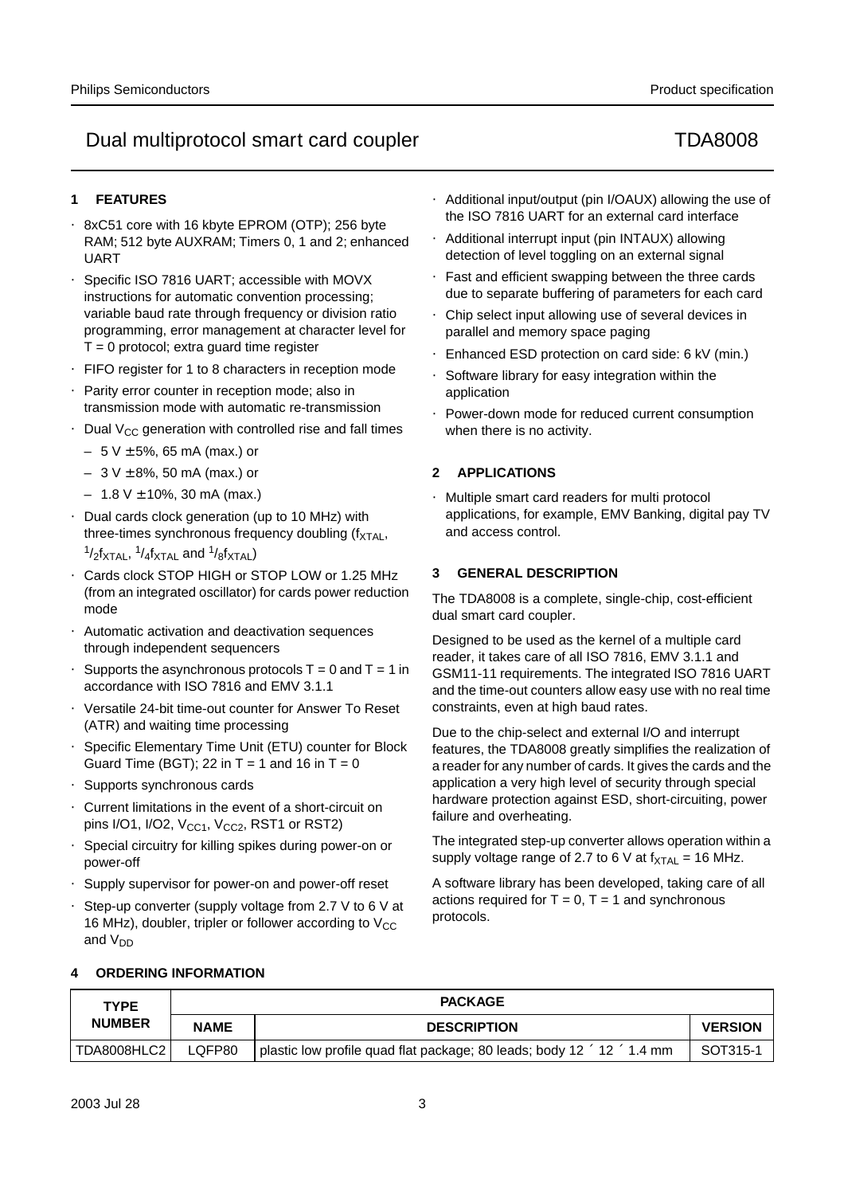# Dual multiprotocol smart card coupler — TDA8008

## 1 FEATURES

- 8xC51 core with 16 kbyte EPROM (OTP); 256 byte RAM; 512 byte AUXRAM; Timers 0, 1 and 2; enhanced UART
- Specific ISO 7816 UART; accessible with MOVX instructions for automatic convention processing; variable baud rate through frequency or division ratio programming, error management at character level for T = 0 protocol; extra guard time register
- FIFO register for 1 to 8 characters in reception mode
- Parity error counter in reception mode; also in transmission mode with automatic re-transmission
- Dual $V_{CC}$ generation with controlled rise and fall times
  - 5 V ± 5%, 65 mA (max.) or
  - 3 V ± 8%, 50 mA (max.) or
  - 1.8 V ± 10%, 30 mA (max.)
- Dual cards clock generation (up to 10 MHz) with three-times synchronous frequency doubling ($f_{XTAL}$, $^1/_2f_{XTAL}$, $^1/_4f_{XTAL}$ and $^1/_8f_{XTAL}$)
- Cards clock STOP HIGH or STOP LOW or 1.25 MHz (from an integrated oscillator) for cards power reduction mode
- Automatic activation and deactivation sequences through independent sequencers
- Supports the asynchronous protocols T = 0 and T = 1 in accordance with ISO 7816 and EMV 3.1.1
- Versatile 24-bit time-out counter for Answer To Reset (ATR) and waiting time processing
- Specific Elementary Time Unit (ETU) counter for Block Guard Time (BGT); 22 in T = 1 and 16 in T = 0
- Supports synchronous cards
- Current limitations in the event of a short-circuit on pins I/O1, I/O2, $V_{CC1}$, $V_{CC2}$, RST1 or RST2)
- Special circuitry for killing spikes during power-on or power-off
- Supply supervisor for power-on and power-off reset
- Step-up converter (supply voltage from 2.7 V to 6 V at 16 MHz), doubler, tripler or follower according to $V_{CC}$ and $V_{DD}$
- Additional input/output (pin I/OAUX) allowing the use of the ISO 7816 UART for an external card interface
- Additional interrupt input (pin INTAUX) allowing detection of level toggling on an external signal
- Fast and efficient swapping between the three cards due to separate buffering of parameters for each card
- Chip select input allowing use of several devices in parallel and memory space paging
- Enhanced ESD protection on card side: 6 kV (min.)
- Software library for easy integration within the application
- Power-down mode for reduced current consumption when there is no activity.

## 2 APPLICATIONS

- Multiple smart card readers for multi protocol applications, for example, EMV Banking, digital pay TV and access control.

## 3 GENERAL DESCRIPTION

The TDA8008 is a complete, single-chip, cost-efficient dual smart card coupler.

Designed to be used as the kernel of a multiple card reader, it takes care of all ISO 7816, EMV 3.1.1 and GSM11-11 requirements. The integrated ISO 7816 UART and the time-out counters allow easy use with no real time constraints, even at high baud rates.

Due to the chip-select and external I/O and interrupt features, the TDA8008 greatly simplifies the realization of a reader for any number of cards. It gives the cards and the application a very high level of security through special hardware protection against ESD, short-circuiting, power failure and overheating.

The integrated step-up converter allows operation within a supply voltage range of 2.7 to 6 V at $f_{XTAL}$ = 16 MHz.

A software library has been developed, taking care of all actions required for T = 0, T = 1 and synchronous protocols.

## 4 ORDERING INFORMATION

| TYPE NUMBER | PACKAGE | | |
|---|---|---|---|
| | NAME | DESCRIPTION | VERSION |
| TDA8008HLC2 | LQFP80 | plastic low profile quad flat package; 80 leads; body 12 × 12 × 1.4 mm | SOT315-1 |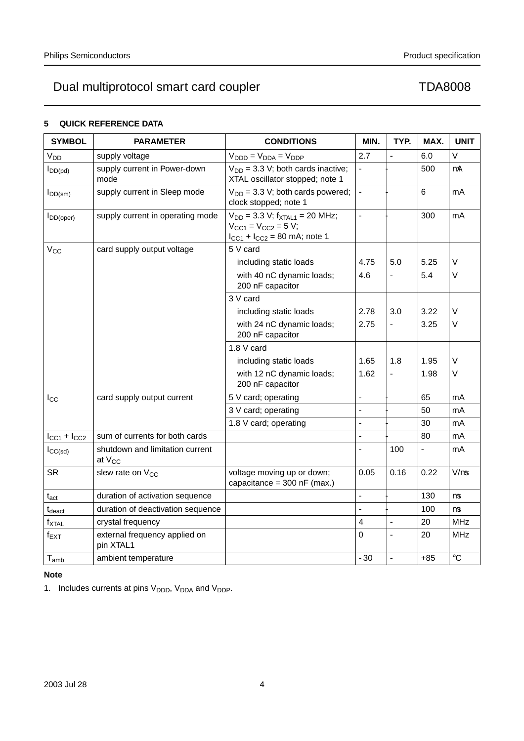## 5 QUICK REFERENCE DATA

| SYMBOL | PARAMETER | CONDITIONS | MIN. | TYP. | MAX. | UNIT |
|---|---|---|---|---|---|---|
| $V_{DD}$ | supply voltage | $V_{DDD} = V_{DDA} = V_{DDP}$ | 2.7 | - | 6.0 | V |
| $I_{DD(pd)}$ | supply current in Power-down mode | $V_{DD}$ = 3.3 V; both cards inactive; XTAL oscillator stopped; note 1 | - | - | 500 | μA |
| $I_{DD(sm)}$ | supply current in Sleep mode | $V_{DD}$ = 3.3 V; both cards powered; clock stopped; note 1 | - | - | 6 | mA |
| $I_{DD(oper)}$ | supply current in operating mode | $V_{DD}$ = 3.3 V; $f_{XTAL1}$ = 20 MHz; $V_{CC1} = V_{CC2}$ = 5 V; $I_{CC1} + I_{CC2}$ = 80 mA; note 1 | - | - | 300 | mA |
| $V_{CC}$ | card supply output voltage | 5 V card | | | | |
| | | including static loads | 4.75 | 5.0 | 5.25 | V |
| | | with 40 nC dynamic loads; 200 nF capacitor | 4.6 | - | 5.4 | V |
| | | 3 V card | | | | |
| | | including static loads | 2.78 | 3.0 | 3.22 | V |
| | | with 24 nC dynamic loads; 200 nF capacitor | 2.75 | - | 3.25 | V |
| | | 1.8 V card | | | | |
| | | including static loads | 1.65 | 1.8 | 1.95 | V |
| | | with 12 nC dynamic loads; 200 nF capacitor | 1.62 | - | 1.98 | V |
| $I_{CC}$ | card supply output current | 5 V card; operating | - | - | 65 | mA |
| | | 3 V card; operating | - | - | 50 | mA |
| | | 1.8 V card; operating | - | - | 30 | mA |
| $I_{CC1} + I_{CC2}$ | sum of currents for both cards | | - | - | 80 | mA |
| $I_{CC(sd)}$ | shutdown and limitation current at $V_{CC}$ | | - | 100 | - | mA |
| SR | slew rate on $V_{CC}$ | voltage moving up or down; capacitance = 300 nF (max.) | 0.05 | 0.16 | 0.22 | V/μs |
| $t_{act}$ | duration of activation sequence | | - | - | 130 | μs |
| $t_{deact}$ | duration of deactivation sequence | | - | - | 100 | μs |
| $f_{XTAL}$ | crystal frequency | | 4 | - | 20 | MHz |
| $f_{EXT}$ | external frequency applied on pin XTAL1 | | 0 | - | 20 | MHz |
| $T_{amb}$ | ambient temperature | | -30 | - | +85 | °C |

**Note**

1. Includes currents at pins $V_{DDD}$, $V_{DDA}$ and $V_{DDP}$.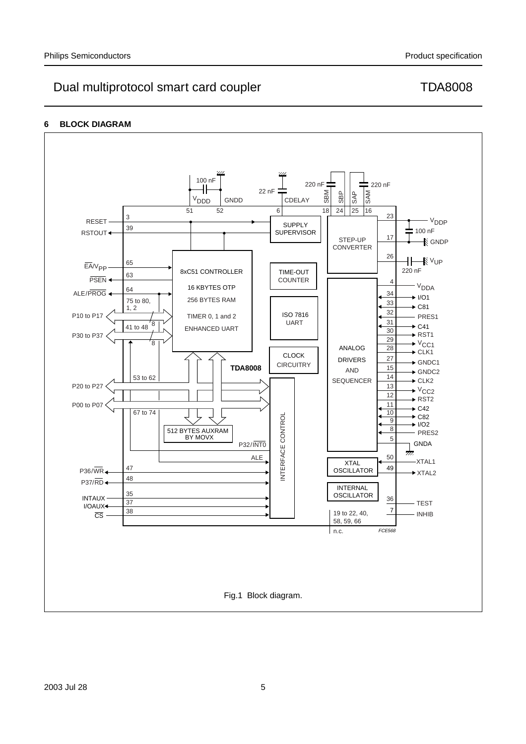## 6 BLOCK DIAGRAM

Fig.1 Block diagram.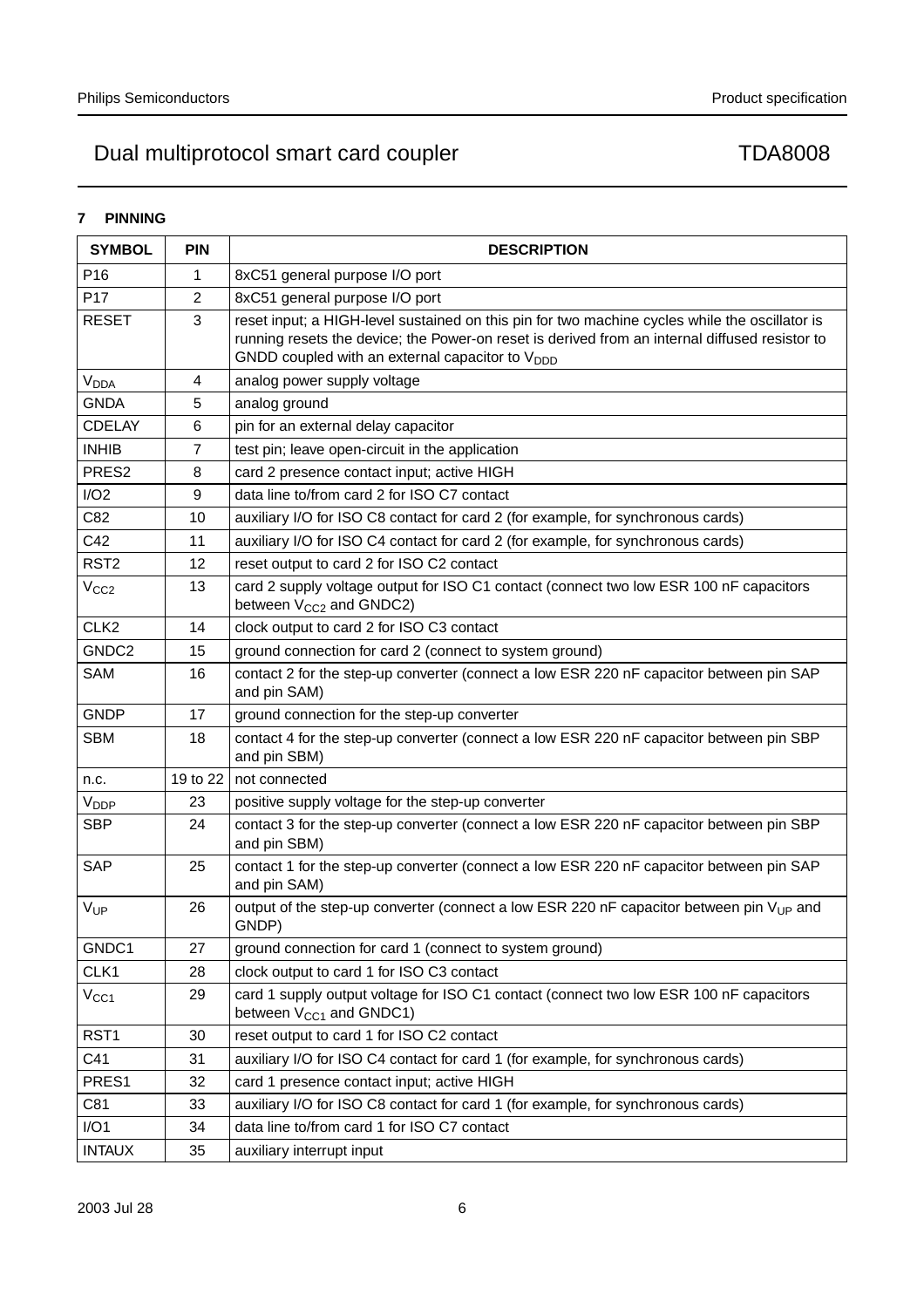## 7 PINNING

| SYMBOL | PIN | DESCRIPTION |
|---|---|---|
| P16 | 1 | 8xC51 general purpose I/O port |
| P17 | 2 | 8xC51 general purpose I/O port |
| RESET | 3 | reset input; a HIGH-level sustained on this pin for two machine cycles while the oscillator is running resets the device; the Power-on reset is derived from an internal diffused resistor to GNDD coupled with an external capacitor to $V_{DDD}$ |
| $V_{DDA}$ | 4 | analog power supply voltage |
| GNDA | 5 | analog ground |
| CDELAY | 6 | pin for an external delay capacitor |
| INHIB | 7 | test pin; leave open-circuit in the application |
| PRES2 | 8 | card 2 presence contact input; active HIGH |
| I/O2 | 9 | data line to/from card 2 for ISO C7 contact |
| C82 | 10 | auxiliary I/O for ISO C8 contact for card 2 (for example, for synchronous cards) |
| C42 | 11 | auxiliary I/O for ISO C4 contact for card 2 (for example, for synchronous cards) |
| RST2 | 12 | reset output to card 2 for ISO C2 contact |
| $V_{CC2}$ | 13 | card 2 supply voltage output for ISO C1 contact (connect two low ESR 100 nF capacitors between $V_{CC2}$ and GNDC2) |
| CLK2 | 14 | clock output to card 2 for ISO C3 contact |
| GNDC2 | 15 | ground connection for card 2 (connect to system ground) |
| SAM | 16 | contact 2 for the step-up converter (connect a low ESR 220 nF capacitor between pin SAP and pin SAM) |
| GNDP | 17 | ground connection for the step-up converter |
| SBM | 18 | contact 4 for the step-up converter (connect a low ESR 220 nF capacitor between pin SBP and pin SBM) |
| n.c. | 19 to 22 | not connected |
| $V_{DDP}$ | 23 | positive supply voltage for the step-up converter |
| SBP | 24 | contact 3 for the step-up converter (connect a low ESR 220 nF capacitor between pin SBP and pin SBM) |
| SAP | 25 | contact 1 for the step-up converter (connect a low ESR 220 nF capacitor between pin SAP and pin SAM) |
| $V_{UP}$ | 26 | output of the step-up converter (connect a low ESR 220 nF capacitor between pin $V_{UP}$ and GNDP) |
| GNDC1 | 27 | ground connection for card 1 (connect to system ground) |
| CLK1 | 28 | clock output to card 1 for ISO C3 contact |
| $V_{CC1}$ | 29 | card 1 supply output voltage for ISO C1 contact (connect two low ESR 100 nF capacitors between $V_{CC1}$ and GNDC1) |
| RST1 | 30 | reset output to card 1 for ISO C2 contact |
| C41 | 31 | auxiliary I/O for ISO C4 contact for card 1 (for example, for synchronous cards) |
| PRES1 | 32 | card 1 presence contact input; active HIGH |
| C81 | 33 | auxiliary I/O for ISO C8 contact for card 1 (for example, for synchronous cards) |
| I/O1 | 34 | data line to/from card 1 for ISO C7 contact |
| INTAUX | 35 | auxiliary interrupt input |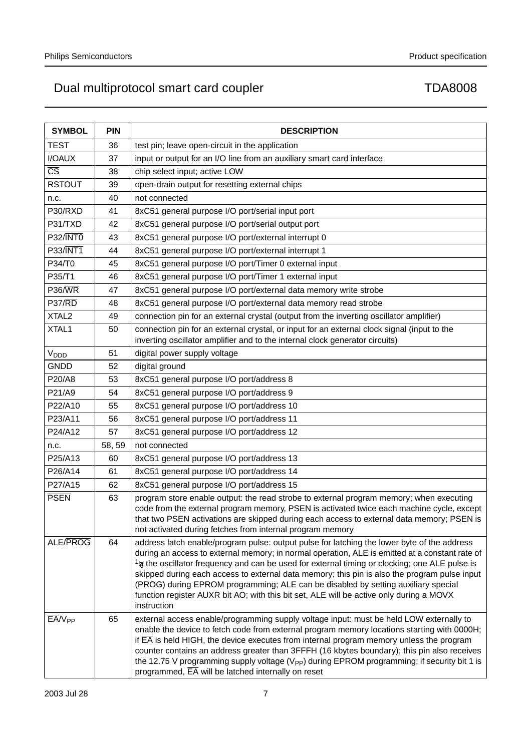| SYMBOL | PIN | DESCRIPTION |
|---|---|---|
| TEST | 36 | test pin; leave open-circuit in the application |
| I/OAUX | 37 | input or output for an I/O line from an auxiliary smart card interface |
| $\overline{CS}$ | 38 | chip select input; active LOW |
| RSTOUT | 39 | open-drain output for resetting external chips |
| n.c. | 40 | not connected |
| P30/RXD | 41 | 8xC51 general purpose I/O port/serial input port |
| P31/TXD | 42 | 8xC51 general purpose I/O port/serial output port |
| P32/$\overline{INT0}$ | 43 | 8xC51 general purpose I/O port/external interrupt 0 |
| P33/$\overline{INT1}$ | 44 | 8xC51 general purpose I/O port/external interrupt 1 |
| P34/T0 | 45 | 8xC51 general purpose I/O port/Timer 0 external input |
| P35/T1 | 46 | 8xC51 general purpose I/O port/Timer 1 external input |
| P36/$\overline{WR}$ | 47 | 8xC51 general purpose I/O port/external data memory write strobe |
| P37/$\overline{RD}$ | 48 | 8xC51 general purpose I/O port/external data memory read strobe |
| XTAL2 | 49 | connection pin for an external crystal (output from the inverting oscillator amplifier) |
| XTAL1 | 50 | connection pin for an external crystal, or input for an external clock signal (input to the inverting oscillator amplifier and to the internal clock generator circuits) |
| $V_{DDD}$ | 51 | digital power supply voltage |
| GNDD | 52 | digital ground |
| P20/A8 | 53 | 8xC51 general purpose I/O port/address 8 |
| P21/A9 | 54 | 8xC51 general purpose I/O port/address 9 |
| P22/A10 | 55 | 8xC51 general purpose I/O port/address 10 |
| P23/A11 | 56 | 8xC51 general purpose I/O port/address 11 |
| P24/A12 | 57 | 8xC51 general purpose I/O port/address 12 |
| n.c. | 58, 59 | not connected |
| P25/A13 | 60 | 8xC51 general purpose I/O port/address 13 |
| P26/A14 | 61 | 8xC51 general purpose I/O port/address 14 |
| P27/A15 | 62 | 8xC51 general purpose I/O port/address 15 |
| $\overline{PSEN}$ | 63 | program store enable output: the read strobe to external program memory; when executing code from the external program memory, PSEN is activated twice each machine cycle, except that two PSEN activations are skipped during each access to external data memory; PSEN is not activated during fetches from internal program memory |
| ALE/$\overline{PROG}$ | 64 | address latch enable/program pulse: output pulse for latching the lower byte of the address during an access to external memory; in normal operation, ALE is emitted at a constant rate of $\frac{1}{6}$ the oscillator frequency and can be used for external timing or clocking; one ALE pulse is skipped during each access to external data memory; this pin is also the program pulse input (PROG) during EPROM programming; ALE can be disabled by setting auxiliary special function register AUXR bit AO; with this bit set, ALE will be active only during a MOVX instruction |
| $\overline{EA}$/$V_{PP}$ | 65 | external access enable/programming supply voltage input: must be held LOW externally to enable the device to fetch code from external program memory locations starting with 0000H; if $\overline{EA}$ is held HIGH, the device executes from internal program memory unless the program counter contains an address greater than 3FFFH (16 kbytes boundary); this pin also receives the 12.75 V programming supply voltage ($V_{PP}$) during EPROM programming; if security bit 1 is programmed, $\overline{EA}$ will be latched internally on reset |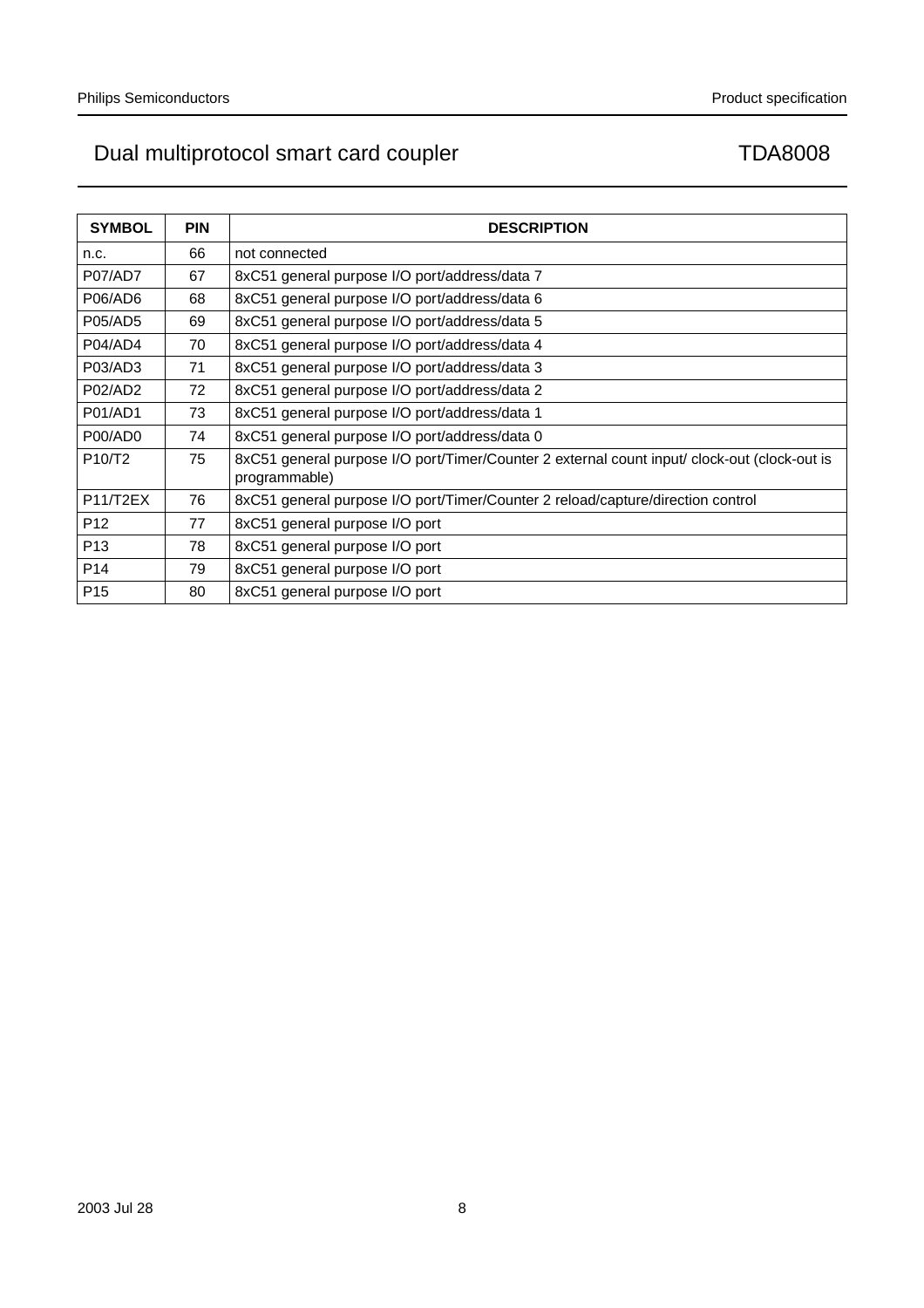| SYMBOL | PIN | DESCRIPTION |
|---|---|---|
| n.c. | 66 | not connected |
| P07/AD7 | 67 | 8xC51 general purpose I/O port/address/data 7 |
| P06/AD6 | 68 | 8xC51 general purpose I/O port/address/data 6 |
| P05/AD5 | 69 | 8xC51 general purpose I/O port/address/data 5 |
| P04/AD4 | 70 | 8xC51 general purpose I/O port/address/data 4 |
| P03/AD3 | 71 | 8xC51 general purpose I/O port/address/data 3 |
| P02/AD2 | 72 | 8xC51 general purpose I/O port/address/data 2 |
| P01/AD1 | 73 | 8xC51 general purpose I/O port/address/data 1 |
| P00/AD0 | 74 | 8xC51 general purpose I/O port/address/data 0 |
| P10/T2 | 75 | 8xC51 general purpose I/O port/Timer/Counter 2 external count input/ clock-out (clock-out is programmable) |
| P11/T2EX | 76 | 8xC51 general purpose I/O port/Timer/Counter 2 reload/capture/direction control |
| P12 | 77 | 8xC51 general purpose I/O port |
| P13 | 78 | 8xC51 general purpose I/O port |
| P14 | 79 | 8xC51 general purpose I/O port |
| P15 | 80 | 8xC51 general purpose I/O port |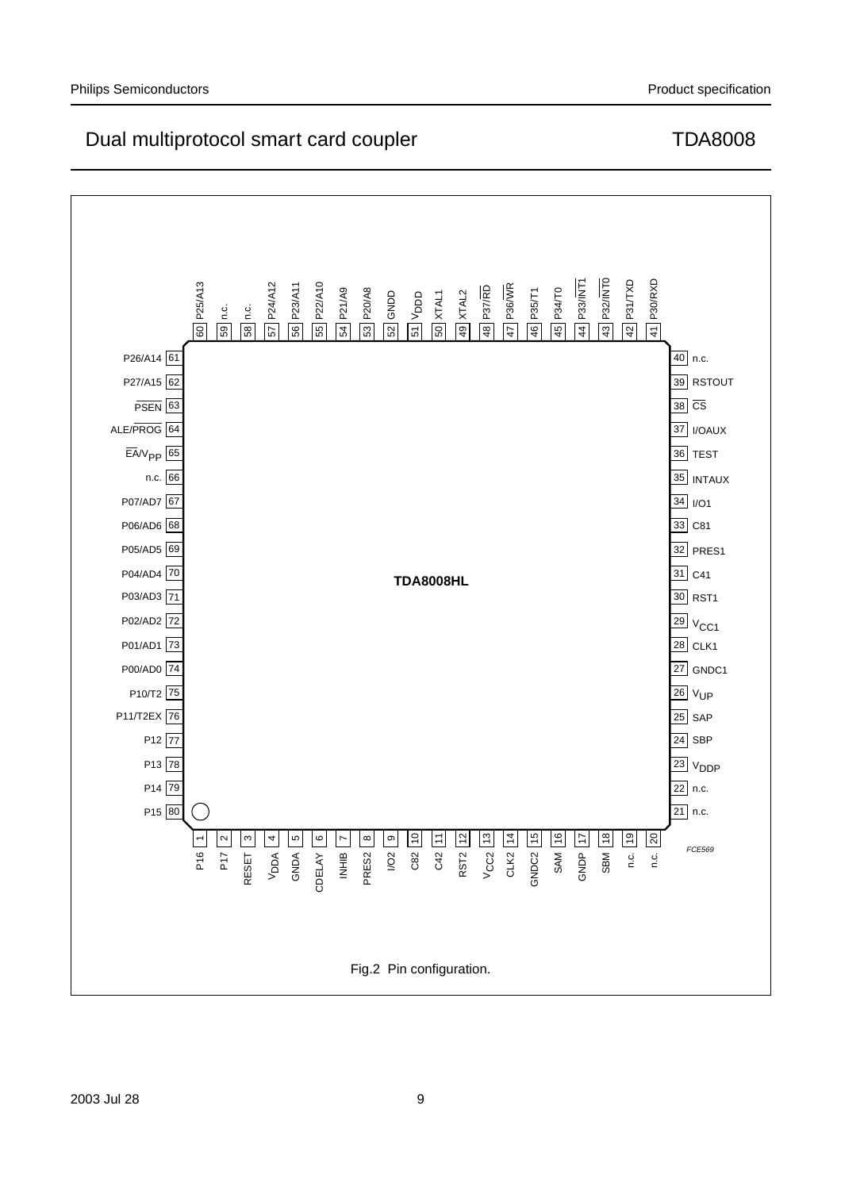TDA8008HL

| Pin | Symbol | Pin | Symbol | Pin | Symbol | Pin | Symbol |
|---|---|---|---|---|---|---|---|
| 1 | P16 | 21 | n.c. | 41 | P30/RXD | 61 | P26/A14 |
| 2 | P17 | 22 | n.c. | 42 | P31/TXD | 62 | P27/A15 |
| 3 | RESET | 23 | $V_{DDP}$ | 43 | P32/$\overline{INT0}$ | 63 | $\overline{PSEN}$ |
| 4 | $V_{DDA}$ | 24 | SBP | 44 | P33/$\overline{INT1}$ | 64 | ALE/$\overline{PROG}$ |
| 5 | GNDA | 25 | SAP | 45 | P34/T0 | 65 | $\overline{EA}$/$V_{PP}$ |
| 6 | CDELAY | 26 | $V_{UP}$ | 46 | P35/T1 | 66 | n.c. |
| 7 | INHIB | 27 | GNDC1 | 47 | P36/$\overline{WR}$ | 67 | P07/AD7 |
| 8 | PRES2 | 28 | CLK1 | 48 | P37/$\overline{RD}$ | 68 | P06/AD6 |
| 9 | I/O2 | 29 | $V_{CC1}$ | 49 | XTAL2 | 69 | P05/AD5 |
| 10 | C82 | 30 | RST1 | 50 | XTAL1 | 70 | P04/AD4 |
| 11 | C42 | 31 | C41 | 51 | $V_{DDD}$ | 71 | P03/AD3 |
| 12 | RST2 | 32 | PRES1 | 52 | GNDD | 72 | P02/AD2 |
| 13 | $V_{CC2}$ | 33 | C81 | 53 | P20/A8 | 73 | P01/AD1 |
| 14 | CLK2 | 34 | I/O1 | 54 | P21/A9 | 74 | P00/AD0 |
| 15 | GNDC2 | 35 | INTAUX | 55 | P22/A10 | 75 | P10/T2 |
| 16 | SAM | 36 | TEST | 56 | P23/A11 | 76 | P11/T2EX |
| 17 | GNDP | 37 | I/OAUX | 57 | P24/A12 | 77 | P12 |
| 18 | SBM | 38 | $\overline{CS}$ | 58 | n.c. | 78 | P13 |
| 19 | n.c. | 39 | RSTOUT | 59 | n.c. | 79 | P14 |
| 20 | n.c. | 40 | n.c. | 60 | P25/A13 | 80 | P15 |

FCE569

Fig.2 Pin configuration.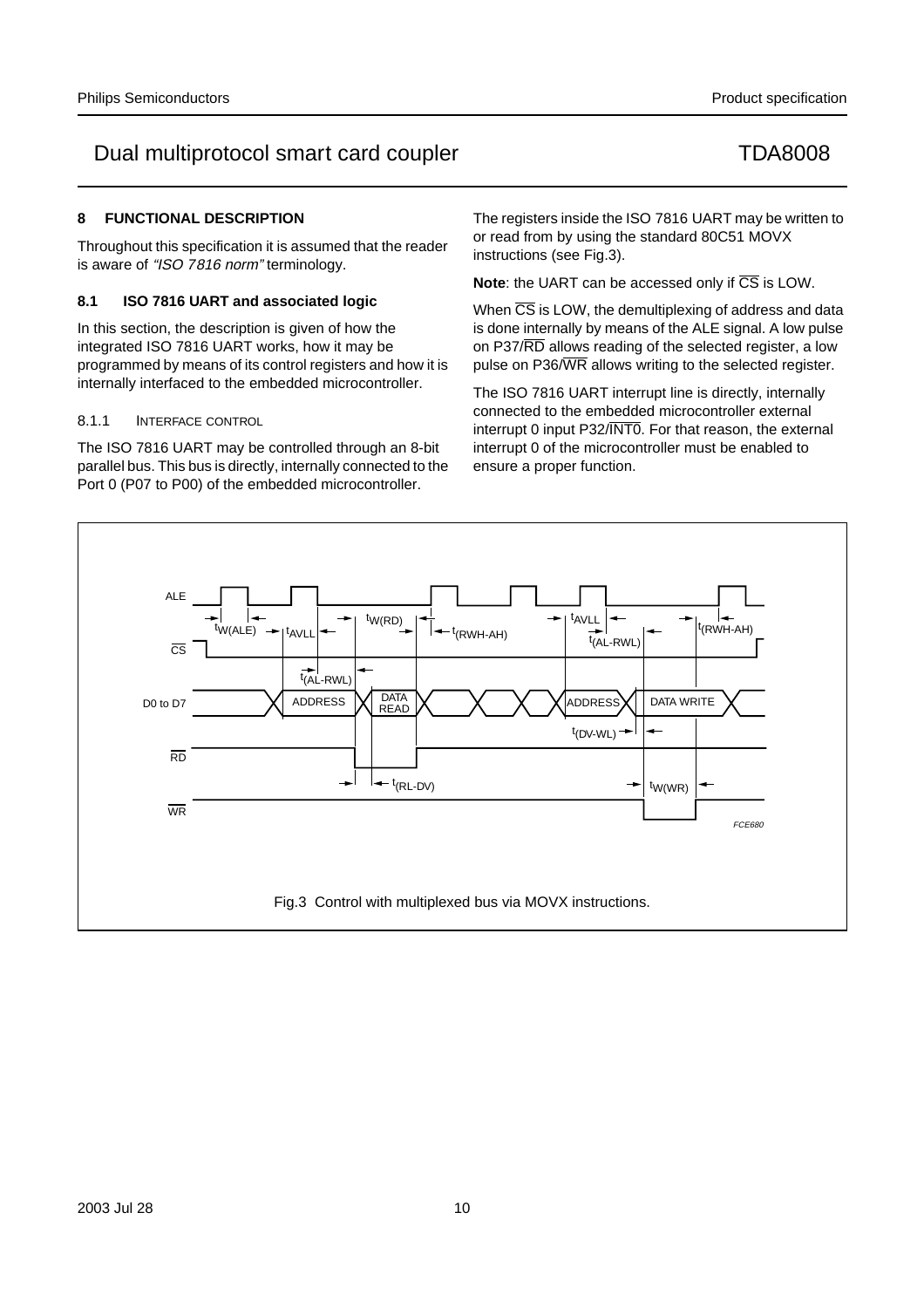## 8 FUNCTIONAL DESCRIPTION

Throughout this specification it is assumed that the reader is aware of *"ISO 7816 norm"* terminology.

### 8.1 ISO 7816 UART and associated logic

In this section, the description is given of how the integrated ISO 7816 UART works, how it may be programmed by means of its control registers and how it is internally interfaced to the embedded microcontroller.

#### 8.1.1 INTERFACE CONTROL

The ISO 7816 UART may be controlled through an 8-bit parallel bus. This bus is directly, internally connected to the Port 0 (P07 to P00) of the embedded microcontroller.

The registers inside the ISO 7816 UART may be written to or read from by using the standard 80C51 MOVX instructions (see Fig.3).

**Note**: the UART can be accessed only if $\overline{CS}$ is LOW.

When $\overline{CS}$ is LOW, the demultiplexing of address and data is done internally by means of the ALE signal. A low pulse on P37/$\overline{RD}$ allows reading of the selected register, a low pulse on P36/$\overline{WR}$ allows writing to the selected register.

The ISO 7816 UART interrupt line is directly, internally connected to the embedded microcontroller external interrupt 0 input P32/$\overline{INT0}$. For that reason, the external interrupt 0 of the microcontroller must be enabled to ensure a proper function.

Fig.3 Control with multiplexed bus via MOVX instructions.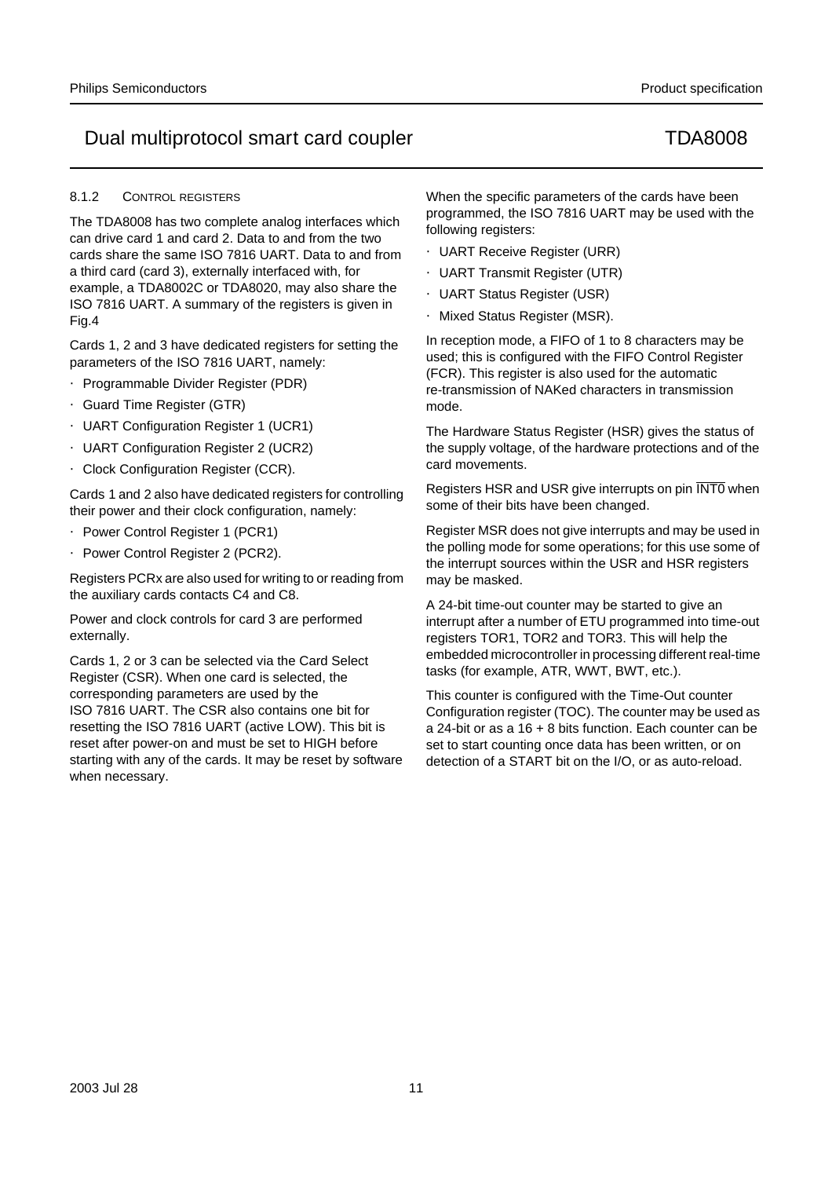#### 8.1.2 CONTROL REGISTERS

The TDA8008 has two complete analog interfaces which can drive card 1 and card 2. Data to and from the two cards share the same ISO 7816 UART. Data to and from a third card (card 3), externally interfaced with, for example, a TDA8002C or TDA8020, may also share the ISO 7816 UART. A summary of the registers is given in Fig.4

Cards 1, 2 and 3 have dedicated registers for setting the parameters of the ISO 7816 UART, namely:

- Programmable Divider Register (PDR)
- Guard Time Register (GTR)
- UART Configuration Register 1 (UCR1)
- UART Configuration Register 2 (UCR2)
- Clock Configuration Register (CCR).

Cards 1 and 2 also have dedicated registers for controlling their power and their clock configuration, namely:

- Power Control Register 1 (PCR1)
- Power Control Register 2 (PCR2).

Registers PCRx are also used for writing to or reading from the auxiliary cards contacts C4 and C8.

Power and clock controls for card 3 are performed externally.

Cards 1, 2 or 3 can be selected via the Card Select Register (CSR). When one card is selected, the corresponding parameters are used by the ISO 7816 UART. The CSR also contains one bit for resetting the ISO 7816 UART (active LOW). This bit is reset after power-on and must be set to HIGH before starting with any of the cards. It may be reset by software when necessary.

When the specific parameters of the cards have been programmed, the ISO 7816 UART may be used with the following registers:

- UART Receive Register (URR)
- UART Transmit Register (UTR)
- UART Status Register (USR)
- Mixed Status Register (MSR).

In reception mode, a FIFO of 1 to 8 characters may be used; this is configured with the FIFO Control Register (FCR). This register is also used for the automatic re-transmission of NAKed characters in transmission mode.

The Hardware Status Register (HSR) gives the status of the supply voltage, of the hardware protections and of the card movements.

Registers HSR and USR give interrupts on pin $\overline{\text{INT0}}$ when some of their bits have been changed.

Register MSR does not give interrupts and may be used in the polling mode for some operations; for this use some of the interrupt sources within the USR and HSR registers may be masked.

A 24-bit time-out counter may be started to give an interrupt after a number of ETU programmed into time-out registers TOR1, TOR2 and TOR3. This will help the embedded microcontroller in processing different real-time tasks (for example, ATR, WWT, BWT, etc.).

This counter is configured with the Time-Out counter Configuration register (TOC). The counter may be used as a 24-bit or as a 16 + 8 bits function. Each counter can be set to start counting once data has been written, or on detection of a START bit on the I/O, or as auto-reload.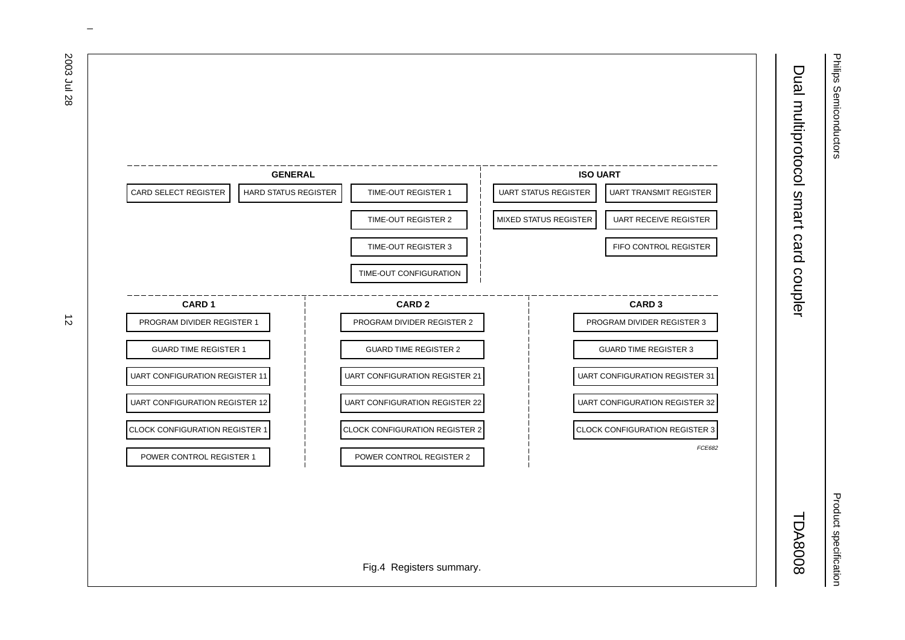**GENERAL**

- CARD SELECT REGISTER
- HARD STATUS REGISTER
- TIME-OUT REGISTER 1
- TIME-OUT REGISTER 2
- TIME-OUT REGISTER 3
- TIME-OUT CONFIGURATION

**ISO UART**

- UART STATUS REGISTER
- MIXED STATUS REGISTER
- UART TRANSMIT REGISTER
- UART RECEIVE REGISTER
- FIFO CONTROL REGISTER

| CARD 1 | CARD 2 | CARD 3 |
|---|---|---|
| PROGRAM DIVIDER REGISTER 1 | PROGRAM DIVIDER REGISTER 2 | PROGRAM DIVIDER REGISTER 3 |
| GUARD TIME REGISTER 1 | GUARD TIME REGISTER 2 | GUARD TIME REGISTER 3 |
| UART CONFIGURATION REGISTER 11 | UART CONFIGURATION REGISTER 21 | UART CONFIGURATION REGISTER 31 |
| UART CONFIGURATION REGISTER 12 | UART CONFIGURATION REGISTER 22 | UART CONFIGURATION REGISTER 32 |
| CLOCK CONFIGURATION REGISTER 1 | CLOCK CONFIGURATION REGISTER 2 | CLOCK CONFIGURATION REGISTER 3 |
| POWER CONTROL REGISTER 1 | POWER CONTROL REGISTER 2 | |

*FCE682*

Fig.4 Registers summary.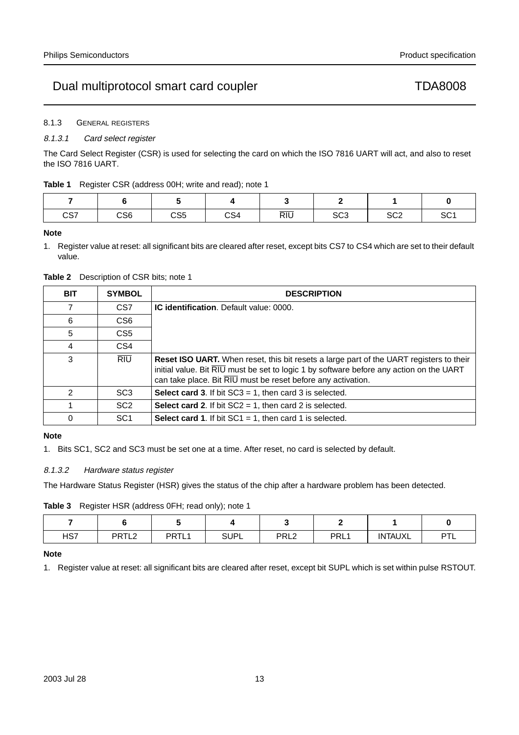### 8.1.3 GENERAL REGISTERS

#### *8.1.3.1 Card select register*

The Card Select Register (CSR) is used for selecting the card on which the ISO 7816 UART will act, and also to reset the ISO 7816 UART.

**Table 1** Register CSR (address 00H; write and read); note 1

| 7 | 6 | 5 | 4 | 3 | 2 | 1 | 0 |
|---|---|---|---|---|---|---|---|
| CS7 | CS6 | CS5 | CS4 | $\overline{RIU}$ | SC3 | SC2 | SC1 |

**Note**

1. Register value at reset: all significant bits are cleared after reset, except bits CS7 to CS4 which are set to their default value.

**Table 2** Description of CSR bits; note 1

| BIT | SYMBOL | DESCRIPTION |
|---|---|---|
| 7 | CS7 | **IC identification**. Default value: 0000. |
| 6 | CS6 | |
| 5 | CS5 | |
| 4 | CS4 | |
| 3 | $\overline{RIU}$ | **Reset ISO UART.** When reset, this bit resets a large part of the UART registers to their initial value. Bit $\overline{RIU}$ must be set to logic 1 by software before any action on the UART can take place. Bit $\overline{RIU}$ must be reset before any activation. |
| 2 | SC3 | **Select card 3**. If bit SC3 = 1, then card 3 is selected. |
| 1 | SC2 | **Select card 2**. If bit SC2 = 1, then card 2 is selected. |
| 0 | SC1 | **Select card 1**. If bit SC1 = 1, then card 1 is selected. |

**Note**

1. Bits SC1, SC2 and SC3 must be set one at a time. After reset, no card is selected by default.

#### *8.1.3.2 Hardware status register*

The Hardware Status Register (HSR) gives the status of the chip after a hardware problem has been detected.

**Table 3** Register HSR (address 0FH; read only); note 1

| 7 | 6 | 5 | 4 | 3 | 2 | 1 | 0 |
|---|---|---|---|---|---|---|---|
| HS7 | PRTL2 | PRTL1 | SUPL | PRL2 | PRL1 | INTAUXL | PTL |

**Note**

1. Register value at reset: all significant bits are cleared after reset, except bit SUPL which is set within pulse RSTOUT.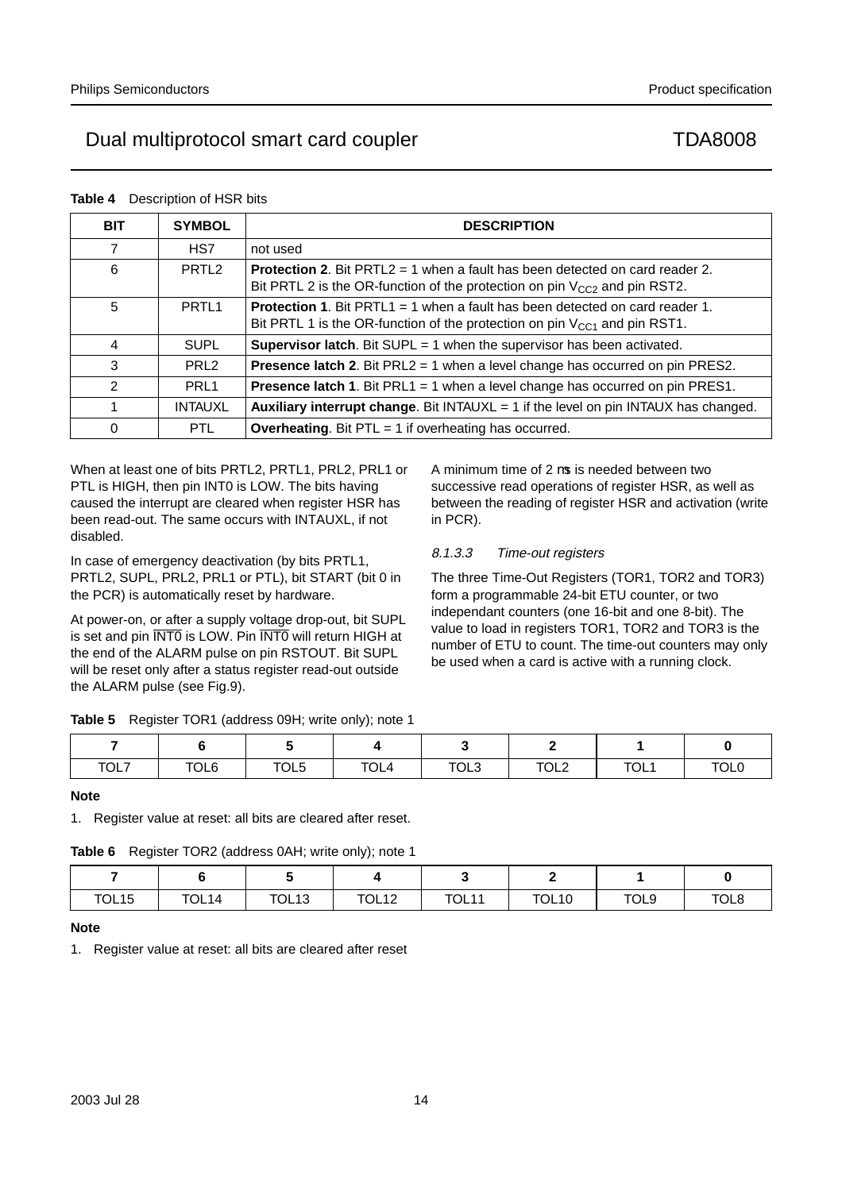**Table 4** Description of HSR bits

| BIT | SYMBOL | DESCRIPTION |
|---|---|---|
| 7 | HS7 | not used |
| 6 | PRTL2 | **Protection 2**. Bit PRTL2 = 1 when a fault has been detected on card reader 2. Bit PRTL 2 is the OR-function of the protection on pin $V_{CC2}$ and pin RST2. |
| 5 | PRTL1 | **Protection 1**. Bit PRTL1 = 1 when a fault has been detected on card reader 1. Bit PRTL 1 is the OR-function of the protection on pin $V_{CC1}$ and pin RST1. |
| 4 | SUPL | **Supervisor latch**. Bit SUPL = 1 when the supervisor has been activated. |
| 3 | PRL2 | **Presence latch 2**. Bit PRL2 = 1 when a level change has occurred on pin PRES2. |
| 2 | PRL1 | **Presence latch 1**. Bit PRL1 = 1 when a level change has occurred on pin PRES1. |
| 1 | INTAUXL | **Auxiliary interrupt change**. Bit INTAUXL = 1 if the level on pin INTAUX has changed. |
| 0 | PTL | **Overheating**. Bit PTL = 1 if overheating has occurred. |

When at least one of bits PRTL2, PRTL1, PRL2, PRL1 or PTL is HIGH, then pin INT0 is LOW. The bits having caused the interrupt are cleared when register HSR has been read-out. The same occurs with INTAUXL, if not disabled.

In case of emergency deactivation (by bits PRTL1, PRTL2, SUPL, PRL2, PRL1 or PTL), bit START (bit 0 in the PCR) is automatically reset by hardware.

At power-on, or after a supply voltage drop-out, bit SUPL is set and pin $\overline{\text{INT0}}$ is LOW. Pin $\overline{\text{INT0}}$ will return HIGH at the end of the ALARM pulse on pin RSTOUT. Bit SUPL will be reset only after a status register read-out outside the ALARM pulse (see Fig.9).

A minimum time of 2 μs is needed between two successive read operations of register HSR, as well as between the reading of register HSR and activation (write in PCR).

#### 8.1.3.3 *Time-out registers*

The three Time-Out Registers (TOR1, TOR2 and TOR3) form a programmable 24-bit ETU counter, or two independant counters (one 16-bit and one 8-bit). The value to load in registers TOR1, TOR2 and TOR3 is the number of ETU to count. The time-out counters may only be used when a card is active with a running clock.

**Table 5** Register TOR1 (address 09H; write only); note 1

| 7 | 6 | 5 | 4 | 3 | 2 | 1 | 0 |
|---|---|---|---|---|---|---|---|
| TOL7 | TOL6 | TOL5 | TOL4 | TOL3 | TOL2 | TOL1 | TOL0 |

**Note**

1. Register value at reset: all bits are cleared after reset.

**Table 6** Register TOR2 (address 0AH; write only); note 1

| 7 | 6 | 5 | 4 | 3 | 2 | 1 | 0 |
|---|---|---|---|---|---|---|---|
| TOL15 | TOL14 | TOL13 | TOL12 | TOL11 | TOL10 | TOL9 | TOL8 |

**Note**

1. Register value at reset: all bits are cleared after reset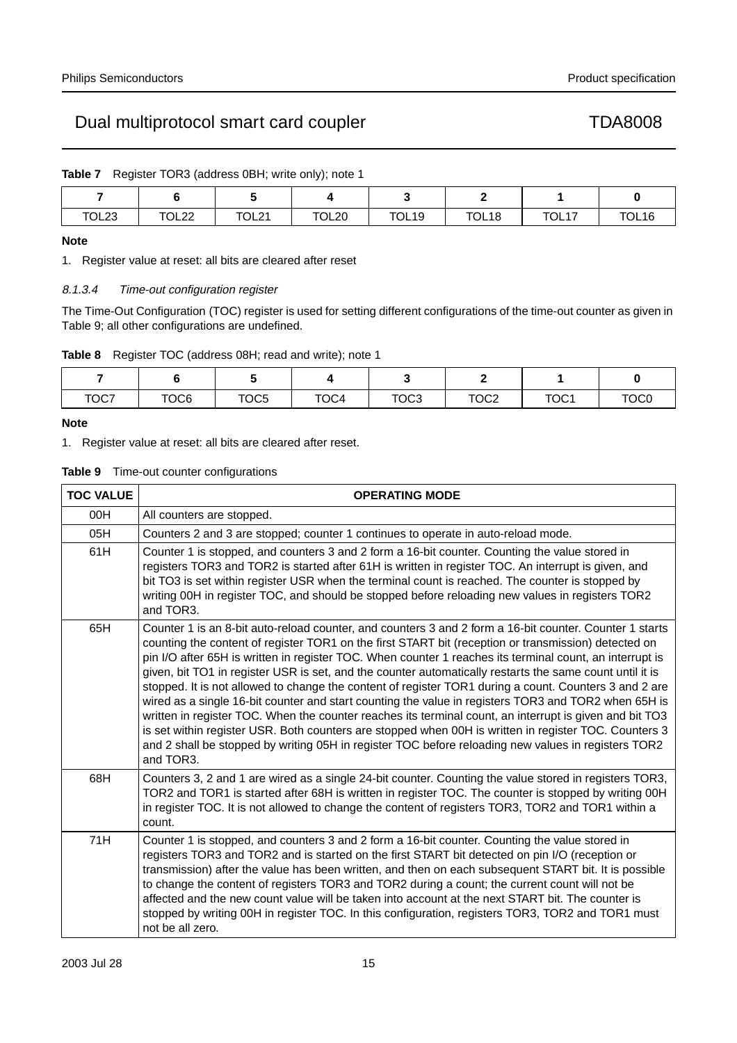**Table 7** Register TOR3 (address 0BH; write only); note 1

| 7 | 6 | 5 | 4 | 3 | 2 | 1 | 0 |
|---|---|---|---|---|---|---|---|
| TOL23 | TOL22 | TOL21 | TOL20 | TOL19 | TOL18 | TOL17 | TOL16 |

**Note**

1. Register value at reset: all bits are cleared after reset

#### *8.1.3.4 Time-out configuration register*

The Time-Out Configuration (TOC) register is used for setting different configurations of the time-out counter as given in Table 9; all other configurations are undefined.

**Table 8** Register TOC (address 08H; read and write); note 1

| 7 | 6 | 5 | 4 | 3 | 2 | 1 | 0 |
|---|---|---|---|---|---|---|---|
| TOC7 | TOC6 | TOC5 | TOC4 | TOC3 | TOC2 | TOC1 | TOC0 |

**Note**

1. Register value at reset: all bits are cleared after reset.

**Table 9** Time-out counter configurations

| TOC VALUE | OPERATING MODE |
|---|---|
| 00H | All counters are stopped. |
| 05H | Counters 2 and 3 are stopped; counter 1 continues to operate in auto-reload mode. |
| 61H | Counter 1 is stopped, and counters 3 and 2 form a 16-bit counter. Counting the value stored in registers TOR3 and TOR2 is started after 61H is written in register TOC. An interrupt is given, and bit TO3 is set within register USR when the terminal count is reached. The counter is stopped by writing 00H in register TOC, and should be stopped before reloading new values in registers TOR2 and TOR3. |
| 65H | Counter 1 is an 8-bit auto-reload counter, and counters 3 and 2 form a 16-bit counter. Counter 1 starts counting the content of register TOR1 on the first START bit (reception or transmission) detected on pin I/O after 65H is written in register TOC. When counter 1 reaches its terminal count, an interrupt is given, bit TO1 in register USR is set, and the counter automatically restarts the same count until it is stopped. It is not allowed to change the content of register TOR1 during a count. Counters 3 and 2 are wired as a single 16-bit counter and start counting the value in registers TOR3 and TOR2 when 65H is written in register TOC. When the counter reaches its terminal count, an interrupt is given and bit TO3 is set within register USR. Both counters are stopped when 00H is written in register TOC. Counters 3 and 2 shall be stopped by writing 05H in register TOC before reloading new values in registers TOR2 and TOR3. |
| 68H | Counters 3, 2 and 1 are wired as a single 24-bit counter. Counting the value stored in registers TOR3, TOR2 and TOR1 is started after 68H is written in register TOC. The counter is stopped by writing 00H in register TOC. It is not allowed to change the content of registers TOR3, TOR2 and TOR1 within a count. |
| 71H | Counter 1 is stopped, and counters 3 and 2 form a 16-bit counter. Counting the value stored in registers TOR3 and TOR2 and is started on the first START bit detected on pin I/O (reception or transmission) after the value has been written, and then on each subsequent START bit. It is possible to change the content of registers TOR3 and TOR2 during a count; the current count will not be affected and the new count value will be taken into account at the next START bit. The counter is stopped by writing 00H in register TOC. In this configuration, registers TOR3, TOR2 and TOR1 must not be all zero. |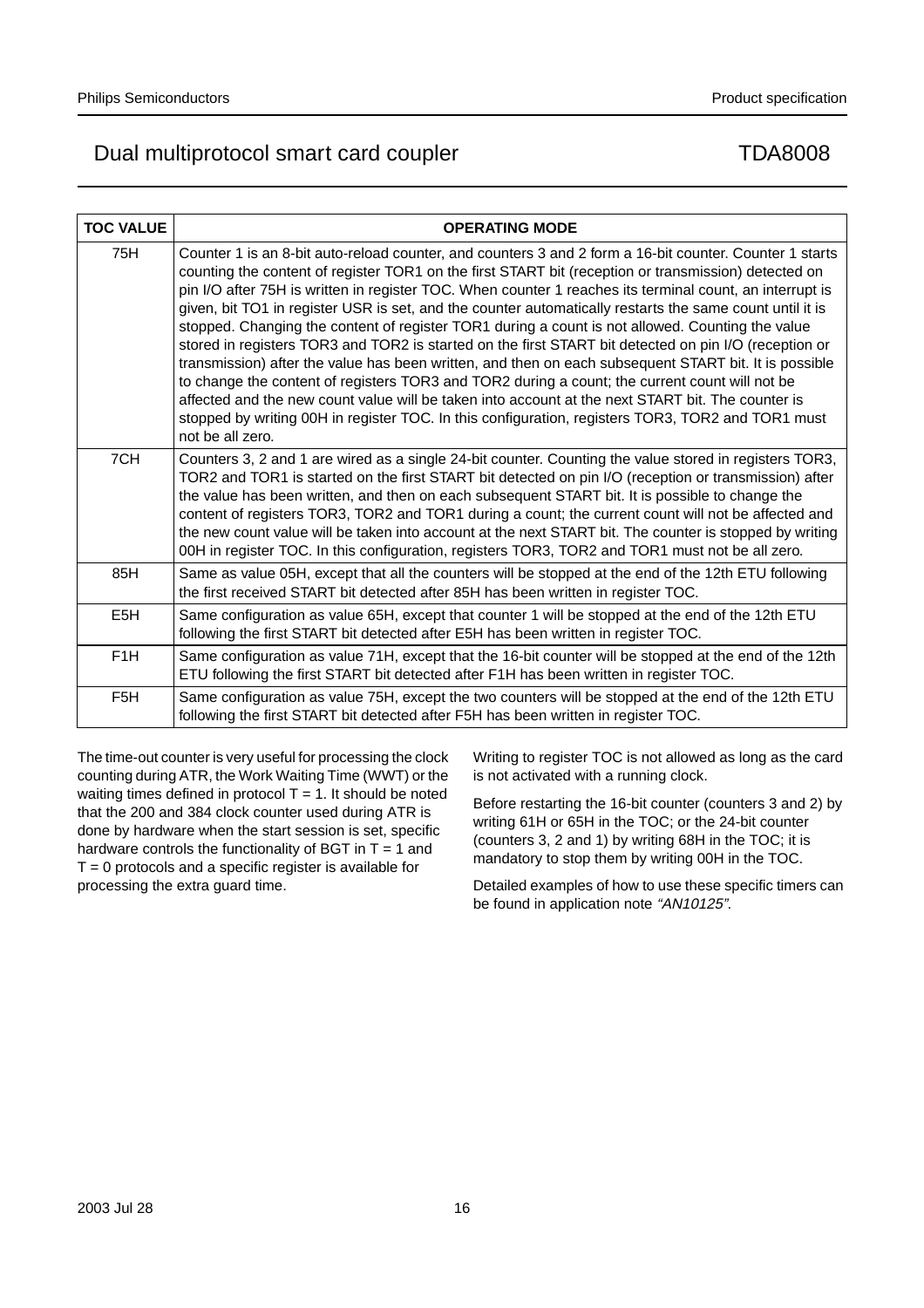| TOC VALUE | OPERATING MODE |
|---|---|
| 75H | Counter 1 is an 8-bit auto-reload counter, and counters 3 and 2 form a 16-bit counter. Counter 1 starts counting the content of register TOR1 on the first START bit (reception or transmission) detected on pin I/O after 75H is written in register TOC. When counter 1 reaches its terminal count, an interrupt is given, bit TO1 in register USR is set, and the counter automatically restarts the same count until it is stopped. Changing the content of register TOR1 during a count is not allowed. Counting the value stored in registers TOR3 and TOR2 is started on the first START bit detected on pin I/O (reception or transmission) after the value has been written, and then on each subsequent START bit. It is possible to change the content of registers TOR3 and TOR2 during a count; the current count will not be affected and the new count value will be taken into account at the next START bit. The counter is stopped by writing 00H in register TOC. In this configuration, registers TOR3, TOR2 and TOR1 must not be all zero. |
| 7CH | Counters 3, 2 and 1 are wired as a single 24-bit counter. Counting the value stored in registers TOR3, TOR2 and TOR1 is started on the first START bit detected on pin I/O (reception or transmission) after the value has been written, and then on each subsequent START bit. It is possible to change the content of registers TOR3, TOR2 and TOR1 during a count; the current count will not be affected and the new count value will be taken into account at the next START bit. The counter is stopped by writing 00H in register TOC. In this configuration, registers TOR3, TOR2 and TOR1 must not be all zero. |
| 85H | Same as value 05H, except that all the counters will be stopped at the end of the 12th ETU following the first received START bit detected after 85H has been written in register TOC. |
| E5H | Same configuration as value 65H, except that counter 1 will be stopped at the end of the 12th ETU following the first START bit detected after E5H has been written in register TOC. |
| F1H | Same configuration as value 71H, except that the 16-bit counter will be stopped at the end of the 12th ETU following the first START bit detected after F1H has been written in register TOC. |
| F5H | Same configuration as value 75H, except the two counters will be stopped at the end of the 12th ETU following the first START bit detected after F5H has been written in register TOC. |

The time-out counter is very useful for processing the clock counting during ATR, the Work Waiting Time (WWT) or the waiting times defined in protocol T = 1. It should be noted that the 200 and 384 clock counter used during ATR is done by hardware when the start session is set, specific hardware controls the functionality of BGT in T = 1 and T = 0 protocols and a specific register is available for processing the extra guard time.

Writing to register TOC is not allowed as long as the card is not activated with a running clock.

Before restarting the 16-bit counter (counters 3 and 2) by writing 61H or 65H in the TOC; or the 24-bit counter (counters 3, 2 and 1) by writing 68H in the TOC; it is mandatory to stop them by writing 00H in the TOC.

Detailed examples of how to use these specific timers can be found in application note *"AN10125"*.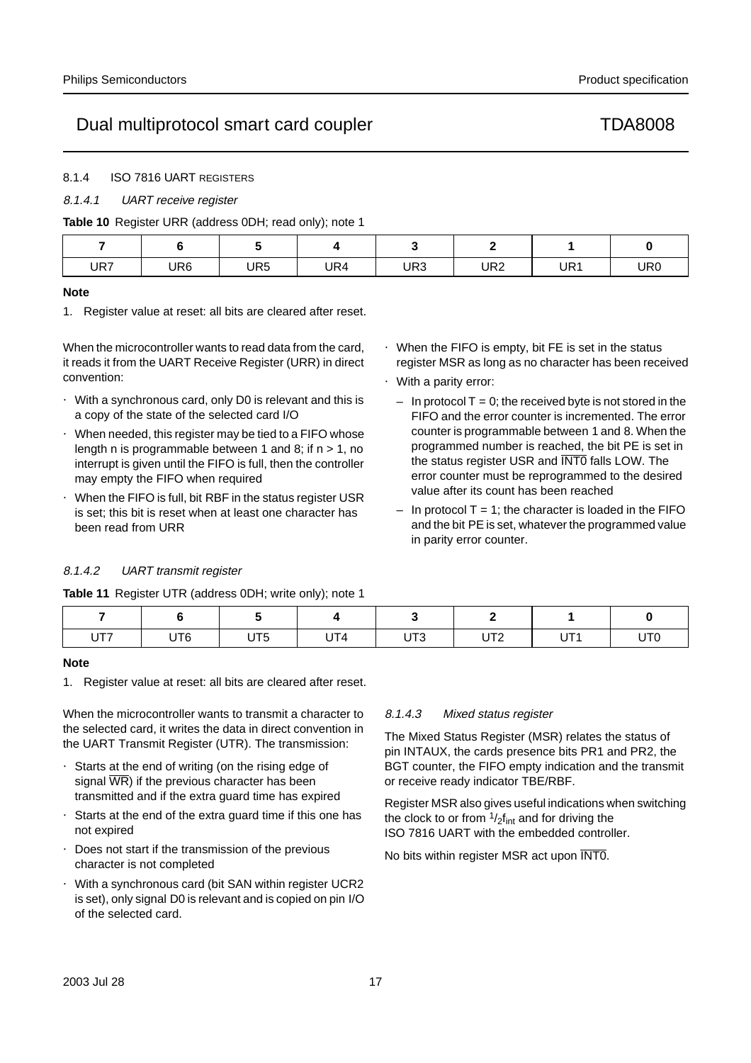#### 8.1.4 ISO 7816 UART REGISTERS

##### 8.1.4.1 UART receive register

**Table 10** Register URR (address 0DH; read only); note 1

| **7** | **6** | **5** | **4** | **3** | **2** | **1** | **0** |
|---|---|---|---|---|---|---|---|
| UR7 | UR6 | UR5 | UR4 | UR3 | UR2 | UR1 | UR0 |

**Note**

1. Register value at reset: all bits are cleared after reset.

When the microcontroller wants to read data from the card, it reads it from the UART Receive Register (URR) in direct convention:

- With a synchronous card, only D0 is relevant and this is a copy of the state of the selected card I/O
- When needed, this register may be tied to a FIFO whose length n is programmable between 1 and 8; if n > 1, no interrupt is given until the FIFO is full, then the controller may empty the FIFO when required
- When the FIFO is full, bit RBF in the status register USR is set; this bit is reset when at least one character has been read from URR
- When the FIFO is empty, bit FE is set in the status register MSR as long as no character has been received
- With a parity error:
  - In protocol T = 0; the received byte is not stored in the FIFO and the error counter is incremented. The error counter is programmable between 1 and 8. When the programmed number is reached, the bit PE is set in the status register USR and $\overline{\text{INT0}}$ falls LOW. The error counter must be reprogrammed to the desired value after its count has been reached
  - In protocol T = 1; the character is loaded in the FIFO and the bit PE is set, whatever the programmed value in parity error counter.

##### 8.1.4.2 UART transmit register

**Table 11** Register UTR (address 0DH; write only); note 1

| **7** | **6** | **5** | **4** | **3** | **2** | **1** | **0** |
|---|---|---|---|---|---|---|---|
| UT7 | UT6 | UT5 | UT4 | UT3 | UT2 | UT1 | UT0 |

**Note**

1. Register value at reset: all bits are cleared after reset.

When the microcontroller wants to transmit a character to the selected card, it writes the data in direct convention in the UART Transmit Register (UTR). The transmission:

- Starts at the end of writing (on the rising edge of signal $\overline{\text{WR}}$) if the previous character has been transmitted and if the extra guard time has expired
- Starts at the end of the extra guard time if this one has not expired
- Does not start if the transmission of the previous character is not completed
- With a synchronous card (bit SAN within register UCR2 is set), only signal D0 is relevant and is copied on pin I/O of the selected card.

##### 8.1.4.3 Mixed status register

The Mixed Status Register (MSR) relates the status of pin INTAUX, the cards presence bits PR1 and PR2, the BGT counter, the FIFO empty indication and the transmit or receive ready indicator TBE/RBF.

Register MSR also gives useful indications when switching the clock to or from $^{1}/_{2}f_{int}$ and for driving the ISO 7816 UART with the embedded controller.

No bits within register MSR act upon $\overline{\text{INT0}}$.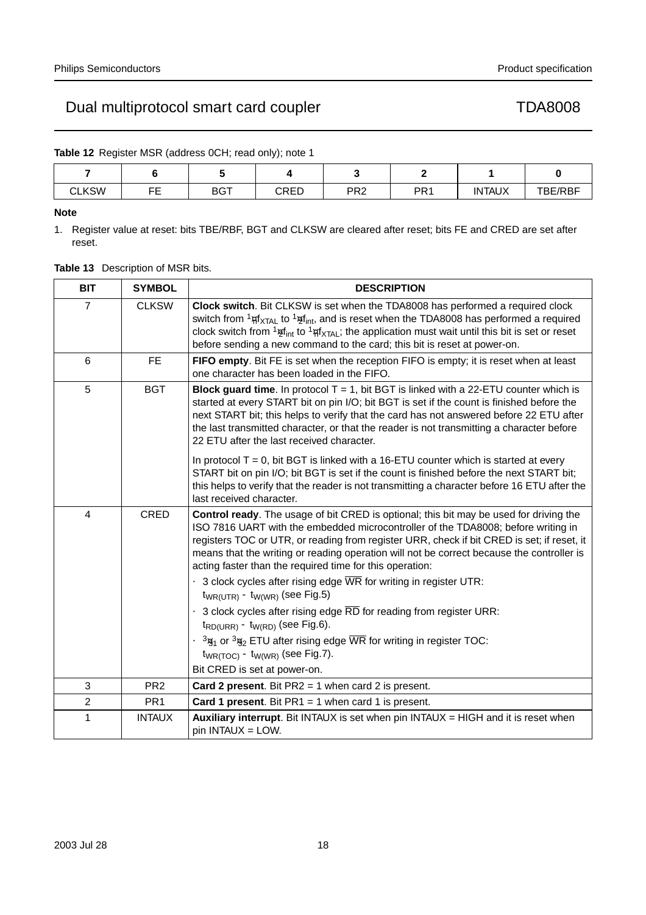**Table 12** Register MSR (address 0CH; read only); note 1

| 7 | 6 | 5 | 4 | 3 | 2 | 1 | 0 |
|---|---|---|---|---|---|---|---|
| CLKSW | FE | BGT | CRED | PR2 | PR1 | INTAUX | TBE/RBF |

**Note**

1. Register value at reset: bits TBE/RBF, BGT and CLKSW are cleared after reset; bits FE and CRED are set after reset.

**Table 13** Description of MSR bits.

| BIT | SYMBOL | DESCRIPTION |
|---|---|---|
| 7 | CLKSW | **Clock switch**. Bit CLKSW is set when the TDA8008 has performed a required clock switch from $\frac{1}{n}f_{XTAL}$ to $\frac{1}{2}f_{int}$, and is reset when the TDA8008 has performed a required clock switch from $\frac{1}{2}f_{int}$ to $\frac{1}{n}f_{XTAL}$; the application must wait until this bit is set or reset before sending a new command to the card; this bit is reset at power-on. |
| 6 | FE | **FIFO empty**. Bit FE is set when the reception FIFO is empty; it is reset when at least one character has been loaded in the FIFO. |
| 5 | BGT | **Block guard time**. In protocol T = 1, bit BGT is linked with a 22-ETU counter which is started at every START bit on pin I/O; bit BGT is set if the count is finished before the next START bit; this helps to verify that the card has not answered before 22 ETU after the last transmitted character, or that the reader is not transmitting a character before 22 ETU after the last received character.<br><br>In protocol T = 0, bit BGT is linked with a 16-ETU counter which is started at every START bit on pin I/O; bit BGT is set if the count is finished before the next START bit; this helps to verify that the reader is not transmitting a character before 16 ETU after the last received character. |
| 4 | CRED | **Control ready**. The usage of bit CRED is optional; this bit may be used for driving the ISO 7816 UART with the embedded microcontroller of the TDA8008; before writing in registers TOC or UTR, or reading from register URR, check if bit CRED is set; if reset, it means that the writing or reading operation will not be correct because the controller is acting faster than the required time for this operation:<br>• 3 clock cycles after rising edge $\overline{WR}$ for writing in register UTR: $t_{WR(UTR)}$ - $t_{W(WR)}$ (see Fig.5)<br>• 3 clock cycles after rising edge $\overline{RD}$ for reading from register URR: $t_{RD(URR)}$ - $t_{W(RD)}$ (see Fig.6).<br>• $\frac{3}{8}\delta_1$ or $\frac{3}{8}\delta_2$ ETU after rising edge $\overline{WR}$ for writing in register TOC: $t_{WR(TOC)}$ - $t_{W(WR)}$ (see Fig.7).<br>Bit CRED is set at power-on. |
| 3 | PR2 | **Card 2 present**. Bit PR2 = 1 when card 2 is present. |
| 2 | PR1 | **Card 1 present**. Bit PR1 = 1 when card 1 is present. |
| 1 | INTAUX | **Auxiliary interrupt**. Bit INTAUX is set when pin INTAUX = HIGH and it is reset when pin INTAUX = LOW. |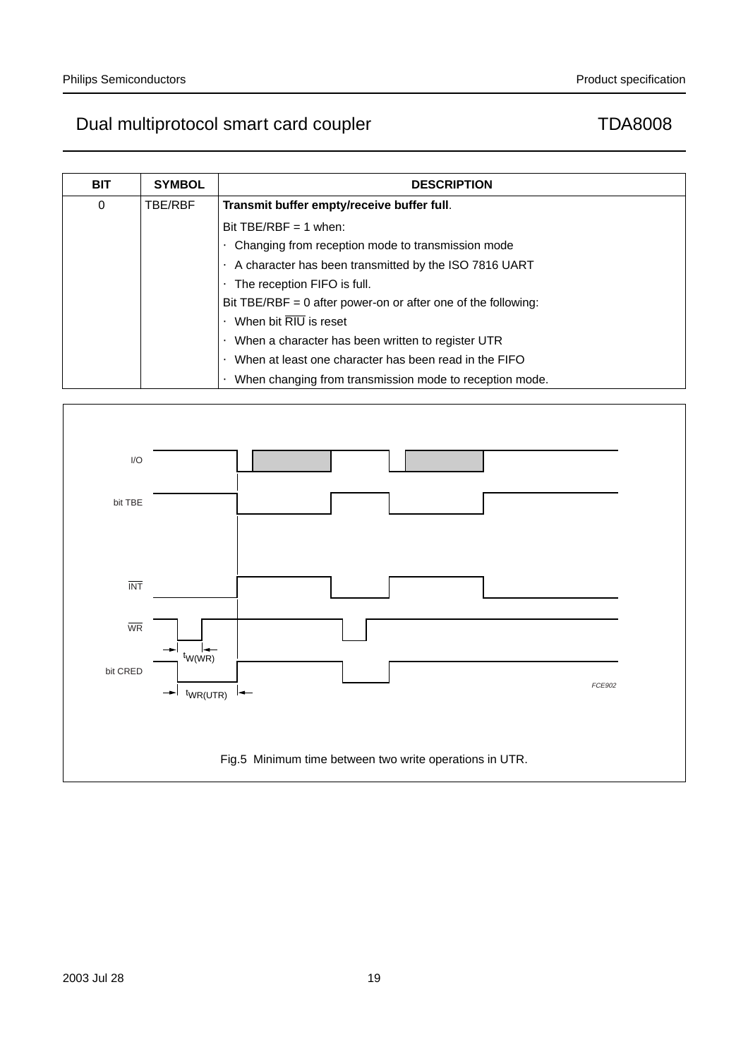| BIT | SYMBOL | DESCRIPTION |
|---|---|---|
| 0 | TBE/RBF | **Transmit buffer empty/receive buffer full**.<br>Bit TBE/RBF = 1 when:<br>· Changing from reception mode to transmission mode<br>· A character has been transmitted by the ISO 7816 UART<br>· The reception FIFO is full.<br>Bit TBE/RBF = 0 after power-on or after one of the following:<br>· When bit $\overline{RIU}$ is reset<br>· When a character has been written to register UTR<br>· When at least one character has been read in the FIFO<br>· When changing from transmission mode to reception mode. |

Fig.5 Minimum time between two write operations in UTR.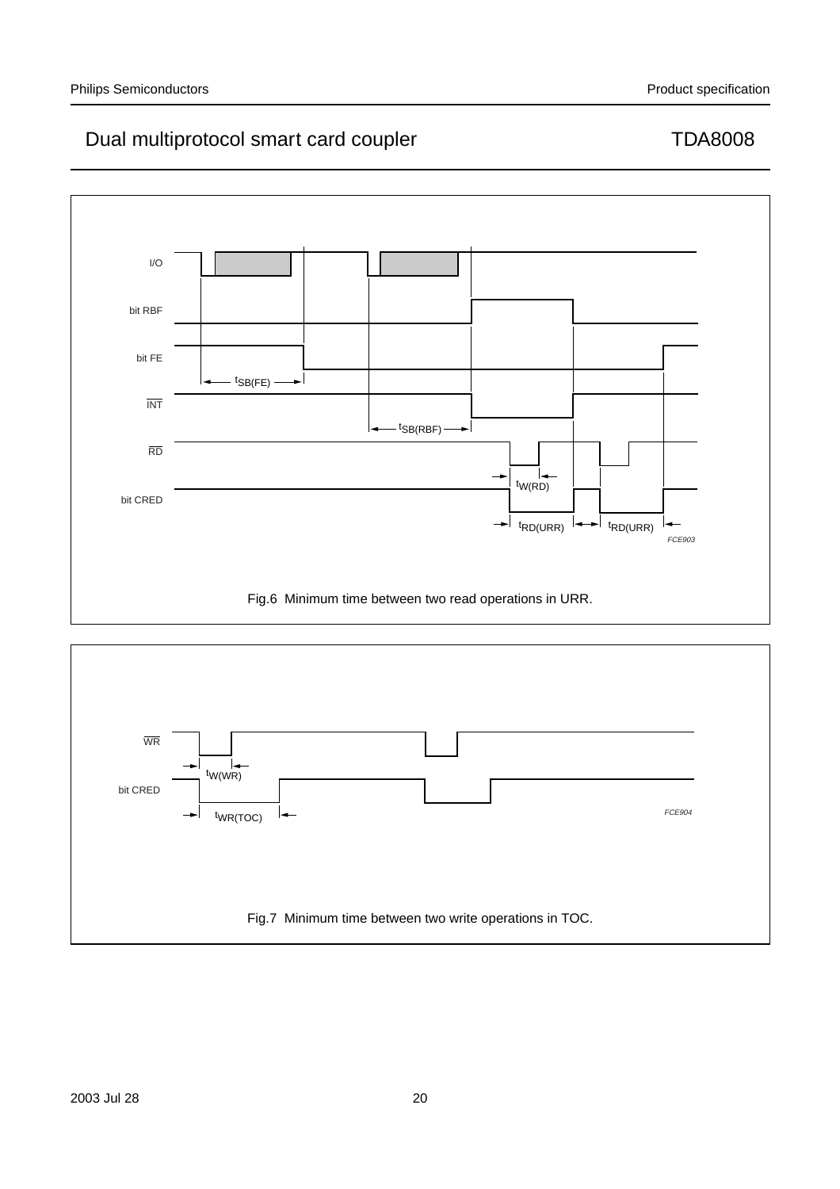Fig.6 Minimum time between two read operations in URR.

Fig.7 Minimum time between two write operations in TOC.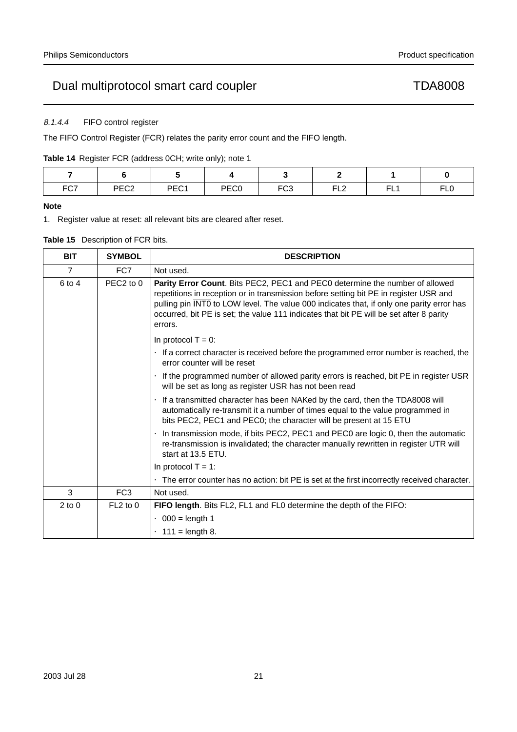#### 8.1.4.4 FIFO control register

The FIFO Control Register (FCR) relates the parity error count and the FIFO length.

**Table 14** Register FCR (address 0CH; write only); note 1

| 7 | 6 | 5 | 4 | 3 | 2 | 1 | 0 |
|---|---|---|---|---|---|---|---|
| FC7 | PEC2 | PEC1 | PEC0 | FC3 | FL2 | FL1 | FL0 |

**Note**

1. Register value at reset: all relevant bits are cleared after reset.

**Table 15** Description of FCR bits.

| BIT | SYMBOL | DESCRIPTION |
|---|---|---|
| 7 | FC7 | Not used. |
| 6 to 4 | PEC2 to 0 | **Parity Error Count**. Bits PEC2, PEC1 and PEC0 determine the number of allowed repetitions in reception or in transmission before setting bit PE in register USR and pulling pin $\overline{\text{INT0}}$ to LOW level. The value 000 indicates that, if only one parity error has occurred, bit PE is set; the value 111 indicates that bit PE will be set after 8 parity errors. |
| | | In protocol T = 0: |
| | | · If a correct character is received before the programmed error number is reached, the error counter will be reset |
| | | · If the programmed number of allowed parity errors is reached, bit PE in register USR will be set as long as register USR has not been read |
| | | · If a transmitted character has been NAKed by the card, then the TDA8008 will automatically re-transmit it a number of times equal to the value programmed in bits PEC2, PEC1 and PEC0; the character will be present at 15 ETU |
| | | · In transmission mode, if bits PEC2, PEC1 and PEC0 are logic 0, then the automatic re-transmission is invalidated; the character manually rewritten in register UTR will start at 13.5 ETU. |
| | | In protocol T = 1: |
| | | · The error counter has no action: bit PE is set at the first incorrectly received character. |
| 3 | FC3 | Not used. |
| 2 to 0 | FL2 to 0 | **FIFO length**. Bits FL2, FL1 and FL0 determine the depth of the FIFO: |
| | | · 000 = length 1 |
| | | · 111 = length 8. |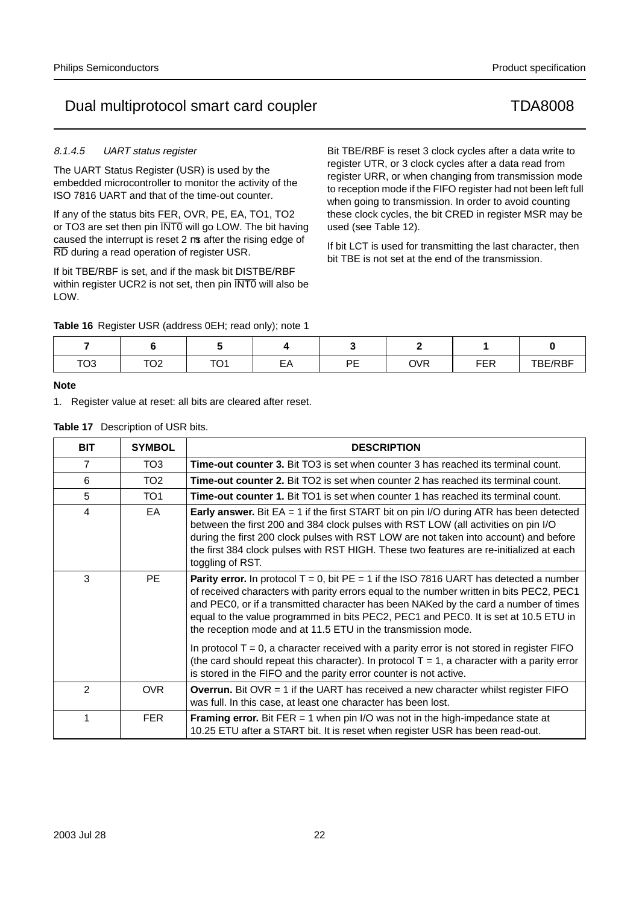#### 8.1.4.5 UART status register

The UART Status Register (USR) is used by the embedded microcontroller to monitor the activity of the ISO 7816 UART and that of the time-out counter.

If any of the status bits FER, OVR, PE, EA, TO1, TO2 or TO3 are set then pin $\overline{\text{INT0}}$ will go LOW. The bit having caused the interrupt is reset 2 μs after the rising edge of $\overline{\text{RD}}$ during a read operation of register USR.

If bit TBE/RBF is set, and if the mask bit DISTBE/RBF within register UCR2 is not set, then pin $\overline{\text{INT0}}$ will also be LOW.

Bit TBE/RBF is reset 3 clock cycles after a data write to register UTR, or 3 clock cycles after a data read from register URR, or when changing from transmission mode to reception mode if the FIFO register had not been left full when going to transmission. In order to avoid counting these clock cycles, the bit CRED in register MSR may be used (see Table 12).

If bit LCT is used for transmitting the last character, then bit TBE is not set at the end of the transmission.

**Table 16** Register USR (address 0EH; read only); note 1

| 7 | 6 | 5 | 4 | 3 | 2 | 1 | 0 |
|---|---|---|---|---|---|---|---|
| TO3 | TO2 | TO1 | EA | PE | OVR | FER | TBE/RBF |

**Note**

1. Register value at reset: all bits are cleared after reset.

**Table 17** Description of USR bits.

| BIT | SYMBOL | DESCRIPTION |
|---|---|---|
| 7 | TO3 | **Time-out counter 3.** Bit TO3 is set when counter 3 has reached its terminal count. |
| 6 | TO2 | **Time-out counter 2.** Bit TO2 is set when counter 2 has reached its terminal count. |
| 5 | TO1 | **Time-out counter 1.** Bit TO1 is set when counter 1 has reached its terminal count. |
| 4 | EA | **Early answer.** Bit EA = 1 if the first START bit on pin I/O during ATR has been detected between the first 200 and 384 clock pulses with RST LOW (all activities on pin I/O during the first 200 clock pulses with RST LOW are not taken into account) and before the first 384 clock pulses with RST HIGH. These two features are re-initialized at each toggling of RST. |
| 3 | PE | **Parity error.** In protocol T = 0, bit PE = 1 if the ISO 7816 UART has detected a number of received characters with parity errors equal to the number written in bits PEC2, PEC1 and PEC0, or if a transmitted character has been NAKed by the card a number of times equal to the value programmed in bits PEC2, PEC1 and PEC0. It is set at 10.5 ETU in the reception mode and at 11.5 ETU in the transmission mode. In protocol T = 0, a character received with a parity error is not stored in register FIFO (the card should repeat this character). In protocol T = 1, a character with a parity error is stored in the FIFO and the parity error counter is not active. |
| 2 | OVR | **Overrun.** Bit OVR = 1 if the UART has received a new character whilst register FIFO was full. In this case, at least one character has been lost. |
| 1 | FER | **Framing error.** Bit FER = 1 when pin I/O was not in the high-impedance state at 10.25 ETU after a START bit. It is reset when register USR has been read-out. |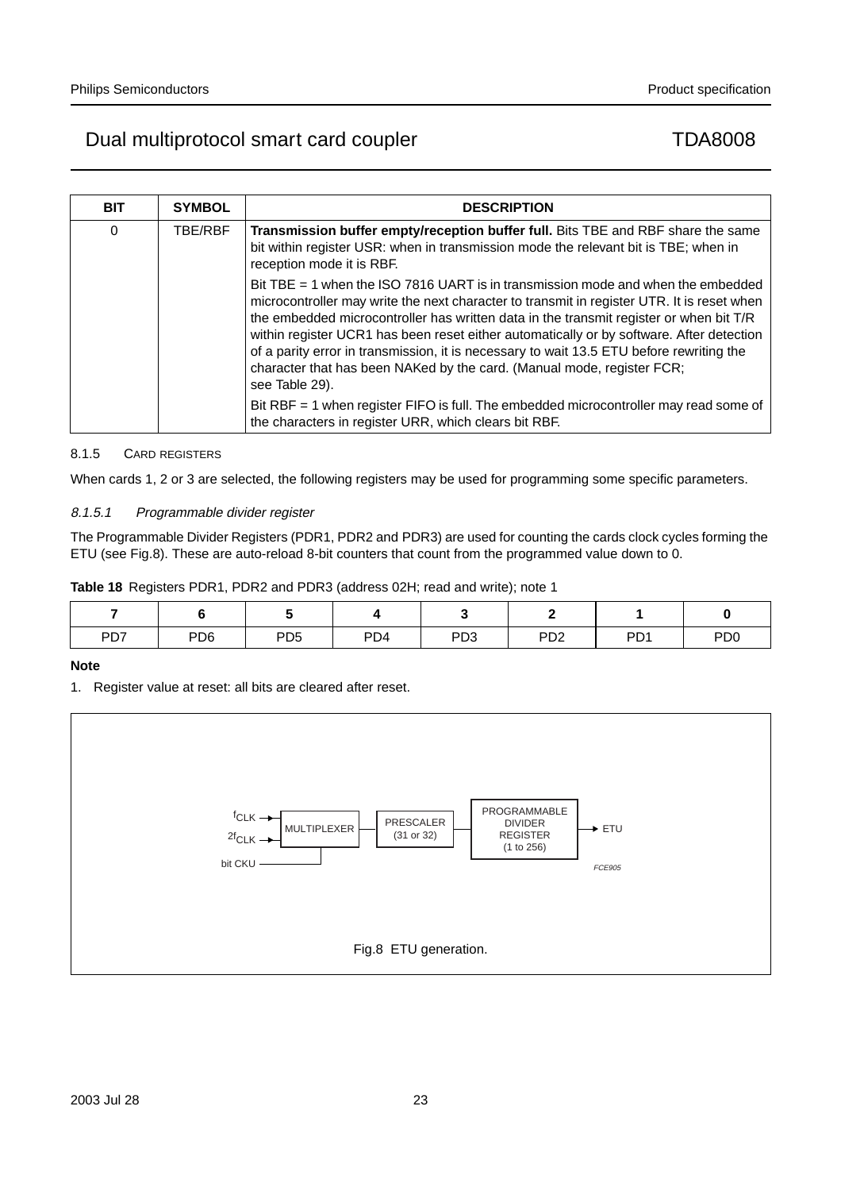| BIT | SYMBOL | DESCRIPTION |
|---|---|---|
| 0 | TBE/RBF | **Transmission buffer empty/reception buffer full.** Bits TBE and RBF share the same bit within register USR: when in transmission mode the relevant bit is TBE; when in reception mode it is RBF.<br><br>Bit TBE = 1 when the ISO 7816 UART is in transmission mode and when the embedded microcontroller may write the next character to transmit in register UTR. It is reset when the embedded microcontroller has written data in the transmit register or when bit T/R within register UCR1 has been reset either automatically or by software. After detection of a parity error in transmission, it is necessary to wait 13.5 ETU before rewriting the character that has been NAKed by the card. (Manual mode, register FCR; see Table 29).<br><br>Bit RBF = 1 when register FIFO is full. The embedded microcontroller may read some of the characters in register URR, which clears bit RBF. |

#### 8.1.5 CARD REGISTERS

When cards 1, 2 or 3 are selected, the following registers may be used for programming some specific parameters.

##### *8.1.5.1 Programmable divider register*

The Programmable Divider Registers (PDR1, PDR2 and PDR3) are used for counting the cards clock cycles forming the ETU (see Fig.8). These are auto-reload 8-bit counters that count from the programmed value down to 0.

**Table 18** Registers PDR1, PDR2 and PDR3 (address 02H; read and write); note 1

| 7 | 6 | 5 | 4 | 3 | 2 | 1 | 0 |
|---|---|---|---|---|---|---|---|
| PD7 | PD6 | PD5 | PD4 | PD3 | PD2 | PD1 | PD0 |

**Note**

1. Register value at reset: all bits are cleared after reset.

$f_{CLK}$ → MULTIPLEXER → PRESCALER (31 or 32) → PROGRAMMABLE DIVIDER REGISTER (1 to 256) → ETU

$2f_{CLK}$ → MULTIPLEXER; bit CKU → MULTIPLEXER

FCE905

Fig.8 ETU generation.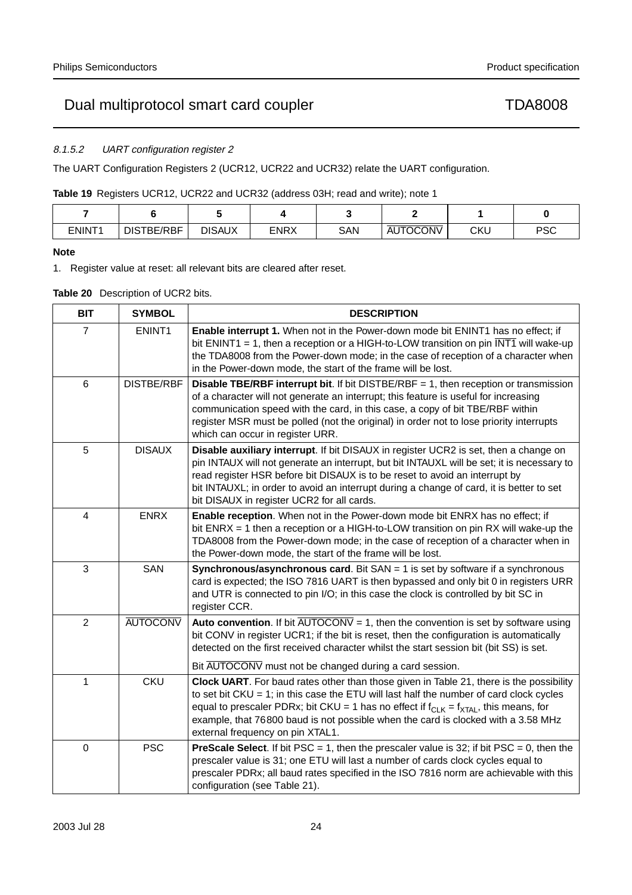#### 8.1.5.2 UART configuration register 2

The UART Configuration Registers 2 (UCR12, UCR22 and UCR32) relate the UART configuration.

**Table 19** Registers UCR12, UCR22 and UCR32 (address 03H; read and write); note 1

| 7 | 6 | 5 | 4 | 3 | 2 | 1 | 0 |
|---|---|---|---|---|---|---|---|
| ENINT1 | DISTBE/RBF | DISAUX | ENRX | SAN | $\overline{\text{AUTOCONV}}$ | CKU | PSC |

**Note**

1. Register value at reset: all relevant bits are cleared after reset.

**Table 20** Description of UCR2 bits.

| BIT | SYMBOL | DESCRIPTION |
|---|---|---|
| 7 | ENINT1 | **Enable interrupt 1.** When not in the Power-down mode bit ENINT1 has no effect; if bit ENINT1 = 1, then a reception or a HIGH-to-LOW transition on pin $\overline{\text{INT1}}$ will wake-up the TDA8008 from the Power-down mode; in the case of reception of a character when in the Power-down mode, the start of the frame will be lost. |
| 6 | DISTBE/RBF | **Disable TBE/RBF interrupt bit**. If bit DISTBE/RBF = 1, then reception or transmission of a character will not generate an interrupt; this feature is useful for increasing communication speed with the card, in this case, a copy of bit TBE/RBF within register MSR must be polled (not the original) in order not to lose priority interrupts which can occur in register URR. |
| 5 | DISAUX | **Disable auxiliary interrupt**. If bit DISAUX in register UCR2 is set, then a change on pin INTAUX will not generate an interrupt, but bit INTAUXL will be set; it is necessary to read register HSR before bit DISAUX is to be reset to avoid an interrupt by bit INTAUXL; in order to avoid an interrupt during a change of card, it is better to set bit DISAUX in register UCR2 for all cards. |
| 4 | ENRX | **Enable reception**. When not in the Power-down mode bit ENRX has no effect; if bit ENRX = 1 then a reception or a HIGH-to-LOW transition on pin RX will wake-up the TDA8008 from the Power-down mode; in the case of reception of a character when in the Power-down mode, the start of the frame will be lost. |
| 3 | SAN | **Synchronous/asynchronous card**. Bit SAN = 1 is set by software if a synchronous card is expected; the ISO 7816 UART is then bypassed and only bit 0 in registers URR and UTR is connected to pin I/O; in this case the clock is controlled by bit SC in register CCR. |
| 2 | $\overline{\text{AUTOCONV}}$ | **Auto convention**. If bit $\overline{\text{AUTOCONV}}$ = 1, then the convention is set by software using bit CONV in register UCR1; if the bit is reset, then the configuration is automatically detected on the first received character whilst the start session bit (bit SS) is set. Bit $\overline{\text{AUTOCONV}}$ must not be changed during a card session. |
| 1 | CKU | **Clock UART**. For baud rates other than those given in Table 21, there is the possibility to set bit CKU = 1; in this case the ETU will last half the number of card clock cycles equal to prescaler PDRx; bit CKU = 1 has no effect if $f_{CLK} = f_{XTAL}$, this means, for example, that 76800 baud is not possible when the card is clocked with a 3.58 MHz external frequency on pin XTAL1. |
| 0 | PSC | **PreScale Select**. If bit PSC = 1, then the prescaler value is 32; if bit PSC = 0, then the prescaler value is 31; one ETU will last a number of cards clock cycles equal to prescaler PDRx; all baud rates specified in the ISO 7816 norm are achievable with this configuration (see Table 21). |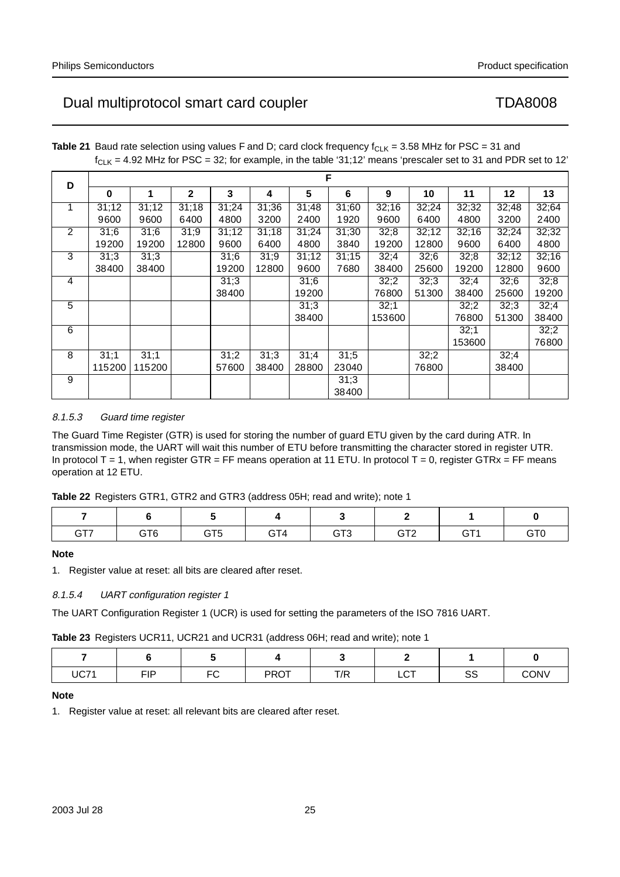**Table 21** Baud rate selection using values F and D; card clock frequency $f_{CLK}$ = 3.58 MHz for PSC = 31 and $f_{CLK}$ = 4.92 MHz for PSC = 32; for example, in the table '31;12' means 'prescaler set to 31 and PDR set to 12'

| D | F | | | | | | | | | | | |
|---|---|---|---|---|---|---|---|---|---|---|---|---|
| | **0** | **1** | **2** | **3** | **4** | **5** | **6** | **9** | **10** | **11** | **12** | **13** |
| 1 | 31;12 9600 | 31;12 9600 | 31;18 6400 | 31;24 4800 | 31;36 3200 | 31;48 2400 | 31;60 1920 | 32;16 9600 | 32;24 6400 | 32;32 4800 | 32;48 3200 | 32;64 2400 |
| 2 | 31;6 19200 | 31;6 19200 | 31;9 12800 | 31;12 9600 | 31;18 6400 | 31;24 4800 | 31;30 3840 | 32;8 19200 | 32;12 12800 | 32;16 9600 | 32;24 6400 | 32;32 4800 |
| 3 | 31;3 38400 | 31;3 38400 | | 31;6 19200 | 31;9 12800 | 31;12 9600 | 31;15 7680 | 32;4 38400 | 32;6 25600 | 32;8 19200 | 32;12 12800 | 32;16 9600 |
| 4 | | | | 31;3 38400 | | 31;6 19200 | | 32;2 76800 | 32;3 51300 | 32;4 38400 | 32;6 25600 | 32;8 19200 |
| 5 | | | | | | 31;3 38400 | | 32;1 153600 | | 32;2 76800 | 32;3 51300 | 32;4 38400 |
| 6 | | | | | | | | | | 32;1 153600 | | 32;2 76800 |
| 8 | 31;1 115200 | 31;1 115200 | | 31;2 57600 | 31;3 38400 | 31;4 28800 | 31;5 23040 | | 32;2 76800 | | 32;4 38400 | |
| 9 | | | | | | | 31;3 38400 | | | | | |

#### *8.1.5.3 Guard time register*

The Guard Time Register (GTR) is used for storing the number of guard ETU given by the card during ATR. In transmission mode, the UART will wait this number of ETU before transmitting the character stored in register UTR. In protocol T = 1, when register GTR = FF means operation at 11 ETU. In protocol T = 0, register GTRx = FF means operation at 12 ETU.

**Table 22** Registers GTR1, GTR2 and GTR3 (address 05H; read and write); note 1

| 7 | 6 | 5 | 4 | 3 | 2 | 1 | 0 |
|---|---|---|---|---|---|---|---|
| GT7 | GT6 | GT5 | GT4 | GT3 | GT2 | GT1 | GT0 |

**Note**

1. Register value at reset: all bits are cleared after reset.

#### *8.1.5.4 UART configuration register 1*

The UART Configuration Register 1 (UCR) is used for setting the parameters of the ISO 7816 UART.

**Table 23** Registers UCR11, UCR21 and UCR31 (address 06H; read and write); note 1

| 7 | 6 | 5 | 4 | 3 | 2 | 1 | 0 |
|---|---|---|---|---|---|---|---|
| UC71 | FIP | FC | PROT | T/R | LCT | SS | CONV |

**Note**

1. Register value at reset: all relevant bits are cleared after reset.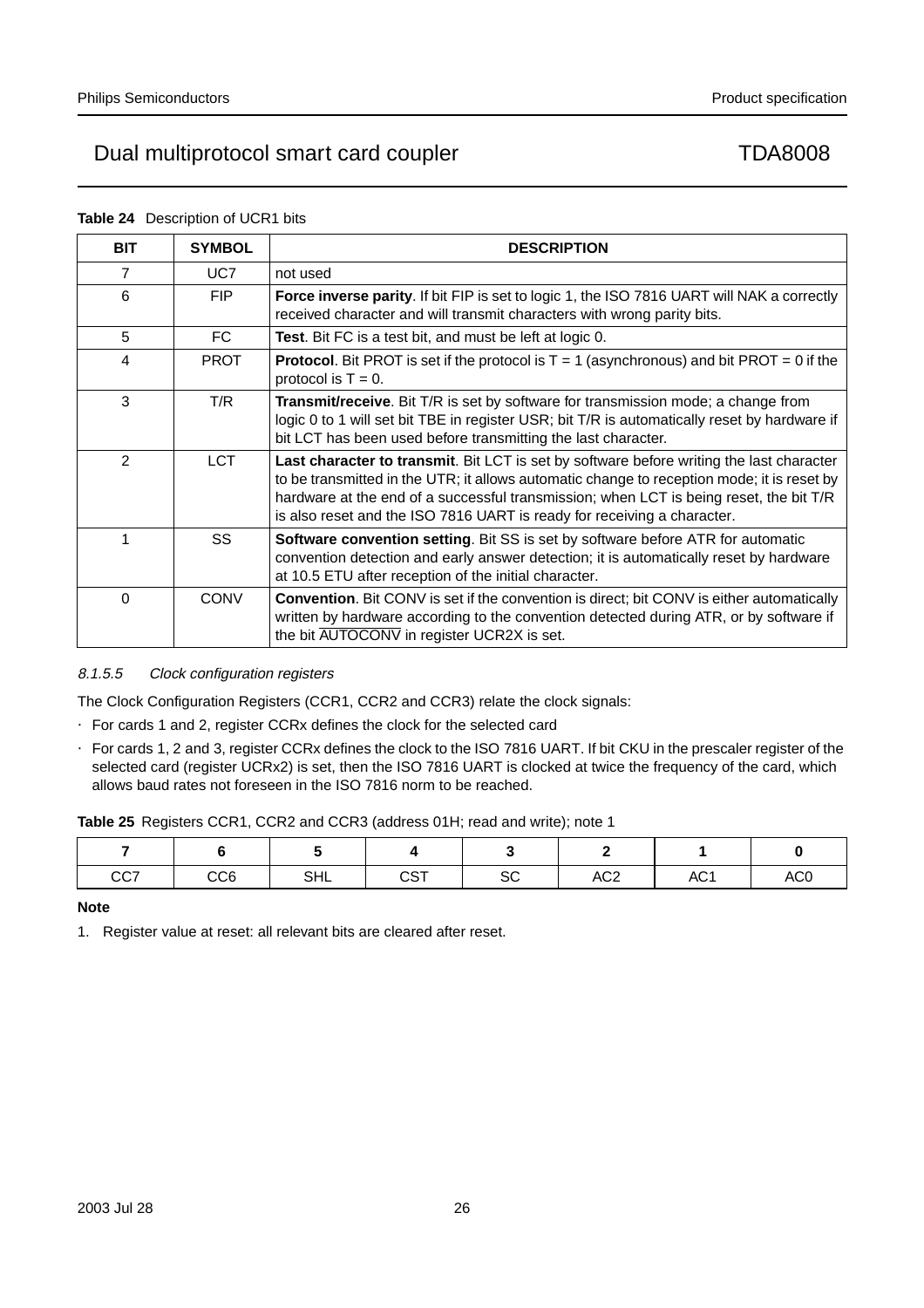**Table 24** Description of UCR1 bits

| BIT | SYMBOL | DESCRIPTION |
|---|---|---|
| 7 | UC7 | not used |
| 6 | FIP | **Force inverse parity**. If bit FIP is set to logic 1, the ISO 7816 UART will NAK a correctly received character and will transmit characters with wrong parity bits. |
| 5 | FC | **Test**. Bit FC is a test bit, and must be left at logic 0. |
| 4 | PROT | **Protocol**. Bit PROT is set if the protocol is T = 1 (asynchronous) and bit PROT = 0 if the protocol is T = 0. |
| 3 | T/R | **Transmit/receive**. Bit T/R is set by software for transmission mode; a change from logic 0 to 1 will set bit TBE in register USR; bit T/R is automatically reset by hardware if bit LCT has been used before transmitting the last character. |
| 2 | LCT | **Last character to transmit**. Bit LCT is set by software before writing the last character to be transmitted in the UTR; it allows automatic change to reception mode; it is reset by hardware at the end of a successful transmission; when LCT is being reset, the bit T/R is also reset and the ISO 7816 UART is ready for receiving a character. |
| 1 | SS | **Software convention setting**. Bit SS is set by software before ATR for automatic convention detection and early answer detection; it is automatically reset by hardware at 10.5 ETU after reception of the initial character. |
| 0 | CONV | **Convention**. Bit CONV is set if the convention is direct; bit CONV is either automatically written by hardware according to the convention detected during ATR, or by software if the bit $\overline{\text{AUTOCONV}}$ in register UCR2X is set. |

#### 8.1.5.5 Clock configuration registers

The Clock Configuration Registers (CCR1, CCR2 and CCR3) relate the clock signals:

- For cards 1 and 2, register CCRx defines the clock for the selected card
- For cards 1, 2 and 3, register CCRx defines the clock to the ISO 7816 UART. If bit CKU in the prescaler register of the selected card (register UCRx2) is set, then the ISO 7816 UART is clocked at twice the frequency of the card, which allows baud rates not foreseen in the ISO 7816 norm to be reached.

**Table 25** Registers CCR1, CCR2 and CCR3 (address 01H; read and write); note 1

| 7 | 6 | 5 | 4 | 3 | 2 | 1 | 0 |
|---|---|---|---|---|---|---|---|
| CC7 | CC6 | SHL | CST | SC | AC2 | AC1 | AC0 |

**Note**

1. Register value at reset: all relevant bits are cleared after reset.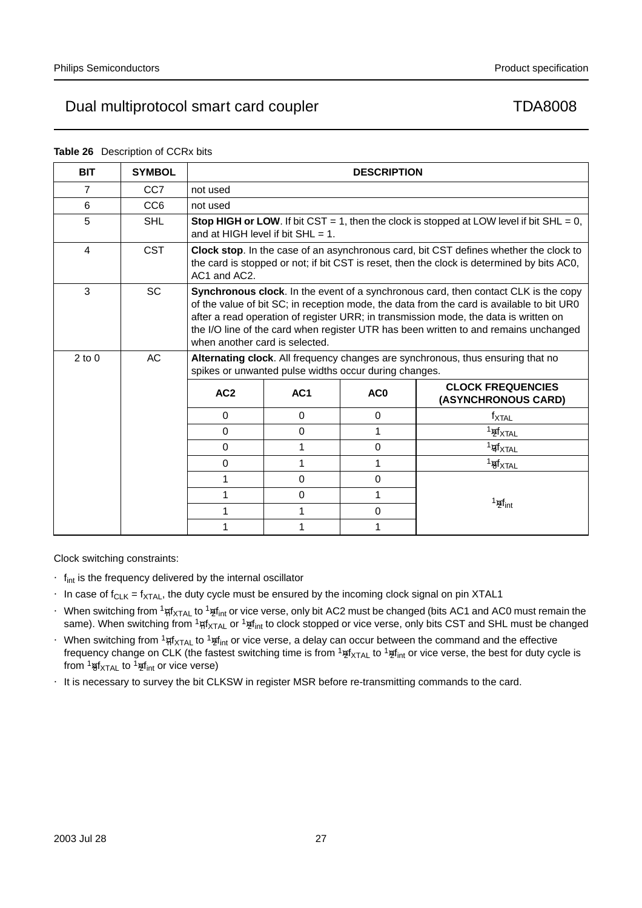**Table 26** Description of CCRx bits

| BIT | SYMBOL | DESCRIPTION | | | |
|---|---|---|---|---|---|
| 7 | CC7 | not used | | | |
| 6 | CC6 | not used | | | |
| 5 | SHL | **Stop HIGH or LOW**. If bit CST = 1, then the clock is stopped at LOW level if bit SHL = 0, and at HIGH level if bit SHL = 1. | | | |
| 4 | CST | **Clock stop**. In the case of an asynchronous card, bit CST defines whether the clock to the card is stopped or not; if bit CST is reset, then the clock is determined by bits AC0, AC1 and AC2. | | | |
| 3 | SC | **Synchronous clock**. In the event of a synchronous card, then contact CLK is the copy of the value of bit SC; in reception mode, the data from the card is available to bit UR0 after a read operation of register URR; in transmission mode, the data is written on the I/O line of the card when register UTR has been written to and remains unchanged when another card is selected. | | | |
| 2 to 0 | AC | **Alternating clock**. All frequency changes are synchronous, thus ensuring that no spikes or unwanted pulse widths occur during changes. | | | |
| | | **AC2** | **AC1** | **AC0** | **CLOCK FREQUENCIES (ASYNCHRONOUS CARD)** |
| | | 0 | 0 | 0 | $f_{XTAL}$ |
| | | 0 | 0 | 1 | $\frac{1}{2}f_{XTAL}$ |
| | | 0 | 1 | 0 | $\frac{1}{4}f_{XTAL}$ |
| | | 0 | 1 | 1 | $\frac{1}{8}f_{XTAL}$ |
| | | 1 | 0 | 0 | $\frac{1}{2}f_{int}$ |
| | | 1 | 0 | 1 | $\frac{1}{2}f_{int}$ |
| | | 1 | 1 | 0 | $\frac{1}{2}f_{int}$ |
| | | 1 | 1 | 1 | $\frac{1}{2}f_{int}$ |

Clock switching constraints:

- $f_{int}$ is the frequency delivered by the internal oscillator
- In case of $f_{CLK} = f_{XTAL}$, the duty cycle must be ensured by the incoming clock signal on pin XTAL1
- When switching from $\frac{1}{n}f_{XTAL}$ to $\frac{1}{2}f_{int}$ or vice verse, only bit AC2 must be changed (bits AC1 and AC0 must remain the same). When switching from $\frac{1}{n}f_{XTAL}$ or $\frac{1}{2}f_{int}$ to clock stopped or vice verse, only bits CST and SHL must be changed
- When switching from $\frac{1}{n}f_{XTAL}$ to $\frac{1}{2}f_{int}$ or vice verse, a delay can occur between the command and the effective frequency change on CLK (the fastest switching time is from $\frac{1}{2}f_{XTAL}$ to $\frac{1}{2}f_{int}$ or vice verse, the best for duty cycle is from $\frac{1}{8}f_{XTAL}$ to $\frac{1}{2}f_{int}$ or vice verse)
- It is necessary to survey the bit CLKSW in register MSR before re-transmitting commands to the card.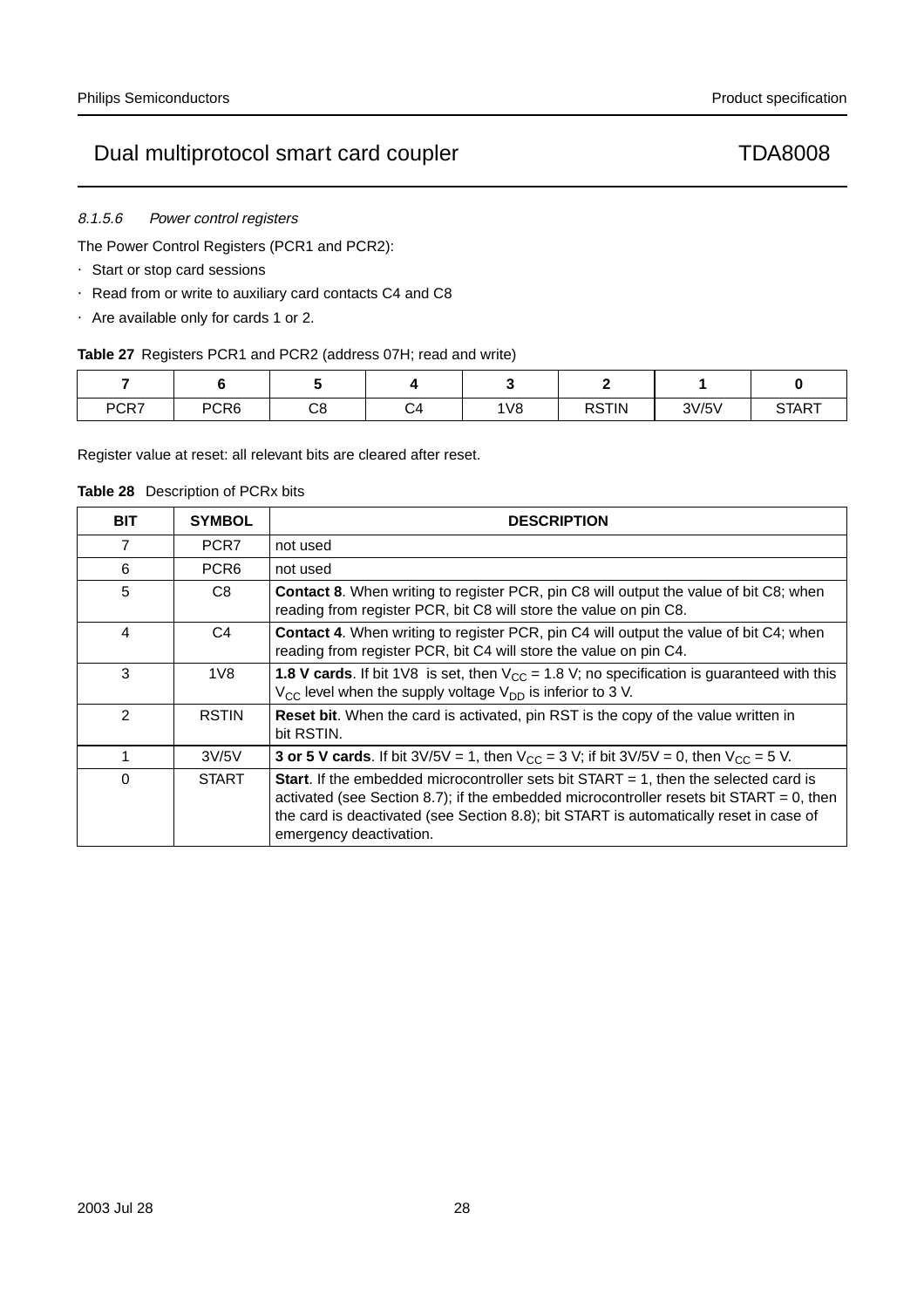#### 8.1.5.6 Power control registers

The Power Control Registers (PCR1 and PCR2):

- Start or stop card sessions
- Read from or write to auxiliary card contacts C4 and C8
- Are available only for cards 1 or 2.

**Table 27** Registers PCR1 and PCR2 (address 07H; read and write)

| 7 | 6 | 5 | 4 | 3 | 2 | 1 | 0 |
|---|---|---|---|---|---|---|---|
| PCR7 | PCR6 | C8 | C4 | 1V8 | RSTIN | 3V/5V | START |

Register value at reset: all relevant bits are cleared after reset.

**Table 28** Description of PCRx bits

| BIT | SYMBOL | DESCRIPTION |
|---|---|---|
| 7 | PCR7 | not used |
| 6 | PCR6 | not used |
| 5 | C8 | **Contact 8**. When writing to register PCR, pin C8 will output the value of bit C8; when reading from register PCR, bit C8 will store the value on pin C8. |
| 4 | C4 | **Contact 4**. When writing to register PCR, pin C4 will output the value of bit C4; when reading from register PCR, bit C4 will store the value on pin C4. |
| 3 | 1V8 | **1.8 V cards**. If bit 1V8 is set, then $V_{CC}$ = 1.8 V; no specification is guaranteed with this $V_{CC}$ level when the supply voltage $V_{DD}$ is inferior to 3 V. |
| 2 | RSTIN | **Reset bit**. When the card is activated, pin RST is the copy of the value written in bit RSTIN. |
| 1 | 3V/5V | **3 or 5 V cards**. If bit 3V/5V = 1, then $V_{CC}$ = 3 V; if bit 3V/5V = 0, then $V_{CC}$ = 5 V. |
| 0 | START | **Start**. If the embedded microcontroller sets bit START = 1, then the selected card is activated (see Section 8.7); if the embedded microcontroller resets bit START = 0, then the card is deactivated (see Section 8.8); bit START is automatically reset in case of emergency deactivation. |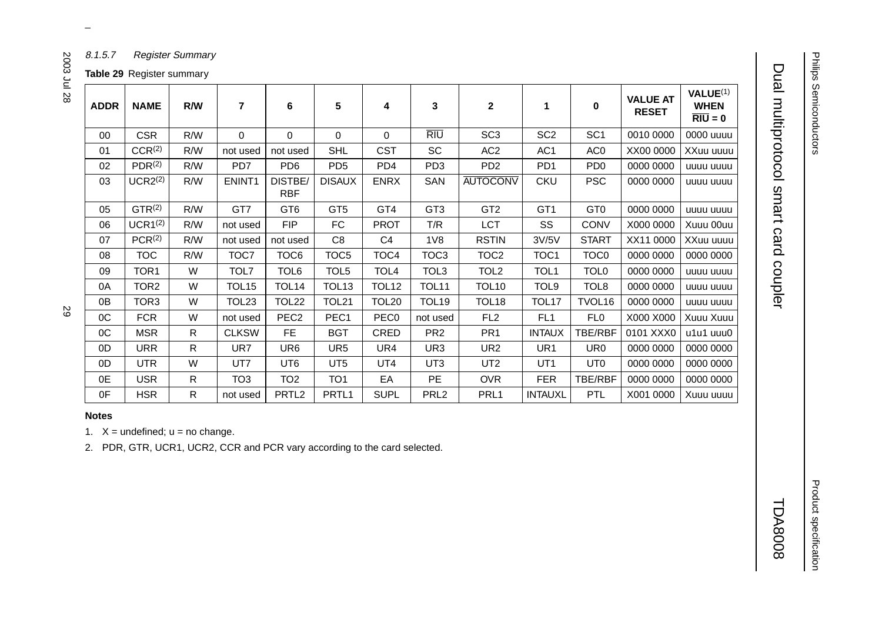#### 8.1.5.7 Register Summary

**Table 29** Register summary

| ADDR | NAME | R/W | 7 | 6 | 5 | 4 | 3 | 2 | 1 | 0 | VALUE AT RESET | VALUE[1] WHEN $\overline{RIU}$ = 0 |
|---|---|---|---|---|---|---|---|---|---|---|---|---|
| 00 | CSR | R/W | 0 | 0 | 0 | 0 | $\overline{RIU}$ | SC3 | SC2 | SC1 | 0010 0000 | 0000 uuuu |
| 01 | CCR[2] | R/W | not used | not used | SHL | CST | SC | AC2 | AC1 | AC0 | XX00 0000 | XXuu uuuu |
| 02 | PDR[2] | R/W | PD7 | PD6 | PD5 | PD4 | PD3 | PD2 | PD1 | PD0 | 0000 0000 | uuuu uuuu |
| 03 | UCR2[2] | R/W | ENINT1 | DISTBE/RBF | DISAUX | ENRX | SAN | $\overline{AUTOCONV}$ | CKU | PSC | 0000 0000 | uuuu uuuu |
| 05 | GTR[2] | R/W | GT7 | GT6 | GT5 | GT4 | GT3 | GT2 | GT1 | GT0 | 0000 0000 | uuuu uuuu |
| 06 | UCR1[2] | R/W | not used | FIP | FC | PROT | T/R | LCT | SS | CONV | X000 0000 | Xuuu 00uu |
| 07 | PCR[2] | R/W | not used | not used | C8 | C4 | 1V8 | RSTIN | 3V/5V | START | XX11 0000 | XXuu uuuu |
| 08 | TOC | R/W | TOC7 | TOC6 | TOC5 | TOC4 | TOC3 | TOC2 | TOC1 | TOC0 | 0000 0000 | 0000 0000 |
| 09 | TOR1 | W | TOL7 | TOL6 | TOL5 | TOL4 | TOL3 | TOL2 | TOL1 | TOL0 | 0000 0000 | uuuu uuuu |
| 0A | TOR2 | W | TOL15 | TOL14 | TOL13 | TOL12 | TOL11 | TOL10 | TOL9 | TOL8 | 0000 0000 | uuuu uuuu |
| 0B | TOR3 | W | TOL23 | TOL22 | TOL21 | TOL20 | TOL19 | TOL18 | TOL17 | TVOL16 | 0000 0000 | uuuu uuuu |
| 0C | FCR | W | not used | PEC2 | PEC1 | PEC0 | not used | FL2 | FL1 | FL0 | X000 X000 | Xuuu Xuuu |
| 0C | MSR | R | CLKSW | FE | BGT | CRED | PR2 | PR1 | INTAUX | TBE/RBF | 0101 XXX0 | u1u1 uuu0 |
| 0D | URR | R | UR7 | UR6 | UR5 | UR4 | UR3 | UR2 | UR1 | UR0 | 0000 0000 | 0000 0000 |
| 0D | UTR | W | UT7 | UT6 | UT5 | UT4 | UT3 | UT2 | UT1 | UT0 | 0000 0000 | 0000 0000 |
| 0E | USR | R | TO3 | TO2 | TO1 | EA | PE | OVR | FER | TBE/RBF | 0000 0000 | 0000 0000 |
| 0F | HSR | R | not used | PRTL2 | PRTL1 | SUPL | PRL2 | PRL1 | INTAUXL | PTL | X001 0000 | Xuuu uuuu |

**Notes**

1. X = undefined; u = no change.
2. PDR, GTR, UCR1, UCR2, CCR and PCR vary according to the card selected.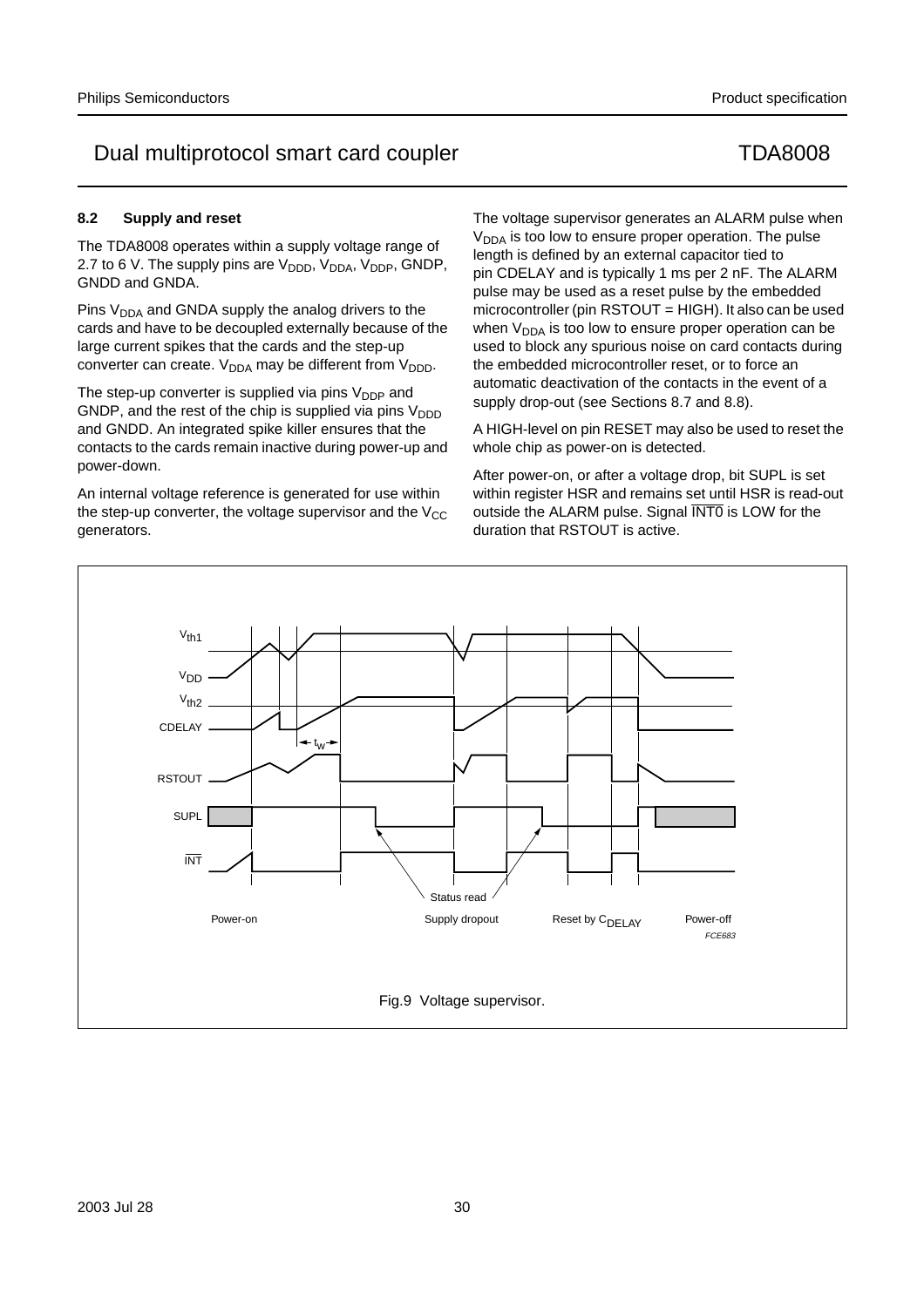### 8.2 Supply and reset

The TDA8008 operates within a supply voltage range of 2.7 to 6 V. The supply pins are $V_{DDD}$, $V_{DDA}$, $V_{DDP}$, GNDP, GNDD and GNDA.

Pins $V_{DDA}$ and GNDA supply the analog drivers to the cards and have to be decoupled externally because of the large current spikes that the cards and the step-up converter can create. $V_{DDA}$ may be different from $V_{DDD}$.

The step-up converter is supplied via pins $V_{DDP}$ and GNDP, and the rest of the chip is supplied via pins $V_{DDD}$ and GNDD. An integrated spike killer ensures that the contacts to the cards remain inactive during power-up and power-down.

An internal voltage reference is generated for use within the step-up converter, the voltage supervisor and the $V_{CC}$ generators.

The voltage supervisor generates an ALARM pulse when $V_{DDA}$ is too low to ensure proper operation. The pulse length is defined by an external capacitor tied to pin CDELAY and is typically 1 ms per 2 nF. The ALARM pulse may be used as a reset pulse by the embedded microcontroller (pin RSTOUT = HIGH). It also can be used when $V_{DDA}$ is too low to ensure proper operation can be used to block any spurious noise on card contacts during the embedded microcontroller reset, or to force an automatic deactivation of the contacts in the event of a supply drop-out (see Sections 8.7 and 8.8).

A HIGH-level on pin RESET may also be used to reset the whole chip as power-on is detected.

After power-on, or after a voltage drop, bit SUPL is set within register HSR and remains set until HSR is read-out outside the ALARM pulse. Signal $\overline{\text{INT0}}$ is LOW for the duration that RSTOUT is active.

Fig.9 Voltage supervisor.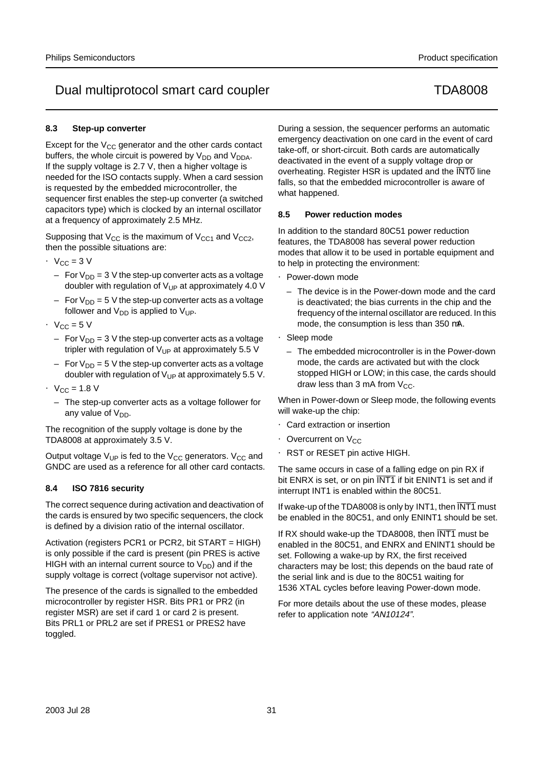### 8.3 Step-up converter

Except for the $V_{CC}$ generator and the other cards contact buffers, the whole circuit is powered by $V_{DD}$ and $V_{DDA}$. If the supply voltage is 2.7 V, then a higher voltage is needed for the ISO contacts supply. When a card session is requested by the embedded microcontroller, the sequencer first enables the step-up converter (a switched capacitors type) which is clocked by an internal oscillator at a frequency of approximately 2.5 MHz.

Supposing that $V_{CC}$ is the maximum of $V_{CC1}$ and $V_{CC2}$, then the possible situations are:

- $V_{CC}$ = 3 V
  - For $V_{DD}$ = 3 V the step-up converter acts as a voltage doubler with regulation of $V_{UP}$ at approximately 4.0 V
  - For $V_{DD}$ = 5 V the step-up converter acts as a voltage follower and $V_{DD}$ is applied to $V_{UP}$.
- $V_{CC}$ = 5 V
  - For $V_{DD}$ = 3 V the step-up converter acts as a voltage tripler with regulation of $V_{UP}$ at approximately 5.5 V
  - For $V_{DD}$ = 5 V the step-up converter acts as a voltage doubler with regulation of $V_{UP}$ at approximately 5.5 V.
- $V_{CC}$ = 1.8 V
  - The step-up converter acts as a voltage follower for any value of $V_{DD}$.

The recognition of the supply voltage is done by the TDA8008 at approximately 3.5 V.

Output voltage $V_{UP}$ is fed to the $V_{CC}$ generators. $V_{CC}$ and GNDC are used as a reference for all other card contacts.

### 8.4 ISO 7816 security

The correct sequence during activation and deactivation of the cards is ensured by two specific sequencers, the clock is defined by a division ratio of the internal oscillator.

Activation (registers PCR1 or PCR2, bit START = HIGH) is only possible if the card is present (pin PRES is active HIGH with an internal current source to $V_{DD}$) and if the supply voltage is correct (voltage supervisor not active).

The presence of the cards is signalled to the embedded microcontroller by register HSR. Bits PR1 or PR2 (in register MSR) are set if card 1 or card 2 is present. Bits PRL1 or PRL2 are set if PRES1 or PRES2 have toggled.

During a session, the sequencer performs an automatic emergency deactivation on one card in the event of card take-off, or short-circuit. Both cards are automatically deactivated in the event of a supply voltage drop or overheating. Register HSR is updated and the $\overline{\text{INT0}}$ line falls, so that the embedded microcontroller is aware of what happened.

### 8.5 Power reduction modes

In addition to the standard 80C51 power reduction features, the TDA8008 has several power reduction modes that allow it to be used in portable equipment and to help in protecting the environment:

- Power-down mode
  - The device is in the Power-down mode and the card is deactivated; the bias currents in the chip and the frequency of the internal oscillator are reduced. In this mode, the consumption is less than 350 μA.
- Sleep mode
  - The embedded microcontroller is in the Power-down mode, the cards are activated but with the clock stopped HIGH or LOW; in this case, the cards should draw less than 3 mA from $V_{CC}$.

When in Power-down or Sleep mode, the following events will wake-up the chip:

- Card extraction or insertion
- Overcurrent on $V_{CC}$
- RST or RESET pin active HIGH.

The same occurs in case of a falling edge on pin RX if bit ENRX is set, or on pin $\overline{\text{INT1}}$ if bit ENINT1 is set and if interrupt INT1 is enabled within the 80C51.

If wake-up of the TDA8008 is only by INT1, then $\overline{\text{INT1}}$ must be enabled in the 80C51, and only ENINT1 should be set.

If RX should wake-up the TDA8008, then $\overline{\text{INT1}}$ must be enabled in the 80C51, and ENRX and ENINT1 should be set. Following a wake-up by RX, the first received characters may be lost; this depends on the baud rate of the serial link and is due to the 80C51 waiting for 1536 XTAL cycles before leaving Power-down mode.

For more details about the use of these modes, please refer to application note *“AN10124”*.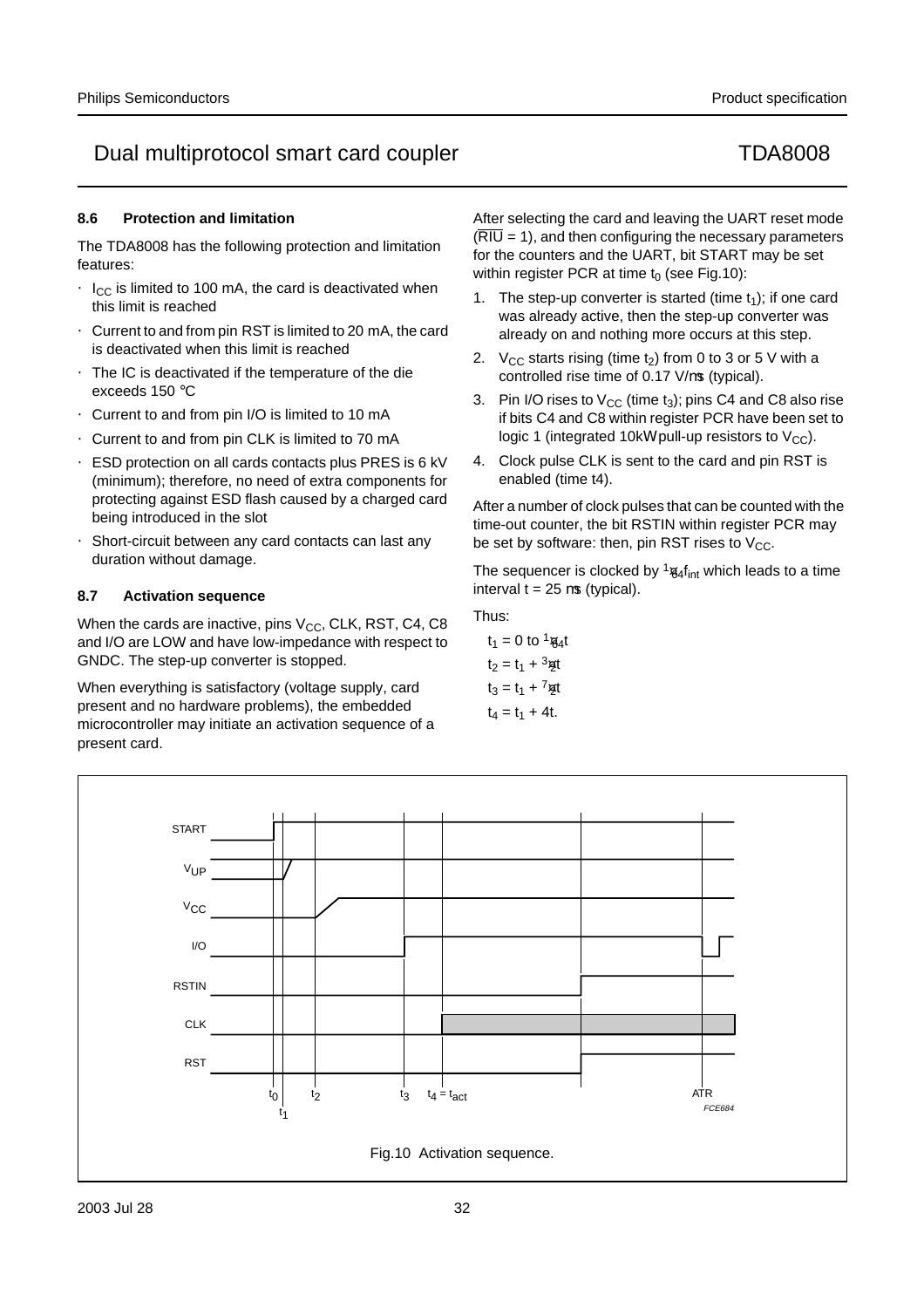### 8.6 Protection and limitation

The TDA8008 has the following protection and limitation features:

- $I_{CC}$ is limited to 100 mA, the card is deactivated when this limit is reached
- Current to and from pin RST is limited to 20 mA, the card is deactivated when this limit is reached
- The IC is deactivated if the temperature of the die exceeds 150 °C
- Current to and from pin I/O is limited to 10 mA
- Current to and from pin CLK is limited to 70 mA
- ESD protection on all cards contacts plus PRES is 6 kV (minimum); therefore, no need of extra components for protecting against ESD flash caused by a charged card being introduced in the slot
- Short-circuit between any card contacts can last any duration without damage.

### 8.7 Activation sequence

When the cards are inactive, pins $V_{CC}$, CLK, RST, C4, C8 and I/O are LOW and have low-impedance with respect to GNDC. The step-up converter is stopped.

When everything is satisfactory (voltage supply, card present and no hardware problems), the embedded microcontroller may initiate an activation sequence of a present card.

After selecting the card and leaving the UART reset mode ($\overline{RIU}$ = 1), and then configuring the necessary parameters for the counters and the UART, bit START may be set within register PCR at time $t_0$ (see Fig.10):

1. The step-up converter is started (time $t_1$); if one card was already active, then the step-up converter was already on and nothing more occurs at this step.
2. $V_{CC}$ starts rising (time $t_2$) from 0 to 3 or 5 V with a controlled rise time of 0.17 V/μs (typical).
3. Pin I/O rises to $V_{CC}$ (time $t_3$); pins C4 and C8 also rise if bits C4 and C8 within register PCR have been set to logic 1 (integrated 10kΩ pull-up resistors to $V_{CC}$).
4. Clock pulse CLK is sent to the card and pin RST is enabled (time t4).

After a number of clock pulses that can be counted with the time-out counter, the bit RSTIN within register PCR may be set by software: then, pin RST rises to $V_{CC}$.

The sequencer is clocked by $\frac{1}{64}f_{int}$ which leads to a time interval t = 25 μs (typical).

Thus:

$t_1 = 0$ to $\frac{1}{64}t$

$t_2 = t_1 + \frac{3}{2}t$

$t_3 = t_1 + \frac{7}{2}t$

$t_4 = t_1 + 4t$.

Fig.10 Activation sequence.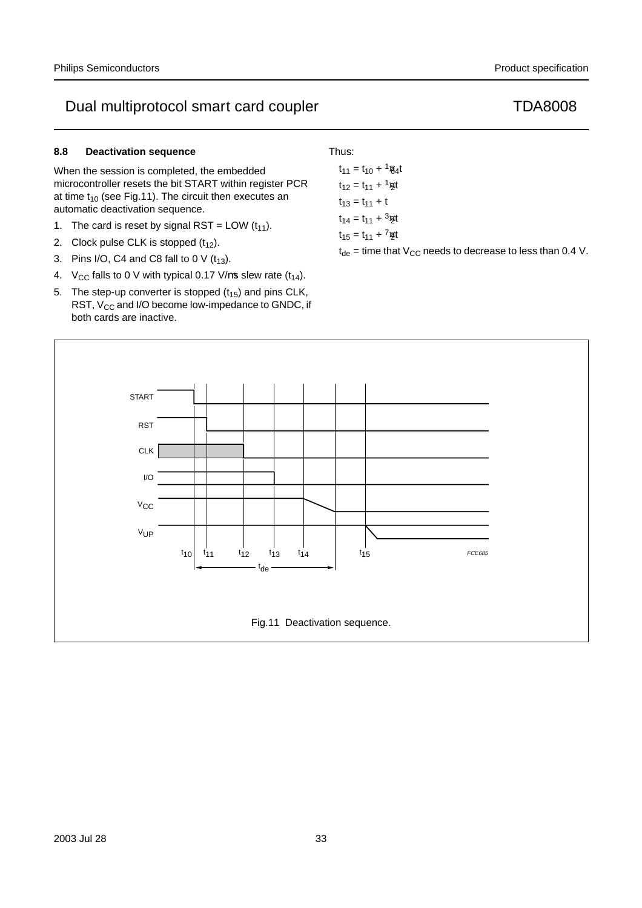### 8.8 Deactivation sequence

When the session is completed, the embedded microcontroller resets the bit START within register PCR at time $t_{10}$ (see Fig.11). The circuit then executes an automatic deactivation sequence.

1. The card is reset by signal RST = LOW ($t_{11}$).
2. Clock pulse CLK is stopped ($t_{12}$).
3. Pins I/O, C4 and C8 fall to 0 V ($t_{13}$).
4. $V_{CC}$ falls to 0 V with typical 0.17 V/μs slew rate ($t_{14}$).
5. The step-up converter is stopped ($t_{15}$) and pins CLK, RST, $V_{CC}$ and I/O become low-impedance to GNDC, if both cards are inactive.

Thus:

$t_{11} = t_{10} + \frac{1}{64}t$

$t_{12} = t_{11} + \frac{1}{2}t$

$t_{13} = t_{11} + t$

$t_{14} = t_{11} + \frac{3}{2}t$

$t_{15} = t_{11} + \frac{7}{2}t$

$t_{de}$ = time that $V_{CC}$ needs to decrease to less than 0.4 V.

Fig.11 Deactivation sequence.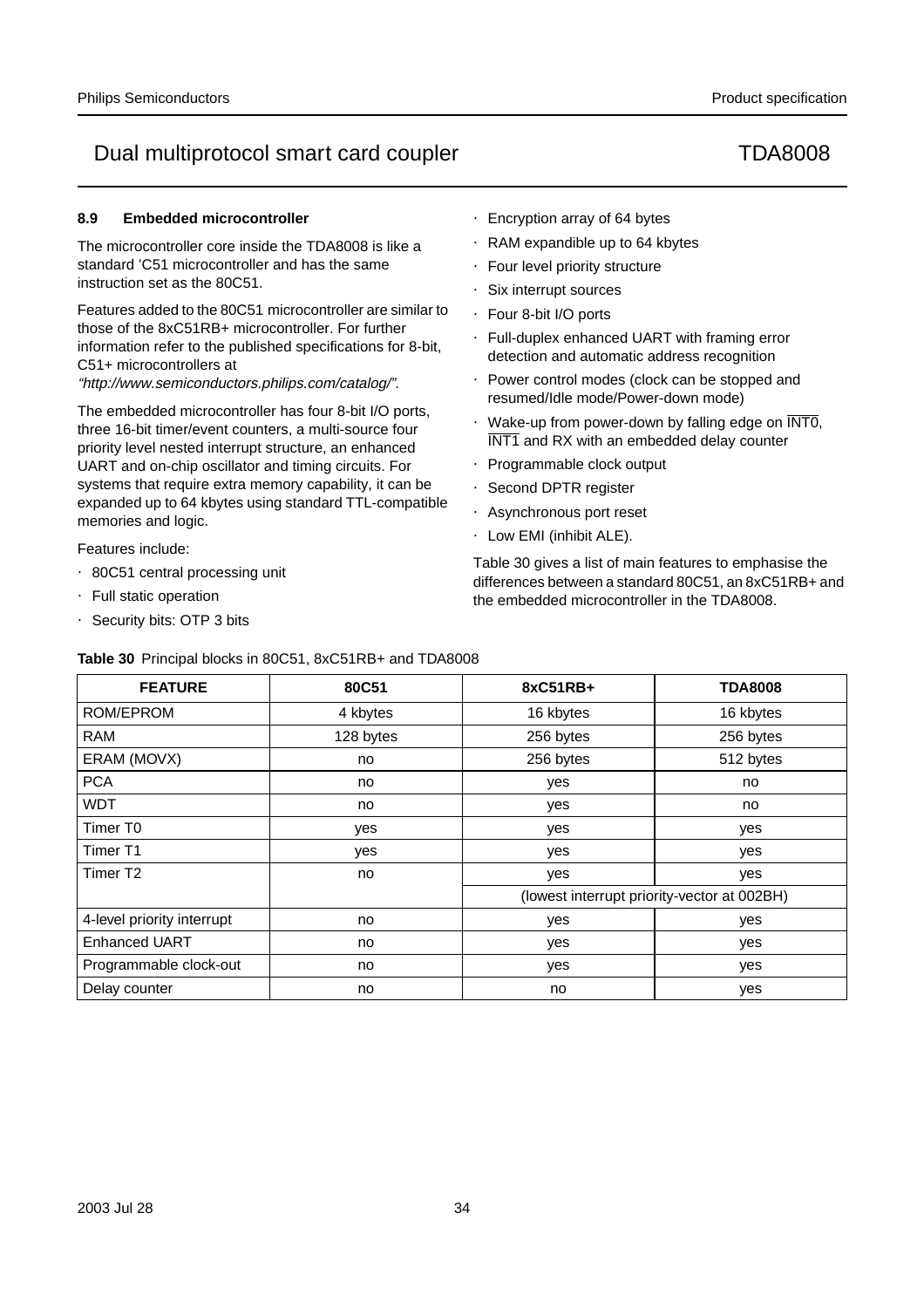### 8.9 Embedded microcontroller

The microcontroller core inside the TDA8008 is like a standard 'C51 microcontroller and has the same instruction set as the 80C51.

Features added to the 80C51 microcontroller are similar to those of the 8xC51RB+ microcontroller. For further information refer to the published specifications for 8-bit, C51+ microcontrollers at *"http://www.semiconductors.philips.com/catalog/"*.

The embedded microcontroller has four 8-bit I/O ports, three 16-bit timer/event counters, a multi-source four priority level nested interrupt structure, an enhanced UART and on-chip oscillator and timing circuits. For systems that require extra memory capability, it can be expanded up to 64 kbytes using standard TTL-compatible memories and logic.

Features include:

- 80C51 central processing unit
- Full static operation
- Security bits: OTP 3 bits
- Encryption array of 64 bytes
- RAM expandible up to 64 kbytes
- Four level priority structure
- Six interrupt sources
- Four 8-bit I/O ports
- Full-duplex enhanced UART with framing error detection and automatic address recognition
- Power control modes (clock can be stopped and resumed/Idle mode/Power-down mode)
- Wake-up from power-down by falling edge on $\overline{\text{INT0}}$, $\overline{\text{INT1}}$ and RX with an embedded delay counter
- Programmable clock output
- Second DPTR register
- Asynchronous port reset
- Low EMI (inhibit ALE).

Table 30 gives a list of main features to emphasise the differences between a standard 80C51, an 8xC51RB+ and the embedded microcontroller in the TDA8008.

**Table 30** Principal blocks in 80C51, 8xC51RB+ and TDA8008

| FEATURE | 80C51 | 8xC51RB+ | TDA8008 |
|---|---|---|---|
| ROM/EPROM | 4 kbytes | 16 kbytes | 16 kbytes |
| RAM | 128 bytes | 256 bytes | 256 bytes |
| ERAM (MOVX) | no | 256 bytes | 512 bytes |
| PCA | no | yes | no |
| WDT | no | yes | no |
| Timer T0 | yes | yes | yes |
| Timer T1 | yes | yes | yes |
| Timer T2 | no | yes | yes |
| | | (lowest interrupt priority-vector at 002BH) | |
| 4-level priority interrupt | no | yes | yes |
| Enhanced UART | no | yes | yes |
| Programmable clock-out | no | yes | yes |
| Delay counter | no | no | yes |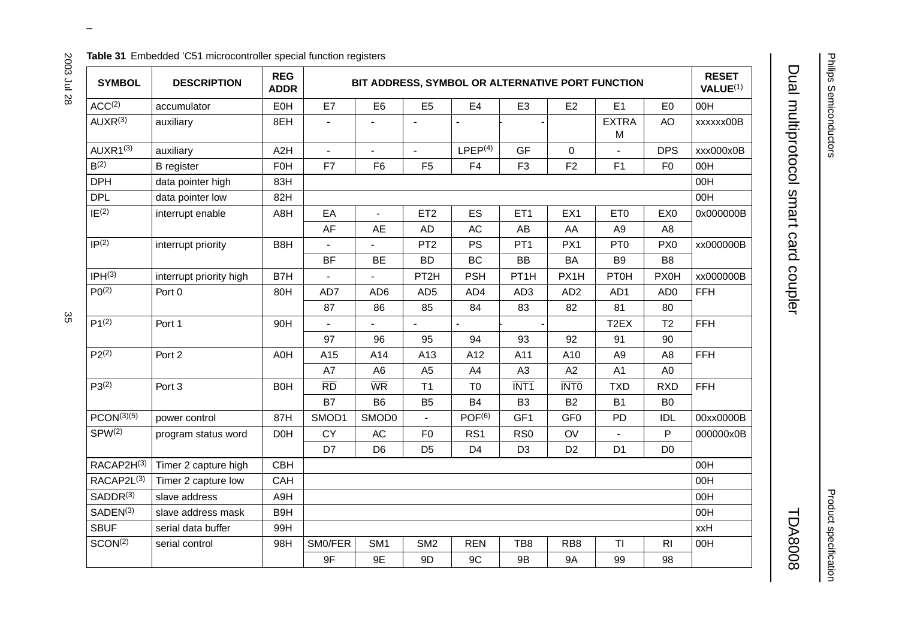**Table 31** Embedded 'C51 microcontroller special function registers

| SYMBOL | DESCRIPTION | REG ADDR | BIT ADDRESS, SYMBOL OR ALTERNATIVE PORT FUNCTION | | | | | | | | RESET VALUE(1) |
|---|---|---|---|---|---|---|---|---|---|---|---|
| ACC(2) | accumulator | E0H | E7 | E6 | E5 | E4 | E3 | E2 | E1 | E0 | 00H |
| AUXR(3) | auxiliary | 8EH | - | - | - | - | - | | EXTRAM | AO | xxxxxx00B |
| AUXR1(3) | auxiliary | A2H | - | - | - | LPEP(4) | GF | 0 | - | DPS | xxx000x0B |
| B(2) | B register | F0H | F7 | F6 | F5 | F4 | F3 | F2 | F1 | F0 | 00H |
| DPH | data pointer high | 83H | | | | | | | | | 00H |
| DPL | data pointer low | 82H | | | | | | | | | 00H |
| IE(2) | interrupt enable | A8H | EA | - | ET2 | ES | ET1 | EX1 | ET0 | EX0 | 0x000000B |
| | | | AF | AE | AD | AC | AB | AA | A9 | A8 | |
| IP(2) | interrupt priority | B8H | - | - | PT2 | PS | PT1 | PX1 | PT0 | PX0 | xx000000B |
| | | | BF | BE | BD | BC | BB | BA | B9 | B8 | |
| IPH(3) | interrupt priority high | B7H | - | - | PT2H | PSH | PT1H | PX1H | PT0H | PX0H | xx000000B |
| P0(2) | Port 0 | 80H | AD7 | AD6 | AD5 | AD4 | AD3 | AD2 | AD1 | AD0 | FFH |
| | | | 87 | 86 | 85 | 84 | 83 | 82 | 81 | 80 | |
| P1(2) | Port 1 | 90H | - | - | - | - | - | | T2EX | T2 | FFH |
| | | | 97 | 96 | 95 | 94 | 93 | 92 | 91 | 90 | |
| P2(2) | Port 2 | A0H | A15 | A14 | A13 | A12 | A11 | A10 | A9 | A8 | FFH |
| | | | A7 | A6 | A5 | A4 | A3 | A2 | A1 | A0 | |
| P3(2) | Port 3 | B0H | $\overline{RD}$ | $\overline{WR}$ | T1 | T0 | $\overline{INT1}$ | $\overline{INT0}$ | TXD | RXD | FFH |
| | | | B7 | B6 | B5 | B4 | B3 | B2 | B1 | B0 | |
| PCON(3)(5) | power control | 87H | SMOD1 | SMOD0 | - | POF(6) | GF1 | GF0 | PD | IDL | 00xx0000B |
| SPW(2) | program status word | D0H | CY | AC | F0 | RS1 | RS0 | OV | - | P | 000000x0B |
| | | | D7 | D6 | D5 | D4 | D3 | D2 | D1 | D0 | |
| RACAP2H(3) | Timer 2 capture high | CBH | | | | | | | | | 00H |
| RACAP2L(3) | Timer 2 capture low | CAH | | | | | | | | | 00H |
| SADDR(3) | slave address | A9H | | | | | | | | | 00H |
| SADEN(3) | slave address mask | B9H | | | | | | | | | 00H |
| SBUF | serial data buffer | 99H | | | | | | | | | xxH |
| SCON(2) | serial control | 98H | SM0/FER | SM1 | SM2 | REN | TB8 | RB8 | TI | RI | 00H |
| | | | 9F | 9E | 9D | 9C | 9B | 9A | 99 | 98 | |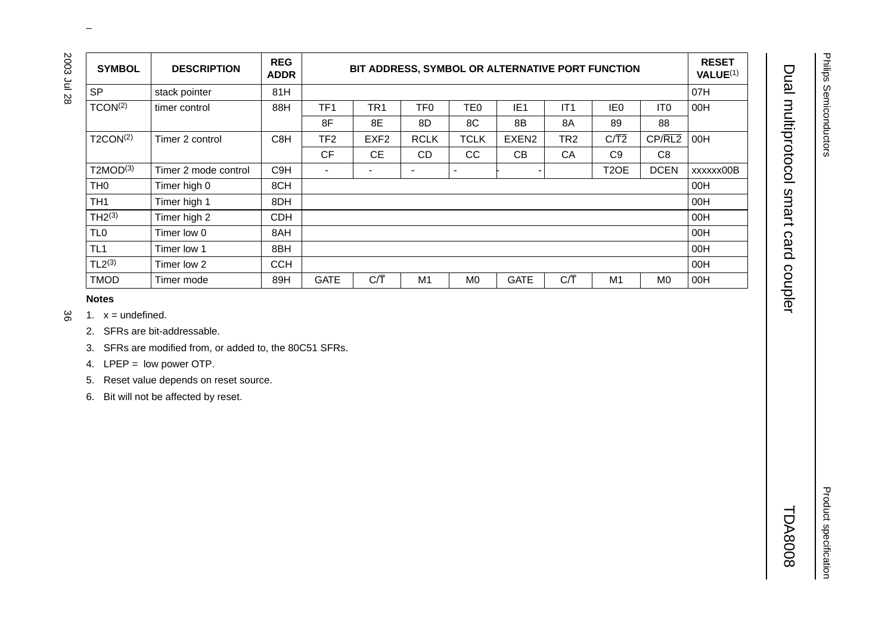| SYMBOL | DESCRIPTION | REG ADDR | BIT ADDRESS, SYMBOL OR ALTERNATIVE PORT FUNCTION | | | | | | | | RESET VALUE[(1)] |
|---|---|---|---|---|---|---|---|---|---|---|---|
| SP | stack pointer | 81H | | | | | | | | | 07H |
| TCON[(2)] | timer control | 88H | TF1 | TR1 | TF0 | TE0 | IE1 | IT1 | IE0 | IT0 | 00H |
| | | | 8F | 8E | 8D | 8C | 8B | 8A | 89 | 88 | |
| T2CON[(2)] | Timer 2 control | C8H | TF2 | EXF2 | RCLK | TCLK | EXEN2 | TR2 | $C/\overline{T2}$ | $CP/\overline{RL2}$ | 00H |
| | | | CF | CE | CD | CC | CB | CA | C9 | C8 | |
| T2MOD[(3)] | Timer 2 mode control | C9H | - | - | - | - | - | | T2OE | DCEN | xxxxxx00B |
| TH0 | Timer high 0 | 8CH | | | | | | | | | 00H |
| TH1 | Timer high 1 | 8DH | | | | | | | | | 00H |
| TH2[(3)] | Timer high 2 | CDH | | | | | | | | | 00H |
| TL0 | Timer low 0 | 8AH | | | | | | | | | 00H |
| TL1 | Timer low 1 | 8BH | | | | | | | | | 00H |
| TL2[(3)] | Timer low 2 | CCH | | | | | | | | | 00H |
| TMOD | Timer mode | 89H | GATE | $C/\overline{T}$ | M1 | M0 | GATE | $C/\overline{T}$ | M1 | M0 | 00H |

**Notes**

1. x = undefined.
2. SFRs are bit-addressable.
3. SFRs are modified from, or added to, the 80C51 SFRs.
4. LPEP = low power OTP.
5. Reset value depends on reset source.
6. Bit will not be affected by reset.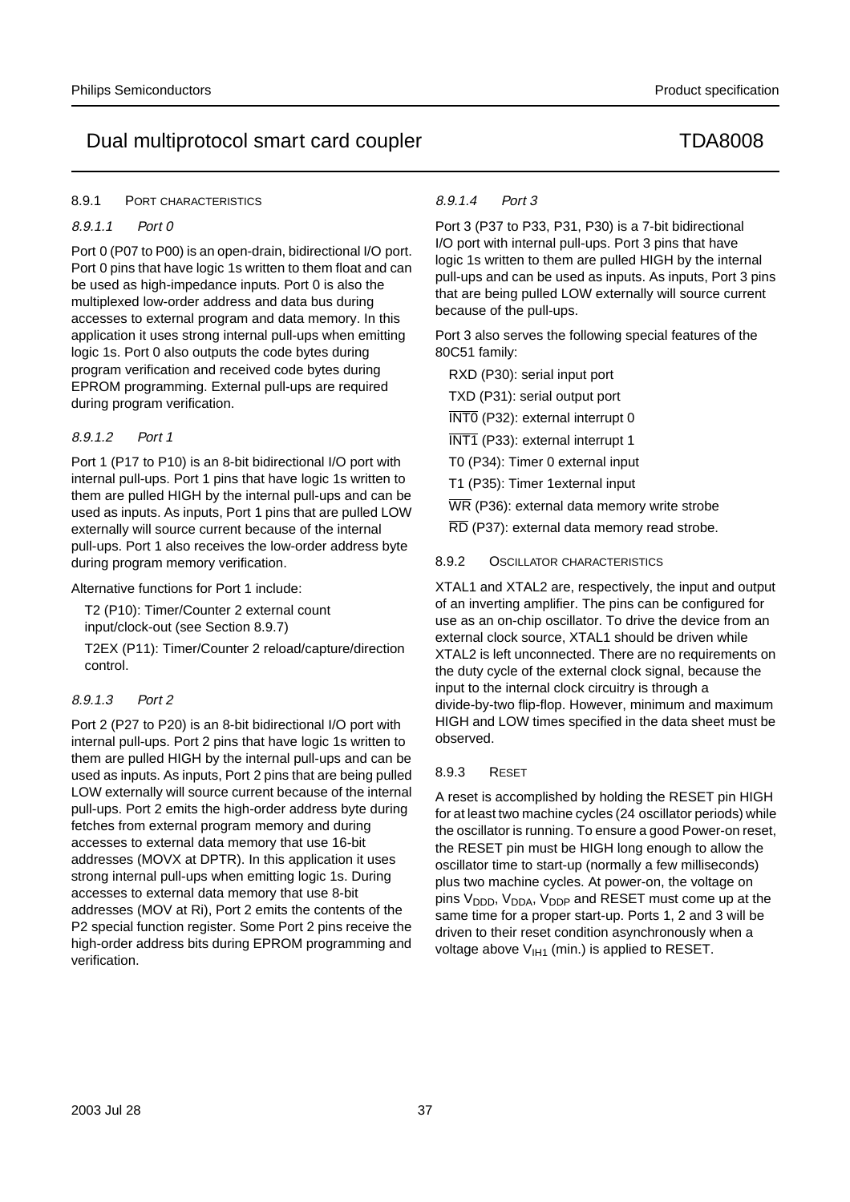#### 8.9.1 PORT CHARACTERISTICS

##### *8.9.1.1 Port 0*

Port 0 (P07 to P00) is an open-drain, bidirectional I/O port. Port 0 pins that have logic 1s written to them float and can be used as high-impedance inputs. Port 0 is also the multiplexed low-order address and data bus during accesses to external program and data memory. In this application it uses strong internal pull-ups when emitting logic 1s. Port 0 also outputs the code bytes during program verification and received code bytes during EPROM programming. External pull-ups are required during program verification.

##### *8.9.1.2 Port 1*

Port 1 (P17 to P10) is an 8-bit bidirectional I/O port with internal pull-ups. Port 1 pins that have logic 1s written to them are pulled HIGH by the internal pull-ups and can be used as inputs. As inputs, Port 1 pins that are pulled LOW externally will source current because of the internal pull-ups. Port 1 also receives the low-order address byte during program memory verification.

Alternative functions for Port 1 include:

T2 (P10): Timer/Counter 2 external count input/clock-out (see Section 8.9.7)

T2EX (P11): Timer/Counter 2 reload/capture/direction control.

##### *8.9.1.3 Port 2*

Port 2 (P27 to P20) is an 8-bit bidirectional I/O port with internal pull-ups. Port 2 pins that have logic 1s written to them are pulled HIGH by the internal pull-ups and can be used as inputs. As inputs, Port 2 pins that are being pulled LOW externally will source current because of the internal pull-ups. Port 2 emits the high-order address byte during fetches from external program memory and during accesses to external data memory that use 16-bit addresses (MOVX at DPTR). In this application it uses strong internal pull-ups when emitting logic 1s. During accesses to external data memory that use 8-bit addresses (MOV at Ri), Port 2 emits the contents of the P2 special function register. Some Port 2 pins receive the high-order address bits during EPROM programming and verification.

##### *8.9.1.4 Port 3*

Port 3 (P37 to P33, P31, P30) is a 7-bit bidirectional I/O port with internal pull-ups. Port 3 pins that have logic 1s written to them are pulled HIGH by the internal pull-ups and can be used as inputs. As inputs, Port 3 pins that are being pulled LOW externally will source current because of the pull-ups.

Port 3 also serves the following special features of the 80C51 family:

RXD (P30): serial input port

TXD (P31): serial output port

$\overline{\text{INT0}}$ (P32): external interrupt 0

$\overline{\text{INT1}}$ (P33): external interrupt 1

T0 (P34): Timer 0 external input

T1 (P35): Timer 1external input

$\overline{\text{WR}}$ (P36): external data memory write strobe

$\overline{\text{RD}}$ (P37): external data memory read strobe.

#### 8.9.2 OSCILLATOR CHARACTERISTICS

XTAL1 and XTAL2 are, respectively, the input and output of an inverting amplifier. The pins can be configured for use as an on-chip oscillator. To drive the device from an external clock source, XTAL1 should be driven while XTAL2 is left unconnected. There are no requirements on the duty cycle of the external clock signal, because the input to the internal clock circuitry is through a divide-by-two flip-flop. However, minimum and maximum HIGH and LOW times specified in the data sheet must be observed.

#### 8.9.3 RESET

A reset is accomplished by holding the RESET pin HIGH for at least two machine cycles (24 oscillator periods) while the oscillator is running. To ensure a good Power-on reset, the RESET pin must be HIGH long enough to allow the oscillator time to start-up (normally a few milliseconds) plus two machine cycles. At power-on, the voltage on pins $V_{DDD}$, $V_{DDA}$, $V_{DDP}$ and RESET must come up at the same time for a proper start-up. Ports 1, 2 and 3 will be driven to their reset condition asynchronously when a voltage above $V_{IH1}$ (min.) is applied to RESET.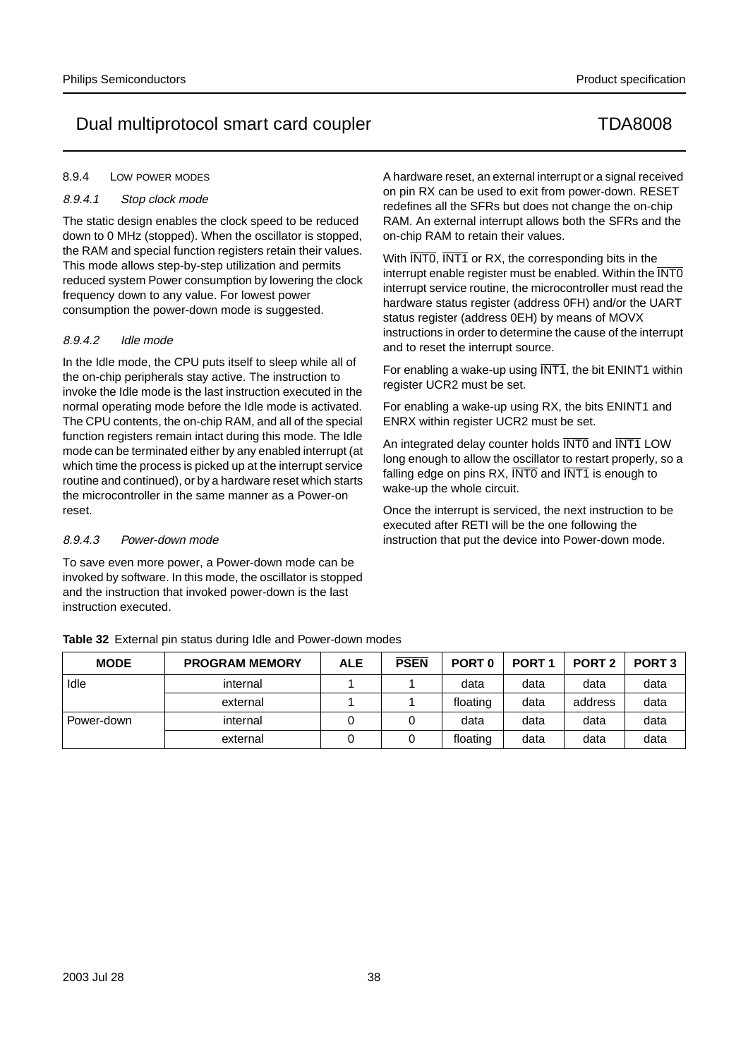#### 8.9.4 LOW POWER MODES

##### 8.9.4.1 *Stop clock mode*

The static design enables the clock speed to be reduced down to 0 MHz (stopped). When the oscillator is stopped, the RAM and special function registers retain their values. This mode allows step-by-step utilization and permits reduced system Power consumption by lowering the clock frequency down to any value. For lowest power consumption the power-down mode is suggested.

##### 8.9.4.2 *Idle mode*

In the Idle mode, the CPU puts itself to sleep while all of the on-chip peripherals stay active. The instruction to invoke the Idle mode is the last instruction executed in the normal operating mode before the Idle mode is activated. The CPU contents, the on-chip RAM, and all of the special function registers remain intact during this mode. The Idle mode can be terminated either by any enabled interrupt (at which time the process is picked up at the interrupt service routine and continued), or by a hardware reset which starts the microcontroller in the same manner as a Power-on reset.

##### 8.9.4.3 *Power-down mode*

To save even more power, a Power-down mode can be invoked by software. In this mode, the oscillator is stopped and the instruction that invoked power-down is the last instruction executed.

A hardware reset, an external interrupt or a signal received on pin RX can be used to exit from power-down. RESET redefines all the SFRs but does not change the on-chip RAM. An external interrupt allows both the SFRs and the on-chip RAM to retain their values.

With $\overline{\text{INT0}}$, $\overline{\text{INT1}}$ or RX, the corresponding bits in the interrupt enable register must be enabled. Within the $\overline{\text{INT0}}$ interrupt service routine, the microcontroller must read the hardware status register (address 0FH) and/or the UART status register (address 0EH) by means of MOVX instructions in order to determine the cause of the interrupt and to reset the interrupt source.

For enabling a wake-up using $\overline{\text{INT1}}$, the bit ENINT1 within register UCR2 must be set.

For enabling a wake-up using RX, the bits ENINT1 and ENRX within register UCR2 must be set.

An integrated delay counter holds $\overline{\text{INT0}}$ and $\overline{\text{INT1}}$ LOW long enough to allow the oscillator to restart properly, so a falling edge on pins RX, $\overline{\text{INT0}}$ and $\overline{\text{INT1}}$ is enough to wake-up the whole circuit.

Once the interrupt is serviced, the next instruction to be executed after RETI will be the one following the instruction that put the device into Power-down mode.

**Table 32** External pin status during Idle and Power-down modes

| MODE | PROGRAM MEMORY | ALE | $\overline{\text{PSEN}}$ | PORT 0 | PORT 1 | PORT 2 | PORT 3 |
|---|---|---|---|---|---|---|---|
| Idle | internal | 1 | 1 | data | data | data | data |
| | external | 1 | 1 | floating | data | address | data |
| Power-down | internal | 0 | 0 | data | data | data | data |
| | external | 0 | 0 | floating | data | data | data |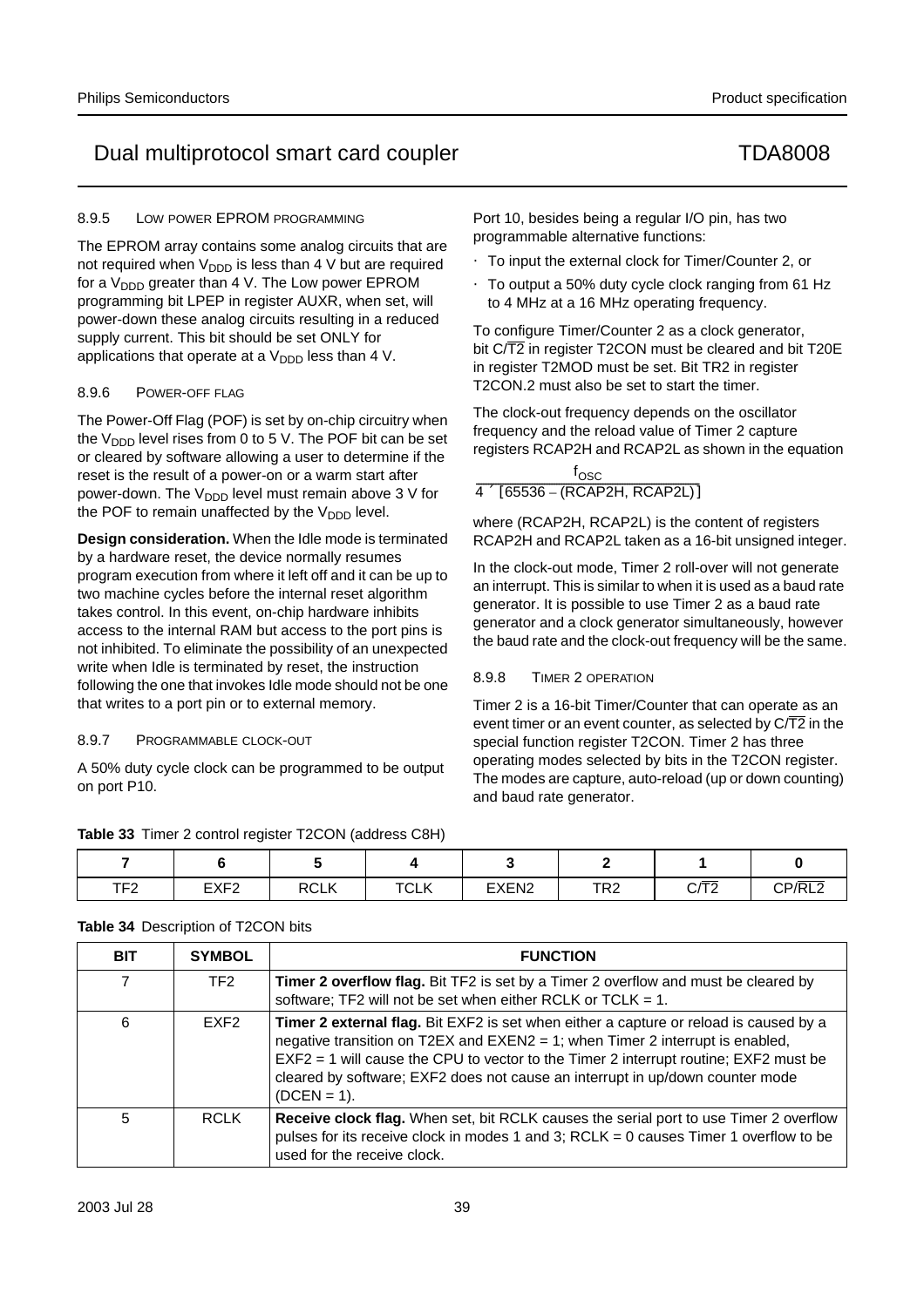#### 8.9.5 LOW POWER EPROM PROGRAMMING

The EPROM array contains some analog circuits that are not required when $V_{DDD}$ is less than 4 V but are required for a $V_{DDD}$ greater than 4 V. The Low power EPROM programming bit LPEP in register AUXR, when set, will power-down these analog circuits resulting in a reduced supply current. This bit should be set ONLY for applications that operate at a $V_{DDD}$ less than 4 V.

#### 8.9.6 POWER-OFF FLAG

The Power-Off Flag (POF) is set by on-chip circuitry when the $V_{DDD}$ level rises from 0 to 5 V. The POF bit can be set or cleared by software allowing a user to determine if the reset is the result of a power-on or a warm start after power-down. The $V_{DDD}$ level must remain above 3 V for the POF to remain unaffected by the $V_{DDD}$ level.

**Design consideration.** When the Idle mode is terminated by a hardware reset, the device normally resumes program execution from where it left off and it can be up to two machine cycles before the internal reset algorithm takes control. In this event, on-chip hardware inhibits access to the internal RAM but access to the port pins is not inhibited. To eliminate the possibility of an unexpected write when Idle is terminated by reset, the instruction following the one that invokes Idle mode should not be one that writes to a port pin or to external memory.

#### 8.9.7 PROGRAMMABLE CLOCK-OUT

A 50% duty cycle clock can be programmed to be output on port P10.

Port 10, besides being a regular I/O pin, has two programmable alternative functions:

- To input the external clock for Timer/Counter 2, or
- To output a 50% duty cycle clock ranging from 61 Hz to 4 MHz at a 16 MHz operating frequency.

To configure Timer/Counter 2 as a clock generator, bit C/$\overline{\text{T2}}$ in register T2CON must be cleared and bit T20E in register T2MOD must be set. Bit TR2 in register T2CON.2 must also be set to start the timer.

The clock-out frequency depends on the oscillator frequency and the reload value of Timer 2 capture registers RCAP2H and RCAP2L as shown in the equation

$$\frac{f_{OSC}}{4 \times [65536 - (\text{RCAP2H, RCAP2L})]}$$

where (RCAP2H, RCAP2L) is the content of registers RCAP2H and RCAP2L taken as a 16-bit unsigned integer.

In the clock-out mode, Timer 2 roll-over will not generate an interrupt. This is similar to when it is used as a baud rate generator. It is possible to use Timer 2 as a baud rate generator and a clock generator simultaneously, however the baud rate and the clock-out frequency will be the same.

#### 8.9.8 TIMER 2 OPERATION

Timer 2 is a 16-bit Timer/Counter that can operate as an event timer or an event counter, as selected by C/$\overline{\text{T2}}$ in the special function register T2CON. Timer 2 has three operating modes selected by bits in the T2CON register. The modes are capture, auto-reload (up or down counting) and baud rate generator.

**Table 33** Timer 2 control register T2CON (address C8H)

| 7 | 6 | 5 | 4 | 3 | 2 | 1 | 0 |
|---|---|---|---|---|---|---|---|
| TF2 | EXF2 | RCLK | TCLK | EXEN2 | TR2 | C/$\overline{\text{T2}}$ | CP/$\overline{\text{RL2}}$ |

**Table 34** Description of T2CON bits

| BIT | SYMBOL | FUNCTION |
|---|---|---|
| 7 | TF2 | **Timer 2 overflow flag.** Bit TF2 is set by a Timer 2 overflow and must be cleared by software; TF2 will not be set when either RCLK or TCLK = 1. |
| 6 | EXF2 | **Timer 2 external flag.** Bit EXF2 is set when either a capture or reload is caused by a negative transition on T2EX and EXEN2 = 1; when Timer 2 interrupt is enabled, EXF2 = 1 will cause the CPU to vector to the Timer 2 interrupt routine; EXF2 must be cleared by software; EXF2 does not cause an interrupt in up/down counter mode (DCEN = 1). |
| 5 | RCLK | **Receive clock flag.** When set, bit RCLK causes the serial port to use Timer 2 overflow pulses for its receive clock in modes 1 and 3; RCLK = 0 causes Timer 1 overflow to be used for the receive clock. |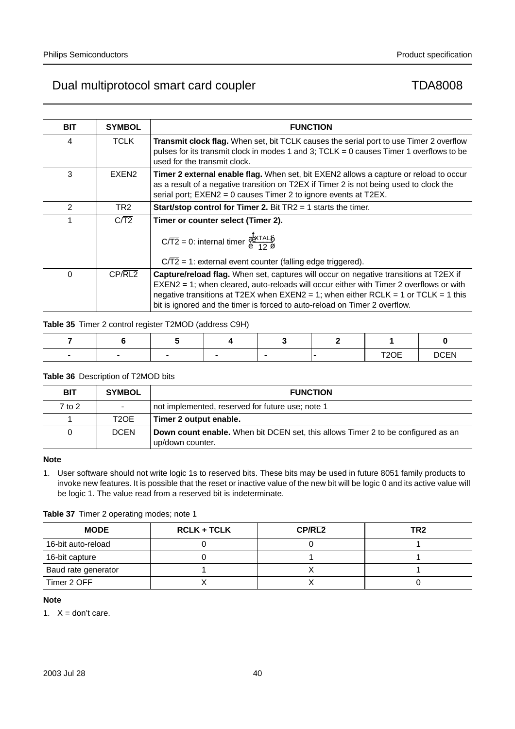| BIT | SYMBOL | FUNCTION |
|---|---|---|
| 4 | TCLK | **Transmit clock flag.** When set, bit TCLK causes the serial port to use Timer 2 overflow pulses for its transmit clock in modes 1 and 3; TCLK = 0 causes Timer 1 overflows to be used for the transmit clock. |
| 3 | EXEN2 | **Timer 2 external enable flag.** When set, bit EXEN2 allows a capture or reload to occur as a result of a negative transition on T2EX if Timer 2 is not being used to clock the serial port; EXEN2 = 0 causes Timer 2 to ignore events at T2EX. |
| 2 | TR2 | **Start/stop control for Timer 2.** Bit TR2 = 1 starts the timer. |
| 1 | $C/\overline{T2}$ | **Timer or counter select (Timer 2).** $C/\overline{T2}$ = 0: internal timer $\left(\frac{f_{XTAL}}{12}\right)$ $C/\overline{T2}$ = 1: external event counter (falling edge triggered). |
| 0 | $CP/\overline{RL2}$ | **Capture/reload flag.** When set, captures will occur on negative transitions at T2EX if EXEN2 = 1; when cleared, auto-reloads will occur either with Timer 2 overflows or with negative transitions at T2EX when EXEN2 = 1; when either RCLK = 1 or TCLK = 1 this bit is ignored and the timer is forced to auto-reload on Timer 2 overflow. |

**Table 35** Timer 2 control register T2MOD (address C9H)

| 7 | 6 | 5 | 4 | 3 | 2 | 1 | 0 |
|---|---|---|---|---|---|---|---|
| - | - | - | - | - | - | T2OE | DCEN |

**Table 36** Description of T2MOD bits

| BIT | SYMBOL | FUNCTION |
|---|---|---|
| 7 to 2 | - | not implemented, reserved for future use; note 1 |
| 1 | T2OE | **Timer 2 output enable.** |
| 0 | DCEN | **Down count enable.** When bit DCEN set, this allows Timer 2 to be configured as an up/down counter. |

**Note**

1. User software should not write logic 1s to reserved bits. These bits may be used in future 8051 family products to invoke new features. It is possible that the reset or inactive value of the new bit will be logic 0 and its active value will be logic 1. The value read from a reserved bit is indeterminate.

**Table 37** Timer 2 operating modes; note 1

| MODE | RCLK + TCLK | $CP/\overline{RL2}$ | TR2 |
|---|---|---|---|
| 16-bit auto-reload | 0 | 0 | 1 |
| 16-bit capture | 0 | 1 | 1 |
| Baud rate generator | 1 | X | 1 |
| Timer 2 OFF | X | X | 0 |

**Note**

1. X = don't care.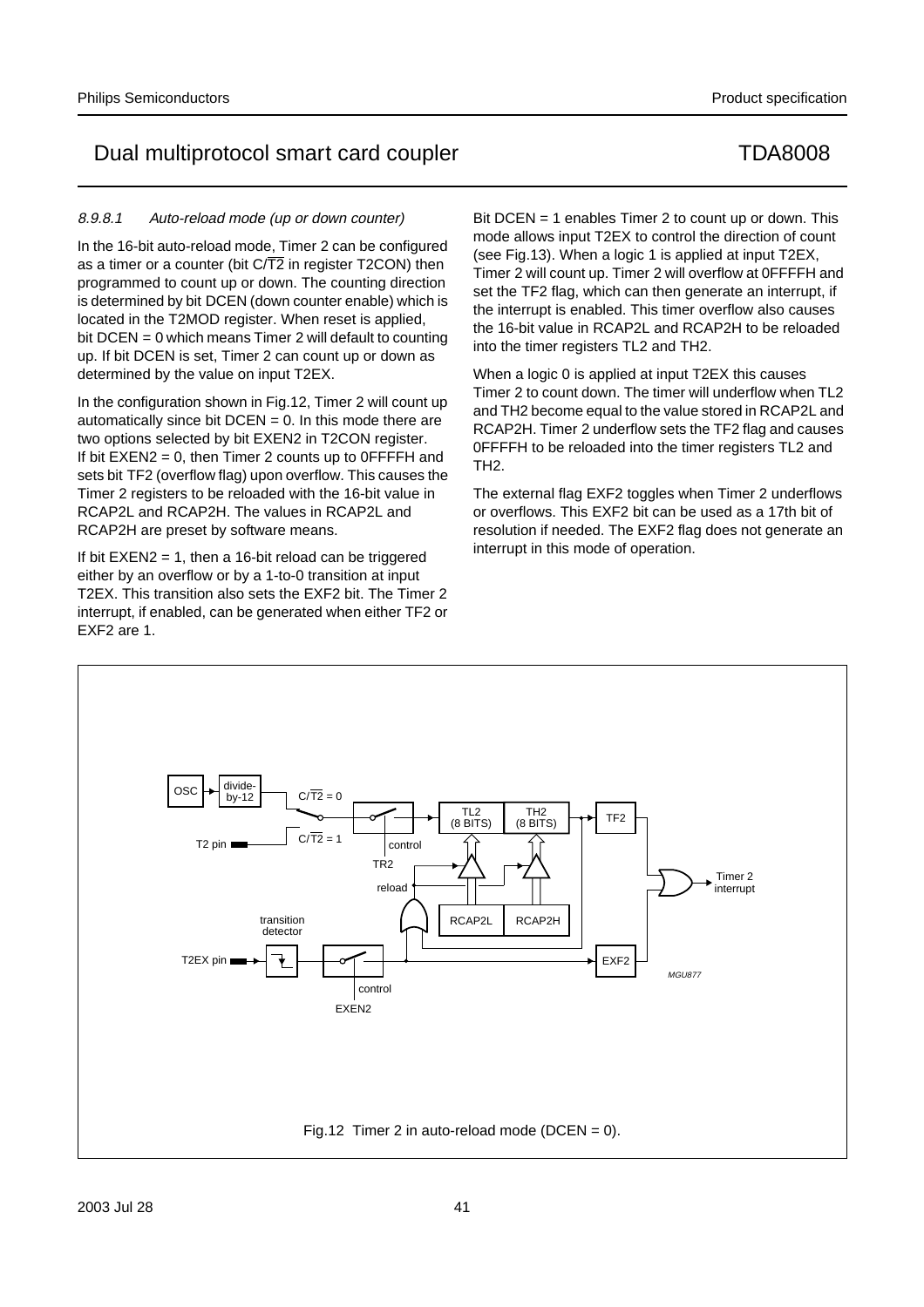#### 8.9.8.1 *Auto-reload mode (up or down counter)*

In the 16-bit auto-reload mode, Timer 2 can be configured as a timer or a counter (bit C/$\overline{T2}$ in register T2CON) then programmed to count up or down. The counting direction is determined by bit DCEN (down counter enable) which is located in the T2MOD register. When reset is applied, bit DCEN = 0 which means Timer 2 will default to counting up. If bit DCEN is set, Timer 2 can count up or down as determined by the value on input T2EX.

In the configuration shown in Fig.12, Timer 2 will count up automatically since bit DCEN = 0. In this mode there are two options selected by bit EXEN2 in T2CON register. If bit EXEN2 = 0, then Timer 2 counts up to 0FFFFH and sets bit TF2 (overflow flag) upon overflow. This causes the Timer 2 registers to be reloaded with the 16-bit value in RCAP2L and RCAP2H. The values in RCAP2L and RCAP2H are preset by software means.

If bit EXEN2 = 1, then a 16-bit reload can be triggered either by an overflow or by a 1-to-0 transition at input T2EX. This transition also sets the EXF2 bit. The Timer 2 interrupt, if enabled, can be generated when either TF2 or EXF2 are 1.

Bit DCEN = 1 enables Timer 2 to count up or down. This mode allows input T2EX to control the direction of count (see Fig.13). When a logic 1 is applied at input T2EX, Timer 2 will count up. Timer 2 will overflow at 0FFFFH and set the TF2 flag, which can then generate an interrupt, if the interrupt is enabled. This timer overflow also causes the 16-bit value in RCAP2L and RCAP2H to be reloaded into the timer registers TL2 and TH2.

When a logic 0 is applied at input T2EX this causes Timer 2 to count down. The timer will underflow when TL2 and TH2 become equal to the value stored in RCAP2L and RCAP2H. Timer 2 underflow sets the TF2 flag and causes 0FFFFH to be reloaded into the timer registers TL2 and TH2.

The external flag EXF2 toggles when Timer 2 underflows or overflows. This EXF2 bit can be used as a 17th bit of resolution if needed. The EXF2 flag does not generate an interrupt in this mode of operation.

Fig.12 Timer 2 in auto-reload mode (DCEN = 0).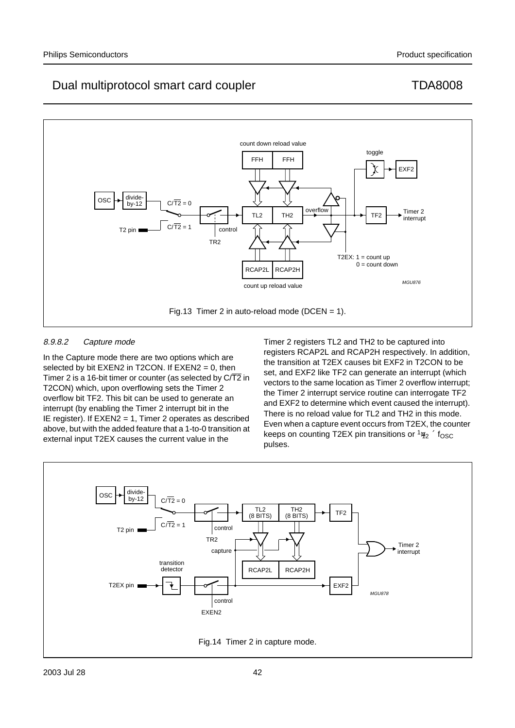Fig.13 Timer 2 in auto-reload mode (DCEN = 1).

#### 8.9.8.2 Capture mode

In the Capture mode there are two options which are selected by bit EXEN2 in T2CON. If EXEN2 = 0, then Timer 2 is a 16-bit timer or counter (as selected by $C/\overline{T2}$ in T2CON) which, upon overflowing sets the Timer 2 overflow bit TF2. This bit can be used to generate an interrupt (by enabling the Timer 2 interrupt bit in the IE register). If EXEN2 = 1, Timer 2 operates as described above, but with the added feature that a 1-to-0 transition at external input T2EX causes the current value in the Timer 2 registers TL2 and TH2 to be captured into registers RCAP2L and RCAP2H respectively. In addition, the transition at T2EX causes bit EXF2 in T2CON to be set, and EXF2 like TF2 can generate an interrupt (which vectors to the same location as Timer 2 overflow interrupt; the Timer 2 interrupt service routine can interrogate TF2 and EXF2 to determine which event caused the interrupt). There is no reload value for TL2 and TH2 in this mode. Even when a capture event occurs from T2EX, the counter keeps on counting T2EX pin transitions or $\frac{1}{12} \times f_{OSC}$ pulses.

Fig.14 Timer 2 in capture mode.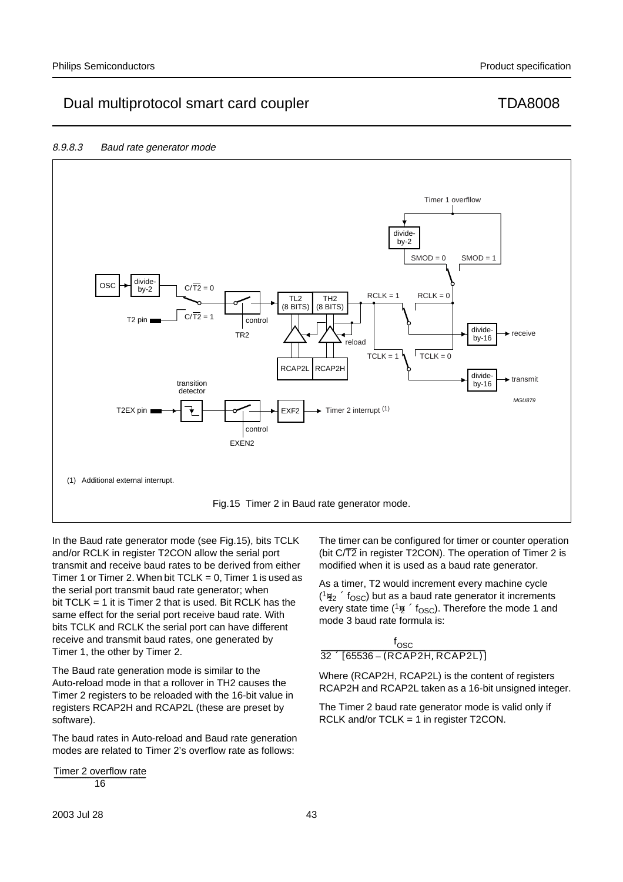#### 8.9.8.3 Baud rate generator mode

(1) Additional external interrupt.

Fig.15 Timer 2 in Baud rate generator mode.

In the Baud rate generator mode (see Fig.15), bits TCLK and/or RCLK in register T2CON allow the serial port transmit and receive baud rates to be derived from either Timer 1 or Timer 2. When bit TCLK = 0, Timer 1 is used as the serial port transmit baud rate generator; when bit TCLK = 1 it is Timer 2 that is used. Bit RCLK has the same effect for the serial port receive baud rate. With bits TCLK and RCLK the serial port can have different receive and transmit baud rates, one generated by Timer 1, the other by Timer 2.

The Baud rate generation mode is similar to the Auto-reload mode in that a rollover in TH2 causes the Timer 2 registers to be reloaded with the 16-bit value in registers RCAP2H and RCAP2L (these are preset by software).

The baud rates in Auto-reload and Baud rate generation modes are related to Timer 2's overflow rate as follows:

$$\frac{\text{Timer 2 overflow rate}}{16}$$

The timer can be configured for timer or counter operation (bit C/$\overline{\text{T2}}$ in register T2CON). The operation of Timer 2 is modified when it is used as a baud rate generator.

As a timer, T2 would increment every machine cycle ($\frac{1}{12} \times f_{OSC}$) but as a baud rate generator it increments every state time ($\frac{1}{2} \times f_{OSC}$). Therefore the mode 1 and mode 3 baud rate formula is:

$$\frac{f_{OSC}}{32 \times [65536 - (RCAP2H, RCAP2L)]}$$

Where (RCAP2H, RCAP2L) is the content of registers RCAP2H and RCAP2L taken as a 16-bit unsigned integer.

The Timer 2 baud rate generator mode is valid only if RCLK and/or TCLK = 1 in register T2CON.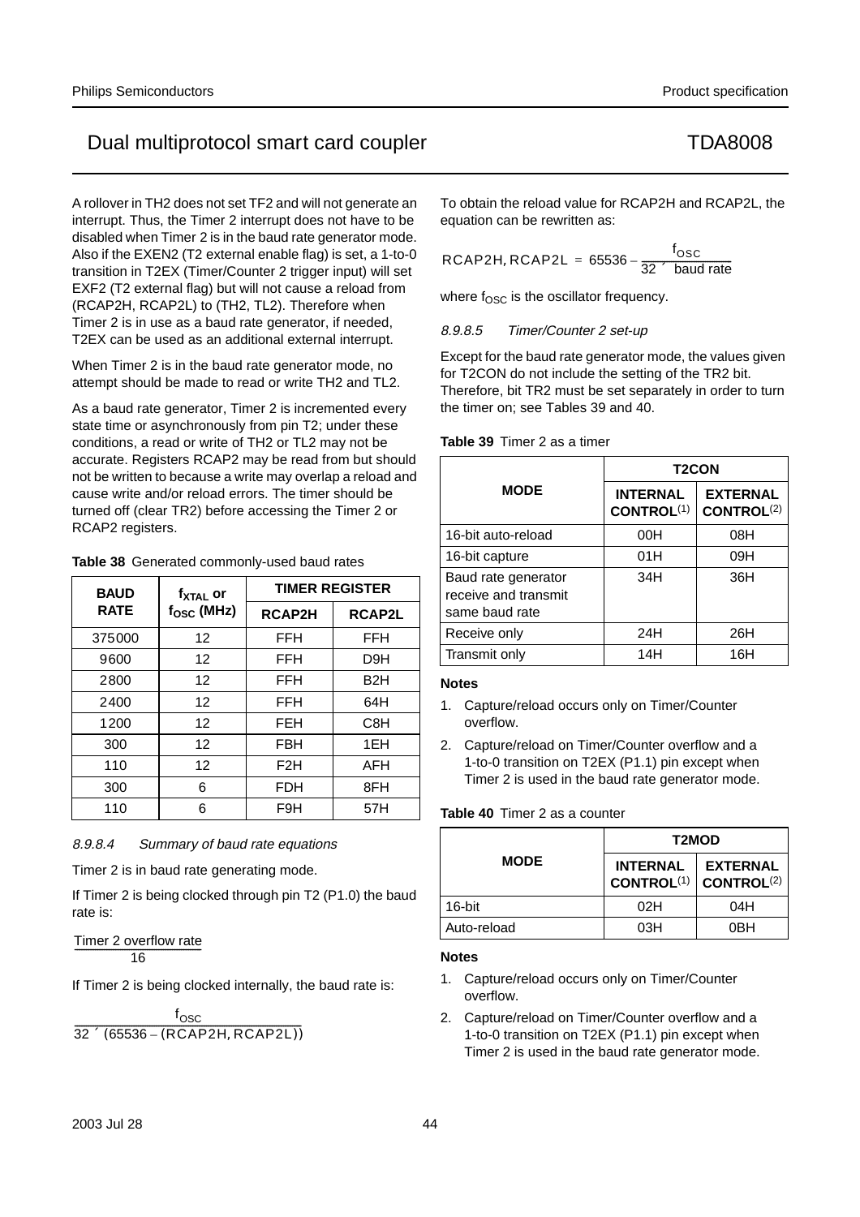A rollover in TH2 does not set TF2 and will not generate an interrupt. Thus, the Timer 2 interrupt does not have to be disabled when Timer 2 is in the baud rate generator mode. Also if the EXEN2 (T2 external enable flag) is set, a 1-to-0 transition in T2EX (Timer/Counter 2 trigger input) will set EXF2 (T2 external flag) but will not cause a reload from (RCAP2H, RCAP2L) to (TH2, TL2). Therefore when Timer 2 is in use as a baud rate generator, if needed, T2EX can be used as an additional external interrupt.

When Timer 2 is in the baud rate generator mode, no attempt should be made to read or write TH2 and TL2.

As a baud rate generator, Timer 2 is incremented every state time or asynchronously from pin T2; under these conditions, a read or write of TH2 or TL2 may not be accurate. Registers RCAP2 may be read from but should not be written to because a write may overlap a reload and cause write and/or reload errors. The timer should be turned off (clear TR2) before accessing the Timer 2 or RCAP2 registers.

**Table 38** Generated commonly-used baud rates

| BAUD RATE | $f_{XTAL}$ or $f_{OSC}$ (MHz) | TIMER REGISTER | |
|---|---|---|---|
| | | RCAP2H | RCAP2L |
| 375000 | 12 | FFH | FFH |
| 9600 | 12 | FFH | D9H |
| 2800 | 12 | FFH | B2H |
| 2400 | 12 | FFH | 64H |
| 1200 | 12 | FEH | C8H |
| 300 | 12 | FBH | 1EH |
| 110 | 12 | F2H | AFH |
| 300 | 6 | FDH | 8FH |
| 110 | 6 | F9H | 57H |

#### 8.9.8.4 Summary of baud rate equations

Timer 2 is in baud rate generating mode.

If Timer 2 is being clocked through pin T2 (P1.0) the baud rate is:

$$\frac{\text{Timer 2 overflow rate}}{16}$$

If Timer 2 is being clocked internally, the baud rate is:

$$\frac{f_{OSC}}{32 \times (65536 - (\text{RCAP2H, RCAP2L}))}$$

To obtain the reload value for RCAP2H and RCAP2L, the equation can be rewritten as:

$$\text{RCAP2H, RCAP2L} = 65536 - \frac{f_{OSC}}{32 \times \text{baud rate}}$$

where $f_{OSC}$ is the oscillator frequency.

#### 8.9.8.5 Timer/Counter 2 set-up

Except for the baud rate generator mode, the values given for T2CON do not include the setting of the TR2 bit. Therefore, bit TR2 must be set separately in order to turn the timer on; see Tables 39 and 40.

**Table 39** Timer 2 as a timer

| MODE | T2CON | |
|---|---|---|
| | INTERNAL CONTROL(1) | EXTERNAL CONTROL(2) |
| 16-bit auto-reload | 00H | 08H |
| 16-bit capture | 01H | 09H |
| Baud rate generator receive and transmit same baud rate | 34H | 36H |
| Receive only | 24H | 26H |
| Transmit only | 14H | 16H |

**Notes**

1. Capture/reload occurs only on Timer/Counter overflow.
2. Capture/reload on Timer/Counter overflow and a 1-to-0 transition on T2EX (P1.1) pin except when Timer 2 is used in the baud rate generator mode.

**Table 40** Timer 2 as a counter

| MODE | T2MOD | |
|---|---|---|
| | INTERNAL CONTROL(1) | EXTERNAL CONTROL(2) |
| 16-bit | 02H | 04H |
| Auto-reload | 03H | 0BH |

**Notes**

1. Capture/reload occurs only on Timer/Counter overflow.
2. Capture/reload on Timer/Counter overflow and a 1-to-0 transition on T2EX (P1.1) pin except when Timer 2 is used in the baud rate generator mode.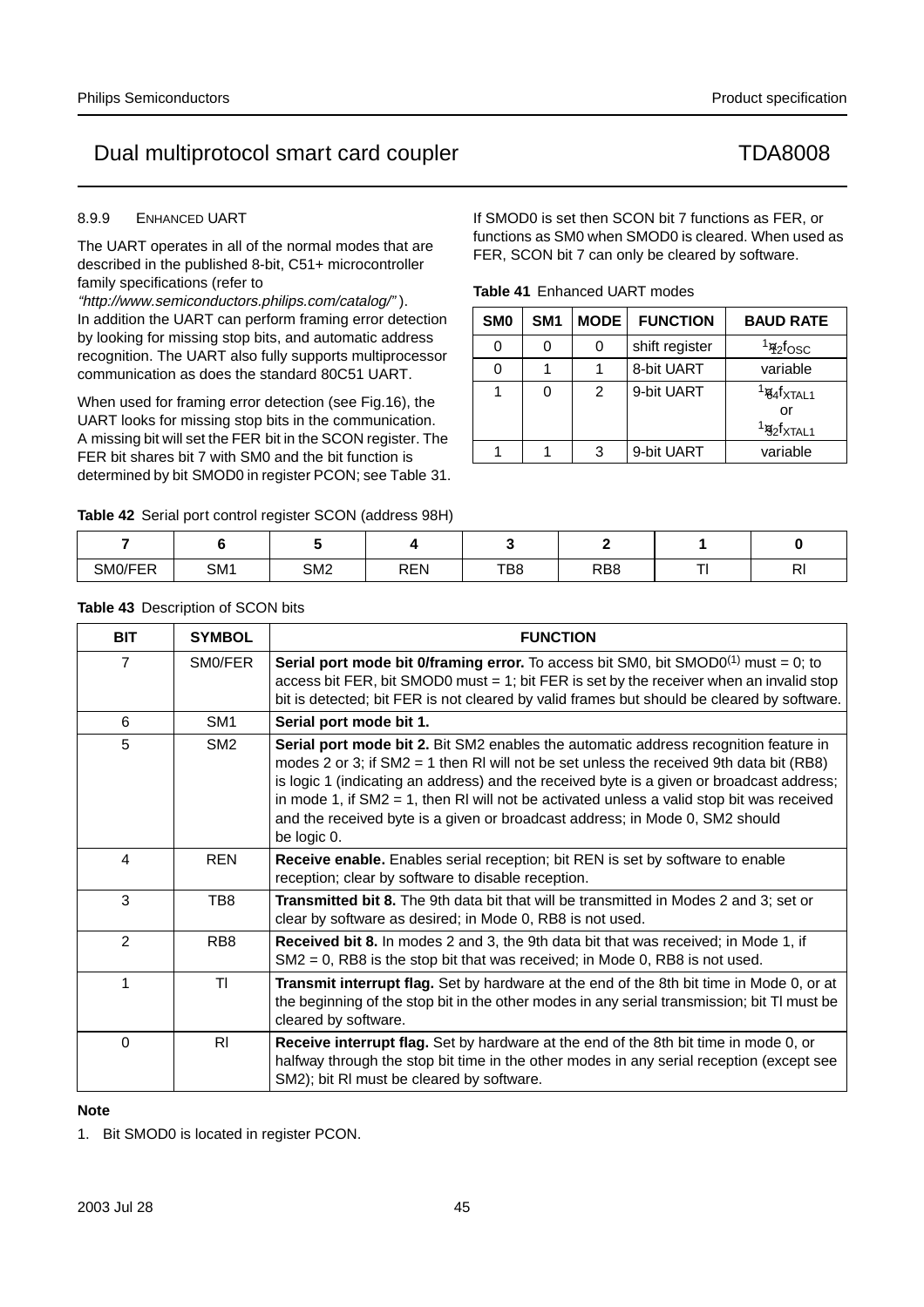### 8.9.9 ENHANCED UART

The UART operates in all of the normal modes that are described in the published 8-bit, C51+ microcontroller family specifications (refer to *"http://www.semiconductors.philips.com/catalog/"* ). In addition the UART can perform framing error detection by looking for missing stop bits, and automatic address recognition. The UART also fully supports multiprocessor communication as does the standard 80C51 UART.

When used for framing error detection (see Fig.16), the UART looks for missing stop bits in the communication. A missing bit will set the FER bit in the SCON register. The FER bit shares bit 7 with SM0 and the bit function is determined by bit SMOD0 in register PCON; see Table 31.

If SMOD0 is set then SCON bit 7 functions as FER, or functions as SM0 when SMOD0 is cleared. When used as FER, SCON bit 7 can only be cleared by software.

**Table 41** Enhanced UART modes

| SM0 | SM1 | MODE | FUNCTION | BAUD RATE |
|---|---|---|---|---|
| 0 | 0 | 0 | shift register | $\frac{1}{12}f_{OSC}$ |
| 0 | 1 | 1 | 8-bit UART | variable |
| 1 | 0 | 2 | 9-bit UART | $\frac{1}{64}f_{XTAL1}$ or $\frac{1}{32}f_{XTAL1}$ |
| 1 | 1 | 3 | 9-bit UART | variable |

**Table 42** Serial port control register SCON (address 98H)

| 7 | 6 | 5 | 4 | 3 | 2 | 1 | 0 |
|---|---|---|---|---|---|---|---|
| SM0/FER | SM1 | SM2 | REN | TB8 | RB8 | TI | RI |

**Table 43** Description of SCON bits

| BIT | SYMBOL | FUNCTION |
|---|---|---|
| 7 | SM0/FER | **Serial port mode bit 0/framing error.** To access bit SM0, bit SMOD0[(1)] must = 0; to access bit FER, bit SMOD0 must = 1; bit FER is set by the receiver when an invalid stop bit is detected; bit FER is not cleared by valid frames but should be cleared by software. |
| 6 | SM1 | **Serial port mode bit 1.** |
| 5 | SM2 | **Serial port mode bit 2.** Bit SM2 enables the automatic address recognition feature in modes 2 or 3; if SM2 = 1 then RI will not be set unless the received 9th data bit (RB8) is logic 1 (indicating an address) and the received byte is a given or broadcast address; in mode 1, if SM2 = 1, then RI will not be activated unless a valid stop bit was received and the received byte is a given or broadcast address; in Mode 0, SM2 should be logic 0. |
| 4 | REN | **Receive enable.** Enables serial reception; bit REN is set by software to enable reception; clear by software to disable reception. |
| 3 | TB8 | **Transmitted bit 8.** The 9th data bit that will be transmitted in Modes 2 and 3; set or clear by software as desired; in Mode 0, RB8 is not used. |
| 2 | RB8 | **Received bit 8.** In modes 2 and 3, the 9th data bit that was received; in Mode 1, if SM2 = 0, RB8 is the stop bit that was received; in Mode 0, RB8 is not used. |
| 1 | TI | **Transmit interrupt flag.** Set by hardware at the end of the 8th bit time in Mode 0, or at the beginning of the stop bit in the other modes in any serial transmission; bit TI must be cleared by software. |
| 0 | RI | **Receive interrupt flag.** Set by hardware at the end of the 8th bit time in mode 0, or halfway through the stop bit time in the other modes in any serial reception (except see SM2); bit RI must be cleared by software. |

**Note**

1. Bit SMOD0 is located in register PCON.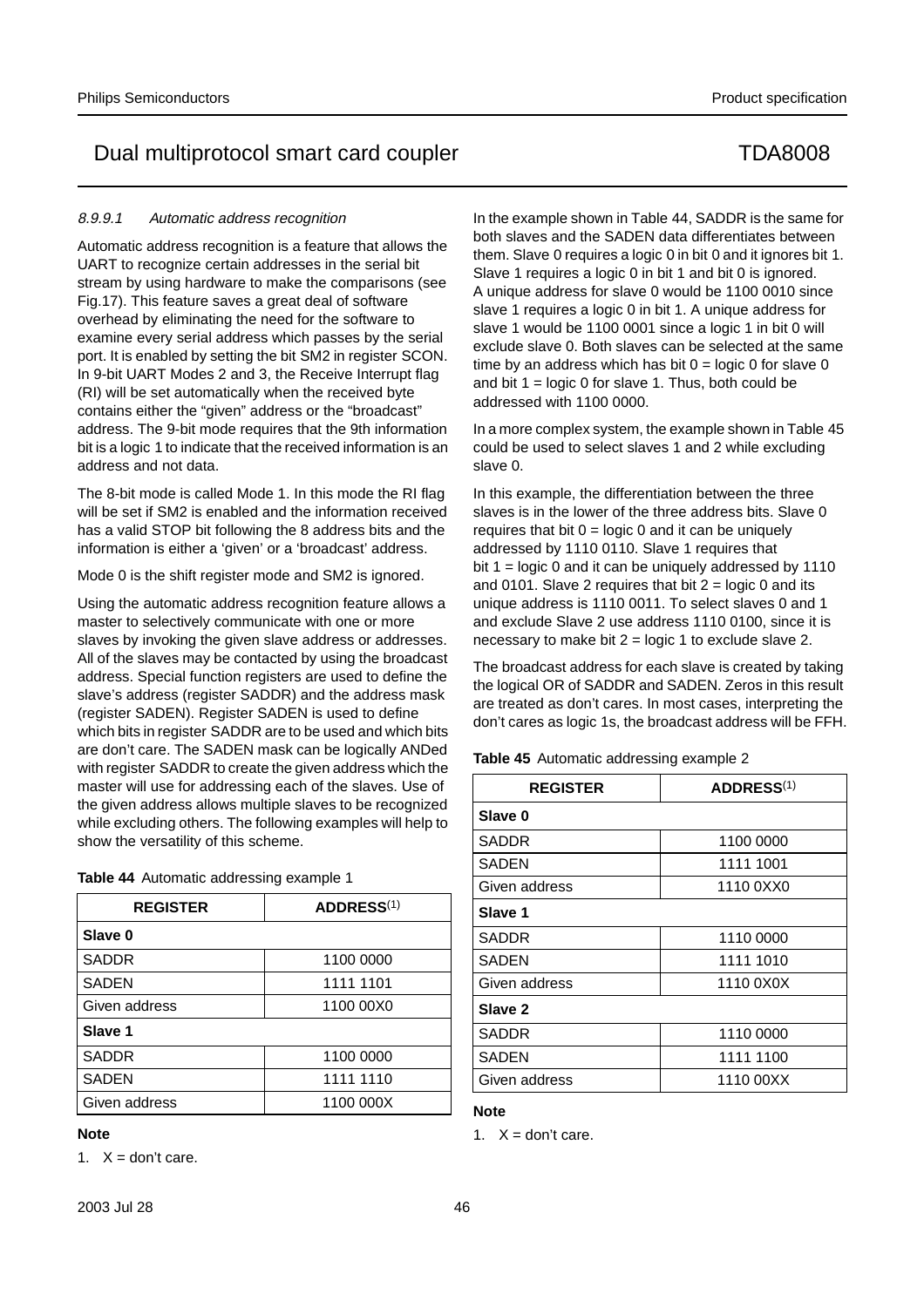#### 8.9.9.1 *Automatic address recognition*

Automatic address recognition is a feature that allows the UART to recognize certain addresses in the serial bit stream by using hardware to make the comparisons (see Fig.17). This feature saves a great deal of software overhead by eliminating the need for the software to examine every serial address which passes by the serial port. It is enabled by setting the bit SM2 in register SCON. In 9-bit UART Modes 2 and 3, the Receive Interrupt flag (RI) will be set automatically when the received byte contains either the “given” address or the “broadcast” address. The 9-bit mode requires that the 9th information bit is a logic 1 to indicate that the received information is an address and not data.

The 8-bit mode is called Mode 1. In this mode the RI flag will be set if SM2 is enabled and the information received has a valid STOP bit following the 8 address bits and the information is either a ‘given’ or a ‘broadcast’ address.

Mode 0 is the shift register mode and SM2 is ignored.

Using the automatic address recognition feature allows a master to selectively communicate with one or more slaves by invoking the given slave address or addresses. All of the slaves may be contacted by using the broadcast address. Special function registers are used to define the slave’s address (register SADDR) and the address mask (register SADEN). Register SADEN is used to define which bits in register SADDR are to be used and which bits are don’t care. The SADEN mask can be logically ANDed with register SADDR to create the given address which the master will use for addressing each of the slaves. Use of the given address allows multiple slaves to be recognized while excluding others. The following examples will help to show the versatility of this scheme.

**Table 44** Automatic addressing example 1

| REGISTER | ADDRESS(1) |
|---|---|
| **Slave 0** | |
| SADDR | 1100 0000 |
| SADEN | 1111 1101 |
| Given address | 1100 00X0 |
| **Slave 1** | |
| SADDR | 1100 0000 |
| SADEN | 1111 1110 |
| Given address | 1100 000X |

**Note**

1. X = don’t care.

In the example shown in Table 44, SADDR is the same for both slaves and the SADEN data differentiates between them. Slave 0 requires a logic 0 in bit 0 and it ignores bit 1. Slave 1 requires a logic 0 in bit 1 and bit 0 is ignored. A unique address for slave 0 would be 1100 0010 since slave 1 requires a logic 0 in bit 1. A unique address for slave 1 would be 1100 0001 since a logic 1 in bit 0 will exclude slave 0. Both slaves can be selected at the same time by an address which has bit 0 = logic 0 for slave 0 and bit 1 = logic 0 for slave 1. Thus, both could be addressed with 1100 0000.

In a more complex system, the example shown in Table 45 could be used to select slaves 1 and 2 while excluding slave 0.

In this example, the differentiation between the three slaves is in the lower of the three address bits. Slave 0 requires that bit 0 = logic 0 and it can be uniquely addressed by 1110 0110. Slave 1 requires that bit 1 = logic 0 and it can be uniquely addressed by 1110 and 0101. Slave 2 requires that bit 2 = logic 0 and its unique address is 1110 0011. To select slaves 0 and 1 and exclude Slave 2 use address 1110 0100, since it is necessary to make bit 2 = logic 1 to exclude slave 2.

The broadcast address for each slave is created by taking the logical OR of SADDR and SADEN. Zeros in this result are treated as don’t cares. In most cases, interpreting the don’t cares as logic 1s, the broadcast address will be FFH.

**Table 45** Automatic addressing example 2

| REGISTER | ADDRESS(1) |
|---|---|
| **Slave 0** | |
| SADDR | 1100 0000 |
| SADEN | 1111 1001 |
| Given address | 1110 0XX0 |
| **Slave 1** | |
| SADDR | 1110 0000 |
| SADEN | 1111 1010 |
| Given address | 1110 0X0X |
| **Slave 2** | |
| SADDR | 1110 0000 |
| SADEN | 1111 1100 |
| Given address | 1110 00XX |

**Note**

1. X = don’t care.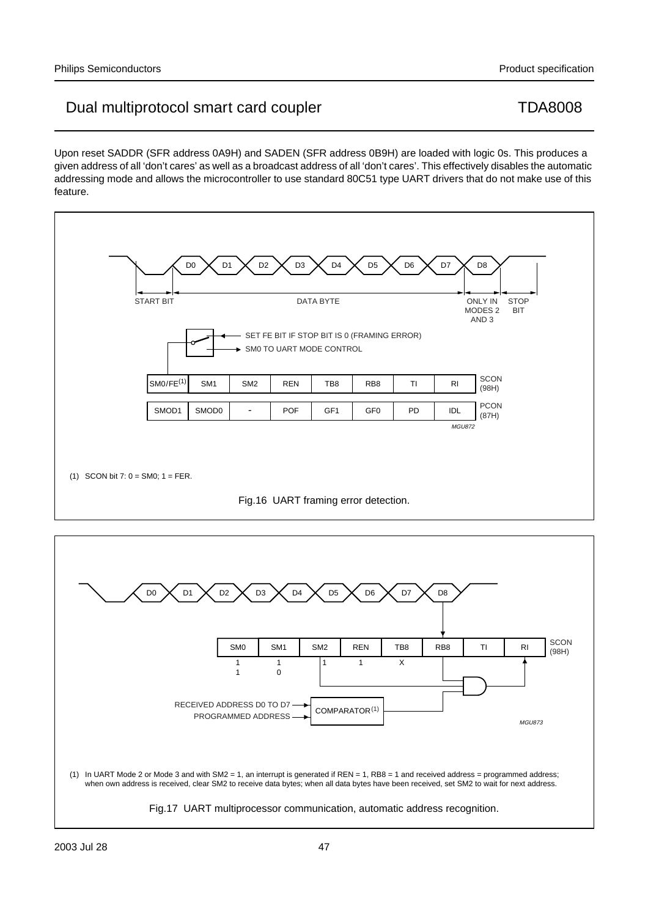Upon reset SADDR (SFR address 0A9H) and SADEN (SFR address 0B9H) are loaded with logic 0s. This produces a given address of all 'don't cares' as well as a broadcast address of all 'don't cares'. This effectively disables the automatic addressing mode and allows the microcontroller to use standard 80C51 type UART drivers that do not make use of this feature.

START BIT | DATA BYTE | ONLY IN MODES 2 AND 3 | STOP BIT

SET FE BIT IF STOP BIT IS 0 (FRAMING ERROR)

SM0 TO UART MODE CONTROL

| SM0/FE[1] | SM1 | SM2 | REN | TB8 | RB8 | TI | RI | SCON (98H) |
|---|---|---|---|---|---|---|---|---|
| SMOD1 | SMOD0 | - | POF | GF1 | GF0 | PD | IDL | PCON (87H) |

MGU872

(1) SCON bit 7: 0 = SM0; 1 = FER.

Fig.16 UART framing error detection.

| SM0 | SM1 | SM2 | REN | TB8 | RB8 | TI | RI | SCON (98H) |
|---|---|---|---|---|---|---|---|---|
| 1 | 1 | 1 | 1 | X | | | | |
| 1 | 0 | | | | | | | |

RECEIVED ADDRESS D0 TO D7

PROGRAMMED ADDRESS

COMPARATOR[1]

MGU873

(1) In UART Mode 2 or Mode 3 and with SM2 = 1, an interrupt is generated if REN = 1, RB8 = 1 and received address = programmed address; when own address is received, clear SM2 to receive data bytes; when all data bytes have been received, set SM2 to wait for next address.

Fig.17 UART multiprocessor communication, automatic address recognition.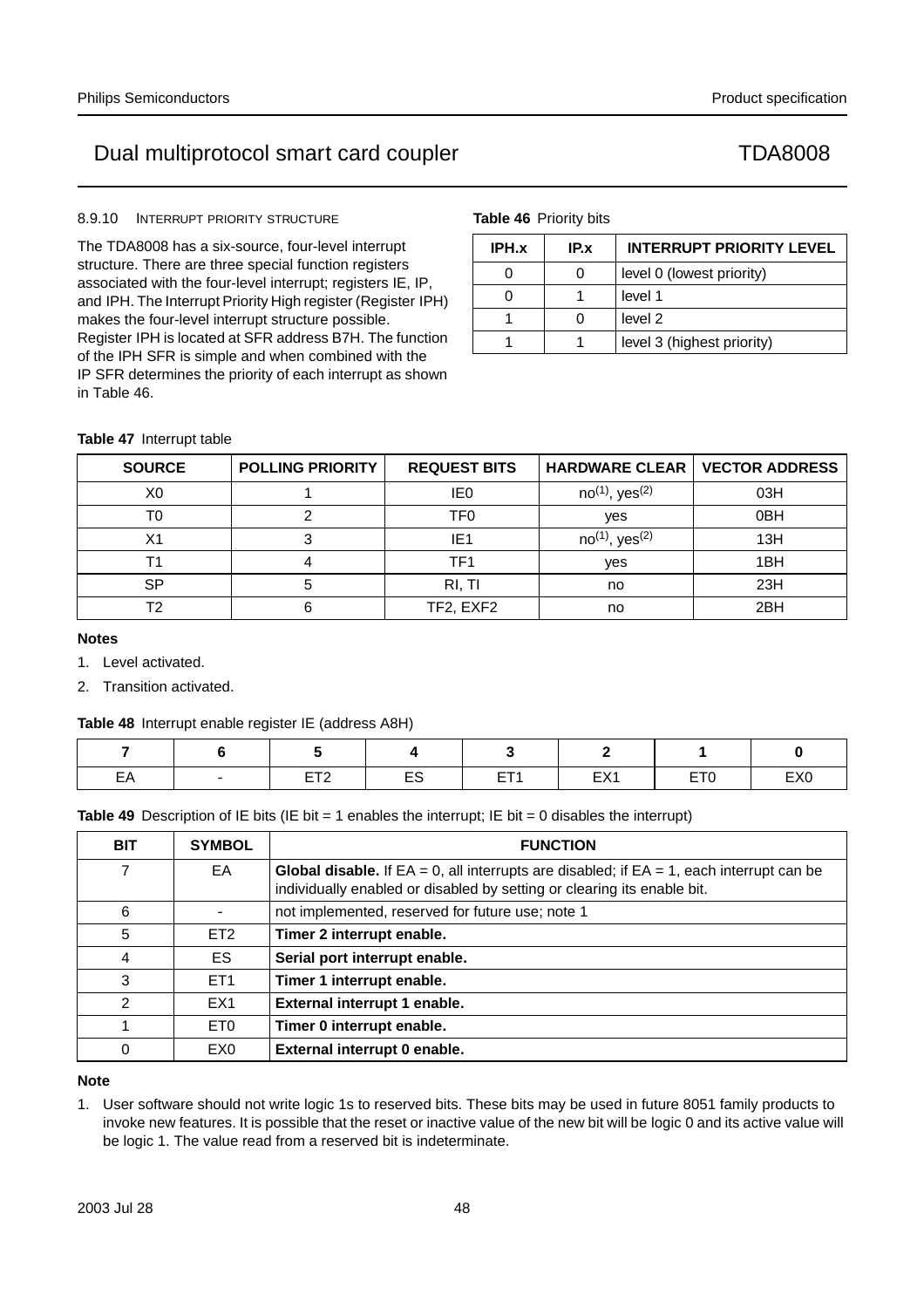#### 8.9.10 INTERRUPT PRIORITY STRUCTURE

The TDA8008 has a six-source, four-level interrupt structure. There are three special function registers associated with the four-level interrupt; registers IE, IP, and IPH. The Interrupt Priority High register (Register IPH) makes the four-level interrupt structure possible. Register IPH is located at SFR address B7H. The function of the IPH SFR is simple and when combined with the IP SFR determines the priority of each interrupt as shown in Table 46.

**Table 46** Priority bits

| IPH.x | IP.x | INTERRUPT PRIORITY LEVEL |
|---|---|---|
| 0 | 0 | level 0 (lowest priority) |
| 0 | 1 | level 1 |
| 1 | 0 | level 2 |
| 1 | 1 | level 3 (highest priority) |

**Table 47** Interrupt table

| SOURCE | POLLING PRIORITY | REQUEST BITS | HARDWARE CLEAR | VECTOR ADDRESS |
|---|---|---|---|---|
| X0 | 1 | IE0 | no(1), yes(2) | 03H |
| T0 | 2 | TF0 | yes | 0BH |
| X1 | 3 | IE1 | no(1), yes(2) | 13H |
| T1 | 4 | TF1 | yes | 1BH |
| SP | 5 | RI, TI | no | 23H |
| T2 | 6 | TF2, EXF2 | no | 2BH |

**Notes**

1. Level activated.
2. Transition activated.

**Table 48** Interrupt enable register IE (address A8H)

| 7 | 6 | 5 | 4 | 3 | 2 | 1 | 0 |
|---|---|---|---|---|---|---|---|
| EA | - | ET2 | ES | ET1 | EX1 | ET0 | EX0 |

**Table 49** Description of IE bits (IE bit = 1 enables the interrupt; IE bit = 0 disables the interrupt)

| BIT | SYMBOL | FUNCTION |
|---|---|---|
| 7 | EA | **Global disable.** If EA = 0, all interrupts are disabled; if EA = 1, each interrupt can be individually enabled or disabled by setting or clearing its enable bit. |
| 6 | - | not implemented, reserved for future use; note 1 |
| 5 | ET2 | **Timer 2 interrupt enable.** |
| 4 | ES | **Serial port interrupt enable.** |
| 3 | ET1 | **Timer 1 interrupt enable.** |
| 2 | EX1 | **External interrupt 1 enable.** |
| 1 | ET0 | **Timer 0 interrupt enable.** |
| 0 | EX0 | **External interrupt 0 enable.** |

**Note**

1. User software should not write logic 1s to reserved bits. These bits may be used in future 8051 family products to invoke new features. It is possible that the reset or inactive value of the new bit will be logic 0 and its active value will be logic 1. The value read from a reserved bit is indeterminate.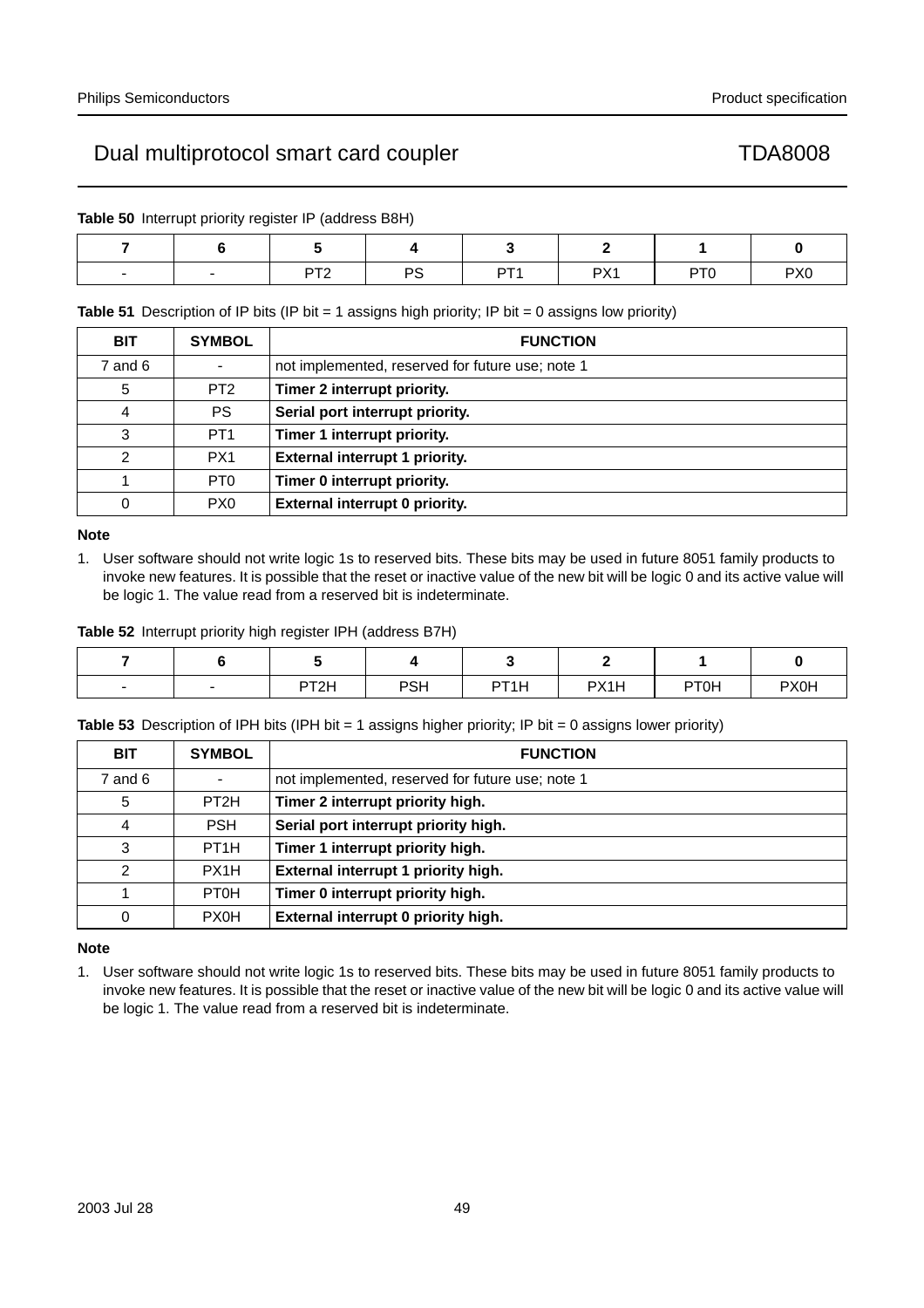**Table 50** Interrupt priority register IP (address B8H)

| 7 | 6 | 5 | 4 | 3 | 2 | 1 | 0 |
|---|---|---|---|---|---|---|---|
| - | - | PT2 | PS | PT1 | PX1 | PT0 | PX0 |

**Table 51** Description of IP bits (IP bit = 1 assigns high priority; IP bit = 0 assigns low priority)

| BIT | SYMBOL | FUNCTION |
|---|---|---|
| 7 and 6 | - | not implemented, reserved for future use; note 1 |
| 5 | PT2 | **Timer 2 interrupt priority.** |
| 4 | PS | **Serial port interrupt priority.** |
| 3 | PT1 | **Timer 1 interrupt priority.** |
| 2 | PX1 | **External interrupt 1 priority.** |
| 1 | PT0 | **Timer 0 interrupt priority.** |
| 0 | PX0 | **External interrupt 0 priority.** |

**Note**

1. User software should not write logic 1s to reserved bits. These bits may be used in future 8051 family products to invoke new features. It is possible that the reset or inactive value of the new bit will be logic 0 and its active value will be logic 1. The value read from a reserved bit is indeterminate.

**Table 52** Interrupt priority high register IPH (address B7H)

| 7 | 6 | 5 | 4 | 3 | 2 | 1 | 0 |
|---|---|---|---|---|---|---|---|
| - | - | PT2H | PSH | PT1H | PX1H | PT0H | PX0H |

**Table 53** Description of IPH bits (IPH bit = 1 assigns higher priority; IP bit = 0 assigns lower priority)

| BIT | SYMBOL | FUNCTION |
|---|---|---|
| 7 and 6 | - | not implemented, reserved for future use; note 1 |
| 5 | PT2H | **Timer 2 interrupt priority high.** |
| 4 | PSH | **Serial port interrupt priority high.** |
| 3 | PT1H | **Timer 1 interrupt priority high.** |
| 2 | PX1H | **External interrupt 1 priority high.** |
| 1 | PT0H | **Timer 0 interrupt priority high.** |
| 0 | PX0H | **External interrupt 0 priority high.** |

**Note**

1. User software should not write logic 1s to reserved bits. These bits may be used in future 8051 family products to invoke new features. It is possible that the reset or inactive value of the new bit will be logic 0 and its active value will be logic 1. The value read from a reserved bit is indeterminate.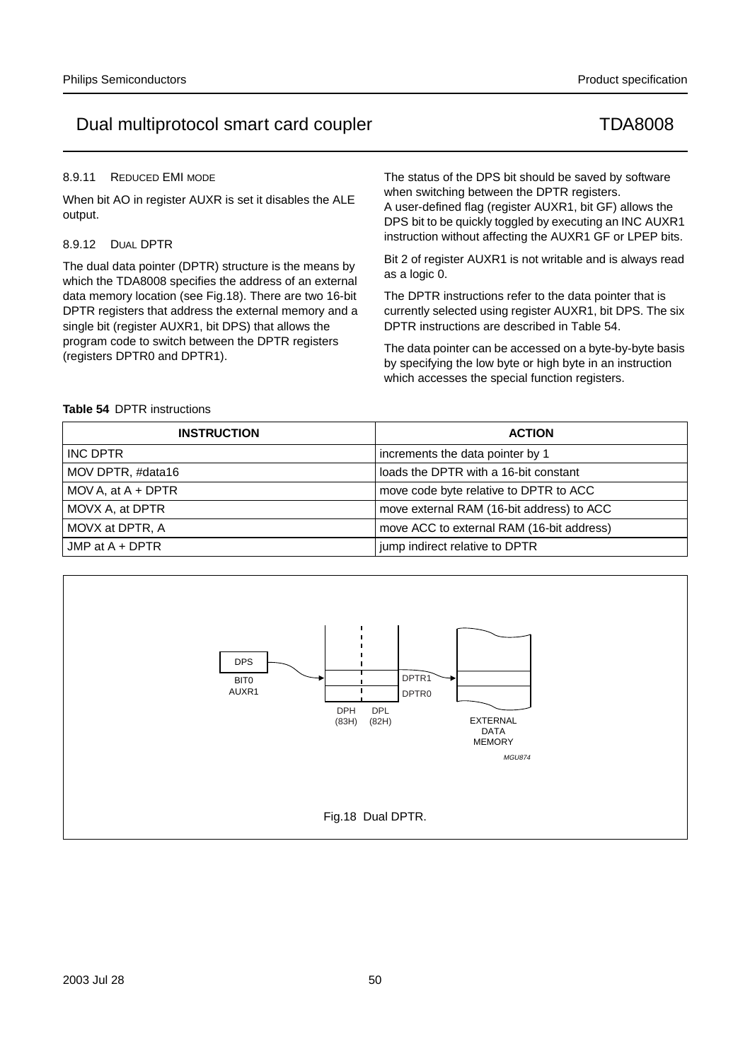#### 8.9.11 REDUCED EMI MODE

When bit AO in register AUXR is set it disables the ALE output.

#### 8.9.12 DUAL DPTR

The dual data pointer (DPTR) structure is the means by which the TDA8008 specifies the address of an external data memory location (see Fig.18). There are two 16-bit DPTR registers that address the external memory and a single bit (register AUXR1, bit DPS) that allows the program code to switch between the DPTR registers (registers DPTR0 and DPTR1).

The status of the DPS bit should be saved by software when switching between the DPTR registers.
A user-defined flag (register AUXR1, bit GF) allows the DPS bit to be quickly toggled by executing an INC AUXR1 instruction without affecting the AUXR1 GF or LPEP bits.

Bit 2 of register AUXR1 is not writable and is always read as a logic 0.

The DPTR instructions refer to the data pointer that is currently selected using register AUXR1, bit DPS. The six DPTR instructions are described in Table 54.

The data pointer can be accessed on a byte-by-byte basis by specifying the low byte or high byte in an instruction which accesses the special function registers.

**Table 54** DPTR instructions

| INSTRUCTION | ACTION |
|---|---|
| INC DPTR | increments the data pointer by 1 |
| MOV DPTR, #data16 | loads the DPTR with a 16-bit constant |
| MOV A, at A + DPTR | move code byte relative to DPTR to ACC |
| MOVX A, at DPTR | move external RAM (16-bit address) to ACC |
| MOVX at DPTR, A | move ACC to external RAM (16-bit address) |
| JMP at A + DPTR | jump indirect relative to DPTR |

DPS BIT0 AUXR1 DPH (83H) DPL (82H) DPTR1 DPTR0 EXTERNAL DATA MEMORY MGU874

Fig.18 Dual DPTR.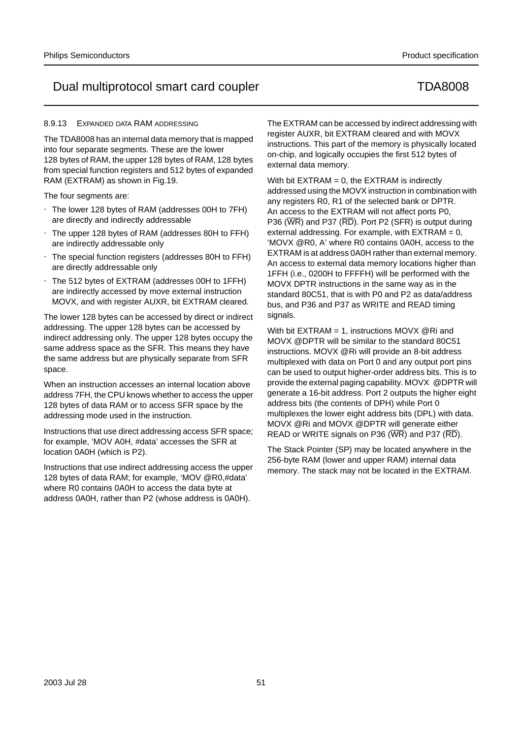### 8.9.13 EXPANDED DATA RAM ADDRESSING

The TDA8008 has an internal data memory that is mapped into four separate segments. These are the lower 128 bytes of RAM, the upper 128 bytes of RAM, 128 bytes from special function registers and 512 bytes of expanded RAM (EXTRAM) as shown in Fig.19.

The four segments are:

- The lower 128 bytes of RAM (addresses 00H to 7FH) are directly and indirectly addressable
- The upper 128 bytes of RAM (addresses 80H to FFH) are indirectly addressable only
- The special function registers (addresses 80H to FFH) are directly addressable only
- The 512 bytes of EXTRAM (addresses 00H to 1FFH) are indirectly accessed by move external instruction MOVX, and with register AUXR, bit EXTRAM cleared.

The lower 128 bytes can be accessed by direct or indirect addressing. The upper 128 bytes can be accessed by indirect addressing only. The upper 128 bytes occupy the same address space as the SFR. This means they have the same address but are physically separate from SFR space.

When an instruction accesses an internal location above address 7FH, the CPU knows whether to access the upper 128 bytes of data RAM or to access SFR space by the addressing mode used in the instruction.

Instructions that use direct addressing access SFR space; for example, 'MOV A0H, #data' accesses the SFR at location 0A0H (which is P2).

Instructions that use indirect addressing access the upper 128 bytes of data RAM; for example, 'MOV @R0,#data' where R0 contains 0A0H to access the data byte at address 0A0H, rather than P2 (whose address is 0A0H).

The EXTRAM can be accessed by indirect addressing with register AUXR, bit EXTRAM cleared and with MOVX instructions. This part of the memory is physically located on-chip, and logically occupies the first 512 bytes of external data memory.

With bit EXTRAM = 0, the EXTRAM is indirectly addressed using the MOVX instruction in combination with any registers R0, R1 of the selected bank or DPTR. An access to the EXTRAM will not affect ports P0, P36 ($\overline{\text{WR}}$) and P37 ($\overline{\text{RD}}$). Port P2 (SFR) is output during external addressing. For example, with EXTRAM = 0, 'MOVX @R0, A' where R0 contains 0A0H, access to the EXTRAM is at address 0A0H rather than external memory. An access to external data memory locations higher than 1FFH (i.e., 0200H to FFFFH) will be performed with the MOVX DPTR instructions in the same way as in the standard 80C51, that is with P0 and P2 as data/address bus, and P36 and P37 as WRITE and READ timing signals.

With bit EXTRAM = 1, instructions MOVX @Ri and MOVX @DPTR will be similar to the standard 80C51 instructions. MOVX @Ri will provide an 8-bit address multiplexed with data on Port 0 and any output port pins can be used to output higher-order address bits. This is to provide the external paging capability. MOVX @DPTR will generate a 16-bit address. Port 2 outputs the higher eight address bits (the contents of DPH) while Port 0 multiplexes the lower eight address bits (DPL) with data. MOVX @Ri and MOVX @DPTR will generate either READ or WRITE signals on P36 ($\overline{\text{WR}}$) and P37 ($\overline{\text{RD}}$).

The Stack Pointer (SP) may be located anywhere in the 256-byte RAM (lower and upper RAM) internal data memory. The stack may not be located in the EXTRAM.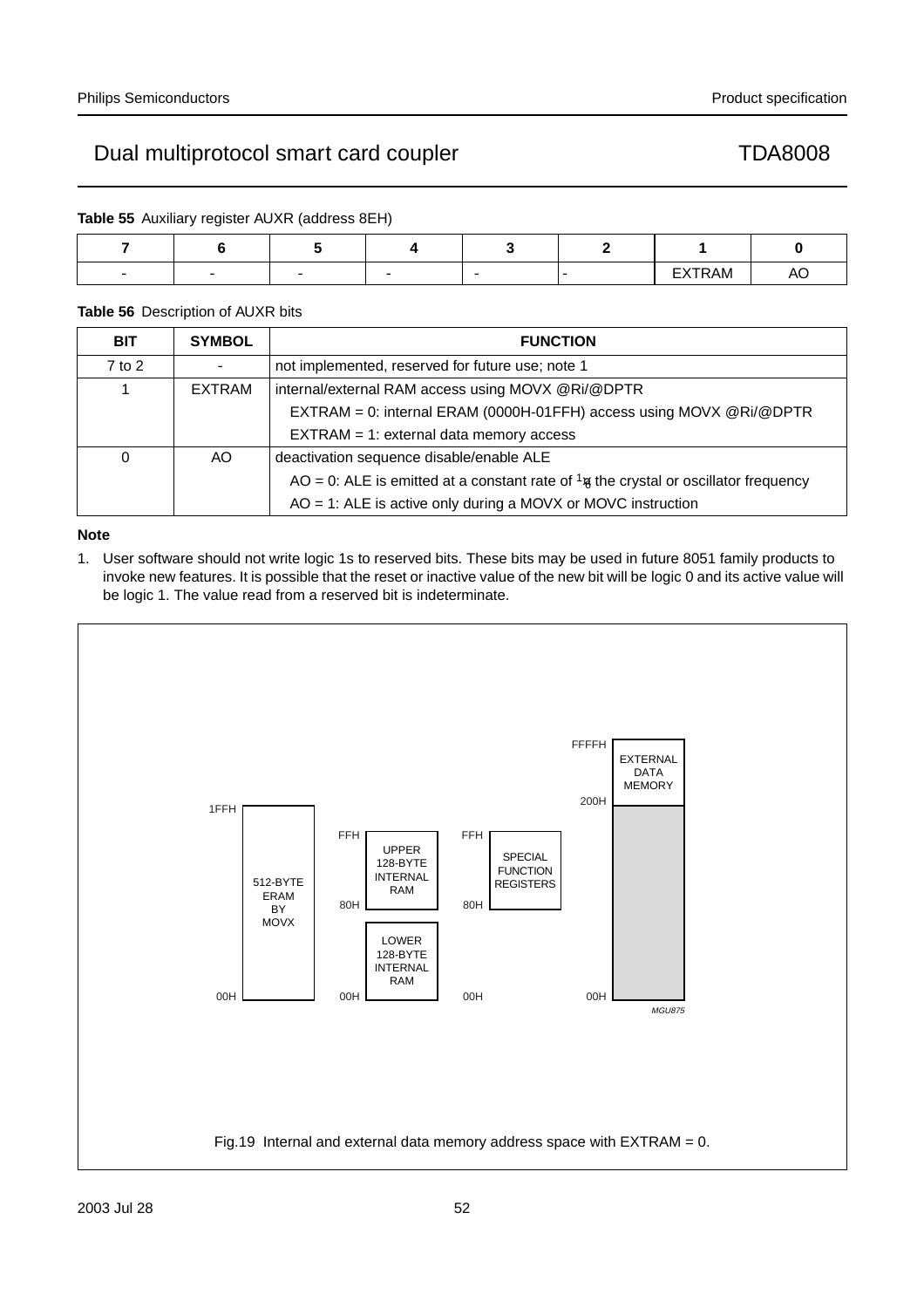**Table 55** Auxiliary register AUXR (address 8EH)

| 7 | 6 | 5 | 4 | 3 | 2 | 1 | 0 |
|---|---|---|---|---|---|---|---|
| - | - | - | - | - | - | EXTRAM | AO |

**Table 56** Description of AUXR bits

| BIT | SYMBOL | FUNCTION |
|---|---|---|
| 7 to 2 | - | not implemented, reserved for future use; note 1 |
| 1 | EXTRAM | internal/external RAM access using MOVX @Ri/@DPTR<br>EXTRAM = 0: internal ERAM (0000H-01FFH) access using MOVX @Ri/@DPTR<br>EXTRAM = 1: external data memory access |
| 0 | AO | deactivation sequence disable/enable ALE<br>AO = 0: ALE is emitted at a constant rate of $\frac{1}{6}$ the crystal or oscillator frequency<br>AO = 1: ALE is active only during a MOVX or MOVC instruction |

**Note**

1. User software should not write logic 1s to reserved bits. These bits may be used in future 8051 family products to invoke new features. It is possible that the reset or inactive value of the new bit will be logic 0 and its active value will be logic 1. The value read from a reserved bit is indeterminate.

Fig.19 Internal and external data memory address space with EXTRAM = 0.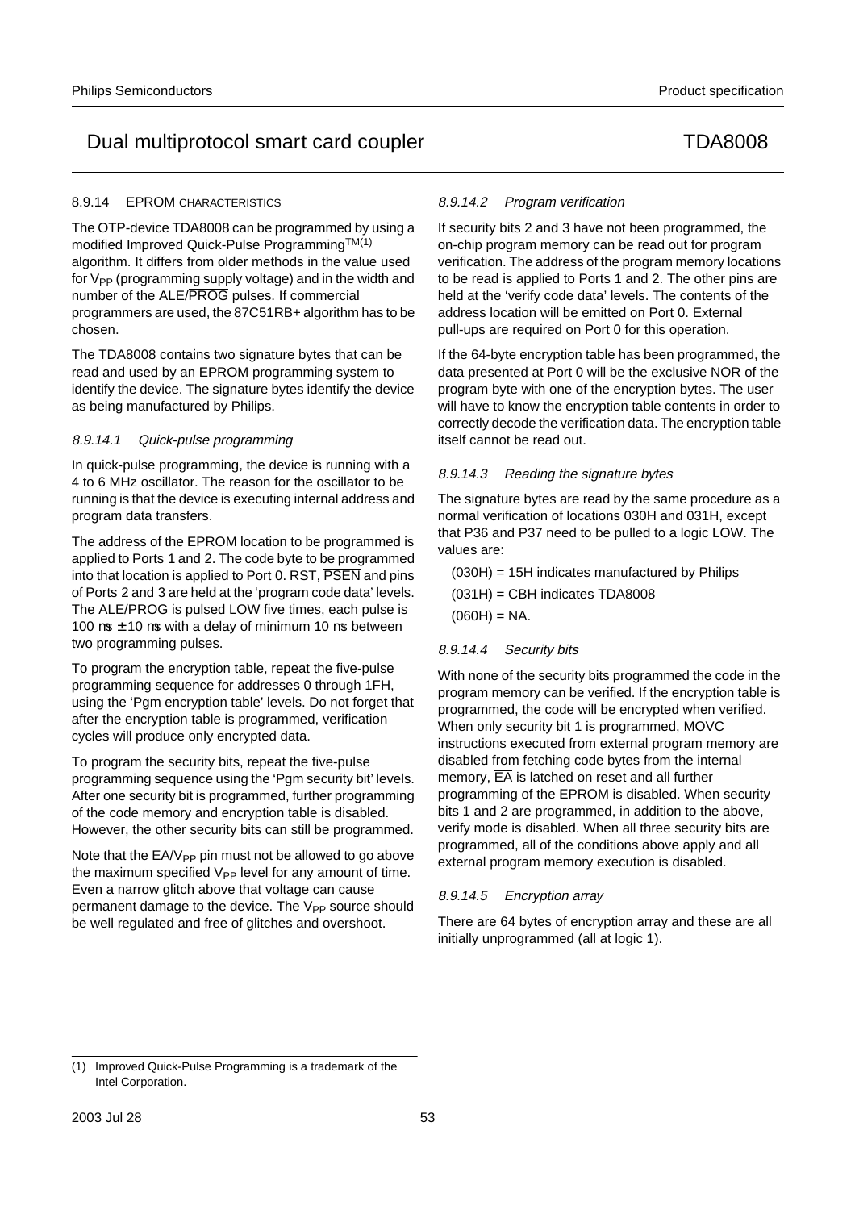#### 8.9.14 EPROM CHARACTERISTICS

The OTP-device TDA8008 can be programmed by using a modified Improved Quick-Pulse Programming[TM(1)] algorithm. It differs from older methods in the value used for $V_{PP}$ (programming supply voltage) and in the width and number of the ALE/$\overline{PROG}$ pulses. If commercial programmers are used, the 87C51RB+ algorithm has to be chosen.

The TDA8008 contains two signature bytes that can be read and used by an EPROM programming system to identify the device. The signature bytes identify the device as being manufactured by Philips.

##### *8.9.14.1 Quick-pulse programming*

In quick-pulse programming, the device is running with a 4 to 6 MHz oscillator. The reason for the oscillator to be running is that the device is executing internal address and program data transfers.

The address of the EPROM location to be programmed is applied to Ports 1 and 2. The code byte to be programmed into that location is applied to Port 0. RST, $\overline{PSEN}$ and pins of Ports 2 and 3 are held at the 'program code data' levels. The ALE/$\overline{PROG}$ is pulsed LOW five times, each pulse is 100 µs ± 10 µs with a delay of minimum 10 µs between two programming pulses.

To program the encryption table, repeat the five-pulse programming sequence for addresses 0 through 1FH, using the 'Pgm encryption table' levels. Do not forget that after the encryption table is programmed, verification cycles will produce only encrypted data.

To program the security bits, repeat the five-pulse programming sequence using the 'Pgm security bit' levels. After one security bit is programmed, further programming of the code memory and encryption table is disabled. However, the other security bits can still be programmed.

Note that the $\overline{EA}/V_{PP}$ pin must not be allowed to go above the maximum specified $V_{PP}$ level for any amount of time. Even a narrow glitch above that voltage can cause permanent damage to the device. The $V_{PP}$ source should be well regulated and free of glitches and overshoot.

##### *8.9.14.2 Program verification*

If security bits 2 and 3 have not been programmed, the on-chip program memory can be read out for program verification. The address of the program memory locations to be read is applied to Ports 1 and 2. The other pins are held at the 'verify code data' levels. The contents of the address location will be emitted on Port 0. External pull-ups are required on Port 0 for this operation.

If the 64-byte encryption table has been programmed, the data presented at Port 0 will be the exclusive NOR of the program byte with one of the encryption bytes. The user will have to know the encryption table contents in order to correctly decode the verification data. The encryption table itself cannot be read out.

##### *8.9.14.3 Reading the signature bytes*

The signature bytes are read by the same procedure as a normal verification of locations 030H and 031H, except that P36 and P37 need to be pulled to a logic LOW. The values are:

(030H) = 15H indicates manufactured by Philips

(031H) = CBH indicates TDA8008

(060H) = NA.

##### *8.9.14.4 Security bits*

With none of the security bits programmed the code in the program memory can be verified. If the encryption table is programmed, the code will be encrypted when verified. When only security bit 1 is programmed, MOVC instructions executed from external program memory are disabled from fetching code bytes from the internal memory, $\overline{EA}$ is latched on reset and all further programming of the EPROM is disabled. When security bits 1 and 2 are programmed, in addition to the above, verify mode is disabled. When all three security bits are programmed, all of the conditions above apply and all external program memory execution is disabled.

##### *8.9.14.5 Encryption array*

There are 64 bytes of encryption array and these are all initially unprogrammed (all at logic 1).

---

(1) Improved Quick-Pulse Programming is a trademark of the Intel Corporation.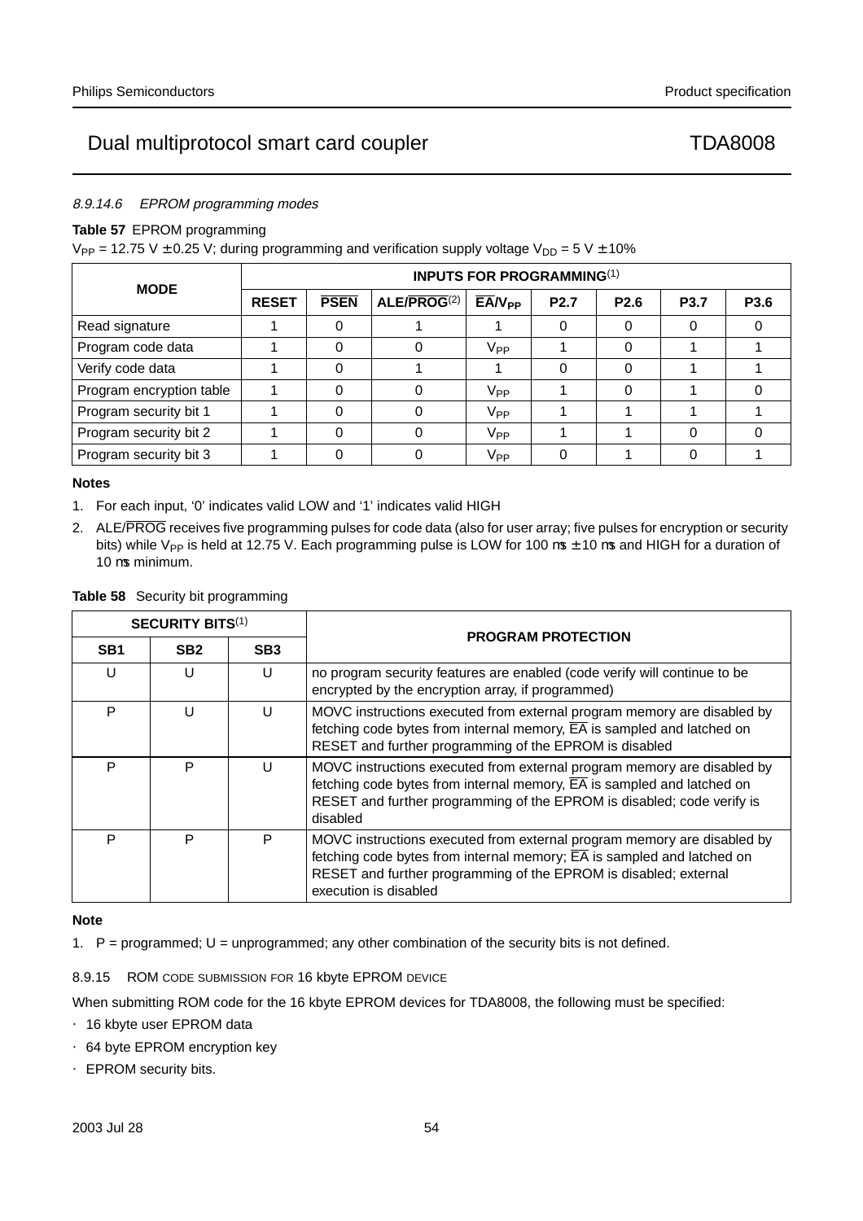#### 8.9.14.6 EPROM programming modes

**Table 57** EPROM programming

$V_{PP}$ = 12.75 V ± 0.25 V; during programming and verification supply voltage $V_{DD}$ = 5 V ± 10%

| MODE | INPUTS FOR PROGRAMMING[1] | | | | | | | |
|---|---|---|---|---|---|---|---|---|
| | RESET | $\overline{PSEN}$ | ALE/$\overline{PROG}$[2] | $\overline{EA}$/$V_{PP}$ | P2.7 | P2.6 | P3.7 | P3.6 |
| Read signature | 1 | 0 | 1 | 1 | 0 | 0 | 0 | 0 |
| Program code data | 1 | 0 | 0 | $V_{PP}$ | 1 | 0 | 1 | 1 |
| Verify code data | 1 | 0 | 1 | 1 | 0 | 0 | 1 | 1 |
| Program encryption table | 1 | 0 | 0 | $V_{PP}$ | 1 | 0 | 1 | 0 |
| Program security bit 1 | 1 | 0 | 0 | $V_{PP}$ | 1 | 1 | 1 | 1 |
| Program security bit 2 | 1 | 0 | 0 | $V_{PP}$ | 1 | 1 | 0 | 0 |
| Program security bit 3 | 1 | 0 | 0 | $V_{PP}$ | 0 | 1 | 0 | 1 |

**Notes**

1. For each input, '0' indicates valid LOW and '1' indicates valid HIGH
2. ALE/$\overline{PROG}$ receives five programming pulses for code data (also for user array; five pulses for encryption or security bits) while $V_{PP}$ is held at 12.75 V. Each programming pulse is LOW for 100 μs ± 10 μs and HIGH for a duration of 10 μs minimum.

**Table 58** Security bit programming

| SECURITY BITS[1] | | | PROGRAM PROTECTION |
|---|---|---|---|
| SB1 | SB2 | SB3 | |
| U | U | U | no program security features are enabled (code verify will continue to be encrypted by the encryption array, if programmed) |
| P | U | U | MOVC instructions executed from external program memory are disabled by fetching code bytes from internal memory, $\overline{EA}$ is sampled and latched on RESET and further programming of the EPROM is disabled |
| P | P | U | MOVC instructions executed from external program memory are disabled by fetching code bytes from internal memory, $\overline{EA}$ is sampled and latched on RESET and further programming of the EPROM is disabled; code verify is disabled |
| P | P | P | MOVC instructions executed from external program memory are disabled by fetching code bytes from internal memory; $\overline{EA}$ is sampled and latched on RESET and further programming of the EPROM is disabled; external execution is disabled |

**Note**

1. P = programmed; U = unprogrammed; any other combination of the security bits is not defined.

#### 8.9.15 ROM CODE SUBMISSION FOR 16 kbyte EPROM DEVICE

When submitting ROM code for the 16 kbyte EPROM devices for TDA8008, the following must be specified:

- 16 kbyte user EPROM data
- 64 byte EPROM encryption key
- EPROM security bits.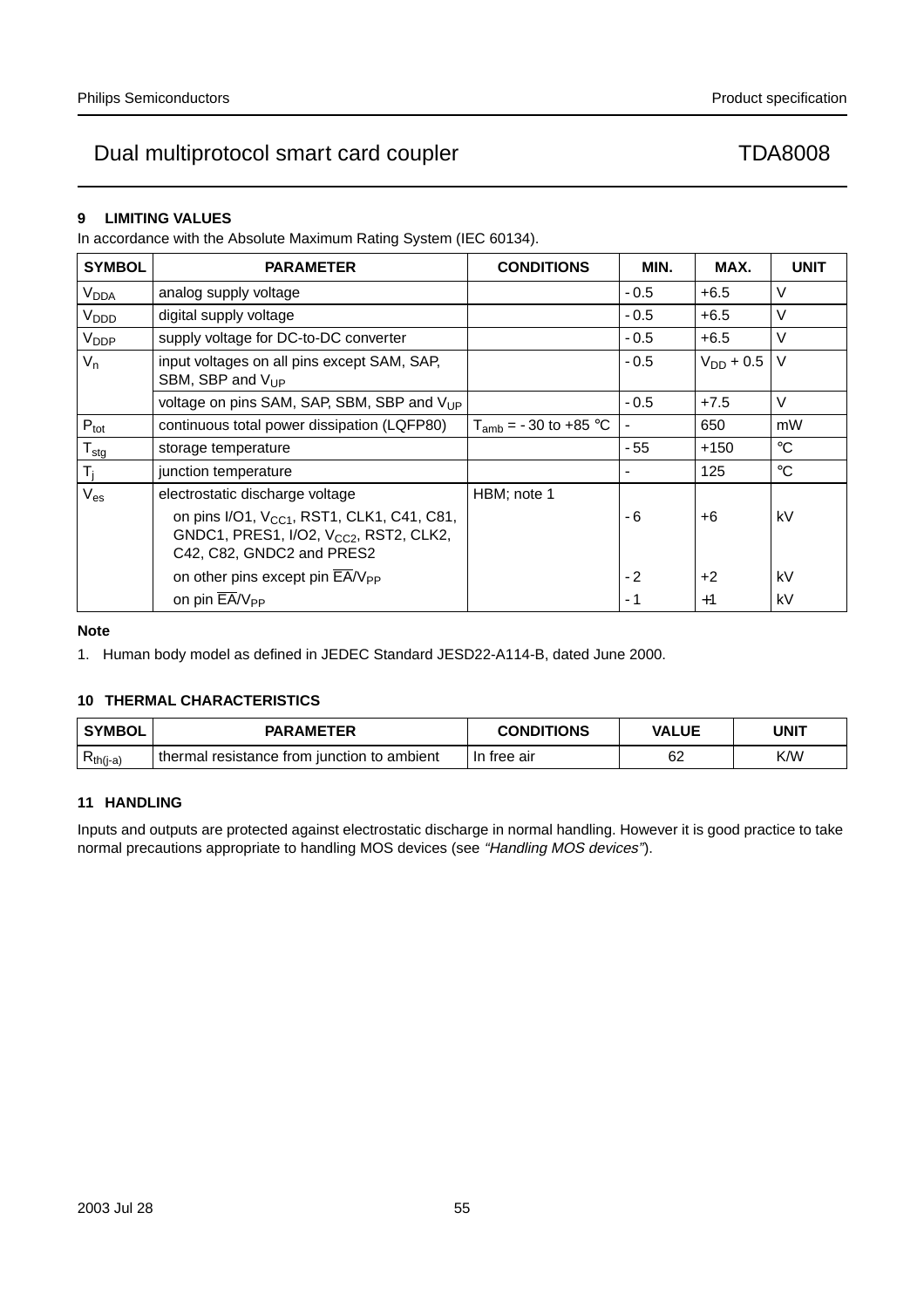## 9 LIMITING VALUES

In accordance with the Absolute Maximum Rating System (IEC 60134).

| SYMBOL | PARAMETER | CONDITIONS | MIN. | MAX. | UNIT |
|---|---|---|---|---|---|
| $V_{DDA}$ | analog supply voltage | | −0.5 | +6.5 | V |
| $V_{DDD}$ | digital supply voltage | | −0.5 | +6.5 | V |
| $V_{DDP}$ | supply voltage for DC-to-DC converter | | −0.5 | +6.5 | V |
| $V_n$ | input voltages on all pins except SAM, SAP, SBM, SBP and $V_{UP}$ | | −0.5 | $V_{DD}$ + 0.5 | V |
| | voltage on pins SAM, SAP, SBM, SBP and $V_{UP}$ | | −0.5 | +7.5 | V |
| $P_{tot}$ | continuous total power dissipation (LQFP80) | $T_{amb}$ = −30 to +85 °C | − | 650 | mW |
| $T_{stg}$ | storage temperature | | −55 | +150 | °C |
| $T_j$ | junction temperature | | − | 125 | °C |
| $V_{es}$ | electrostatic discharge voltage | HBM; note 1 | | | |
| | on pins I/O1, $V_{CC1}$, RST1, CLK1, C41, C81, GNDC1, PRES1, I/O2, $V_{CC2}$, RST2, CLK2, C42, C82, GNDC2 and PRES2 | | −6 | +6 | kV |
| | on other pins except pin $\overline{EA}/V_{PP}$ | | −2 | +2 | kV |
| | on pin $\overline{EA}/V_{PP}$ | | −1 | +1 | kV |

**Note**

1. Human body model as defined in JEDEC Standard JESD22-A114-B, dated June 2000.

## 10 THERMAL CHARACTERISTICS

| SYMBOL | PARAMETER | CONDITIONS | VALUE | UNIT |
|---|---|---|---|---|
| $R_{th(j-a)}$ | thermal resistance from junction to ambient | In free air | 62 | K/W |

## 11 HANDLING

Inputs and outputs are protected against electrostatic discharge in normal handling. However it is good practice to take normal precautions appropriate to handling MOS devices (see *"Handling MOS devices"*).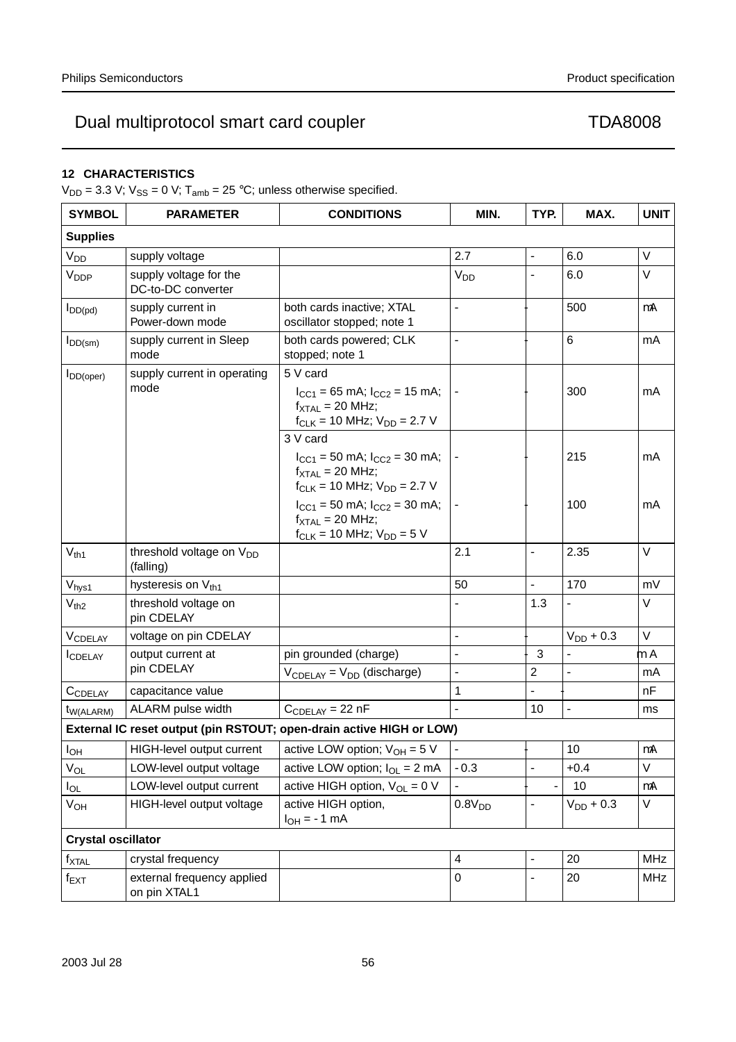## 12 CHARACTERISTICS

$V_{DD}$ = 3.3 V; $V_{SS}$ = 0 V; $T_{amb}$ = 25 °C; unless otherwise specified.

| SYMBOL | PARAMETER | CONDITIONS | MIN. | TYP. | MAX. | UNIT |
|---|---|---|---|---|---|---|
| **Supplies** | | | | | | |
| $V_{DD}$ | supply voltage | | 2.7 | - | 6.0 | V |
| $V_{DDP}$ | supply voltage for the DC-to-DC converter | | $V_{DD}$ | - | 6.0 | V |
| $I_{DD(pd)}$ | supply current in Power-down mode | both cards inactive; XTAL oscillator stopped; note 1 | - | - | 500 | μA |
| $I_{DD(sm)}$ | supply current in Sleep mode | both cards powered; CLK stopped; note 1 | - | - | 6 | mA |
| $I_{DD(oper)}$ | supply current in operating mode | 5 V card | | | | |
| | | $I_{CC1}$ = 65 mA; $I_{CC2}$ = 15 mA; $f_{XTAL}$ = 20 MHz; $f_{CLK}$ = 10 MHz; $V_{DD}$ = 2.7 V | - | - | 300 | mA |
| | | 3 V card | | | | |
| | | $I_{CC1}$ = 50 mA; $I_{CC2}$ = 30 mA; $f_{XTAL}$ = 20 MHz; $f_{CLK}$ = 10 MHz; $V_{DD}$ = 2.7 V | - | - | 215 | mA |
| | | $I_{CC1}$ = 50 mA; $I_{CC2}$ = 30 mA; $f_{XTAL}$ = 20 MHz; $f_{CLK}$ = 10 MHz; $V_{DD}$ = 5 V | - | - | 100 | mA |
| $V_{th1}$ | threshold voltage on $V_{DD}$ (falling) | | 2.1 | - | 2.35 | V |
| $V_{hys1}$ | hysteresis on $V_{th1}$ | | 50 | - | 170 | mV |
| $V_{th2}$ | threshold voltage on pin CDELAY | | - | 1.3 | - | V |
| $V_{CDELAY}$ | voltage on pin CDELAY | | - | - | $V_{DD}$ + 0.3 | V |
| $I_{CDELAY}$ | output current at pin CDELAY | pin grounded (charge) | - | -3 | - | μA |
| | | $V_{CDELAY}$ = $V_{DD}$ (discharge) | - | 2 | - | mA |
| $C_{CDELAY}$ | capacitance value | | 1 | - | - | nF |
| $t_{W(ALARM)}$ | ALARM pulse width | $C_{CDELAY}$ = 22 nF | - | 10 | - | ms |
| **External IC reset output (pin RSTOUT; open-drain active HIGH or LOW)** | | | | | | |
| $I_{OH}$ | HIGH-level output current | active LOW option; $V_{OH}$ = 5 V | - | - | 10 | μA |
| $V_{OL}$ | LOW-level output voltage | active LOW option; $I_{OL}$ = 2 mA | -0.3 | - | +0.4 | V |
| $I_{OL}$ | LOW-level output current | active HIGH option, $V_{OL}$ = 0 V | - | - | -10 | μA |
| $V_{OH}$ | HIGH-level output voltage | active HIGH option, $I_{OH}$ = -1 mA | $0.8V_{DD}$ | - | $V_{DD}$ + 0.3 | V |
| **Crystal oscillator** | | | | | | |
| $f_{XTAL}$ | crystal frequency | | 4 | - | 20 | MHz |
| $f_{EXT}$ | external frequency applied on pin XTAL1 | | 0 | - | 20 | MHz |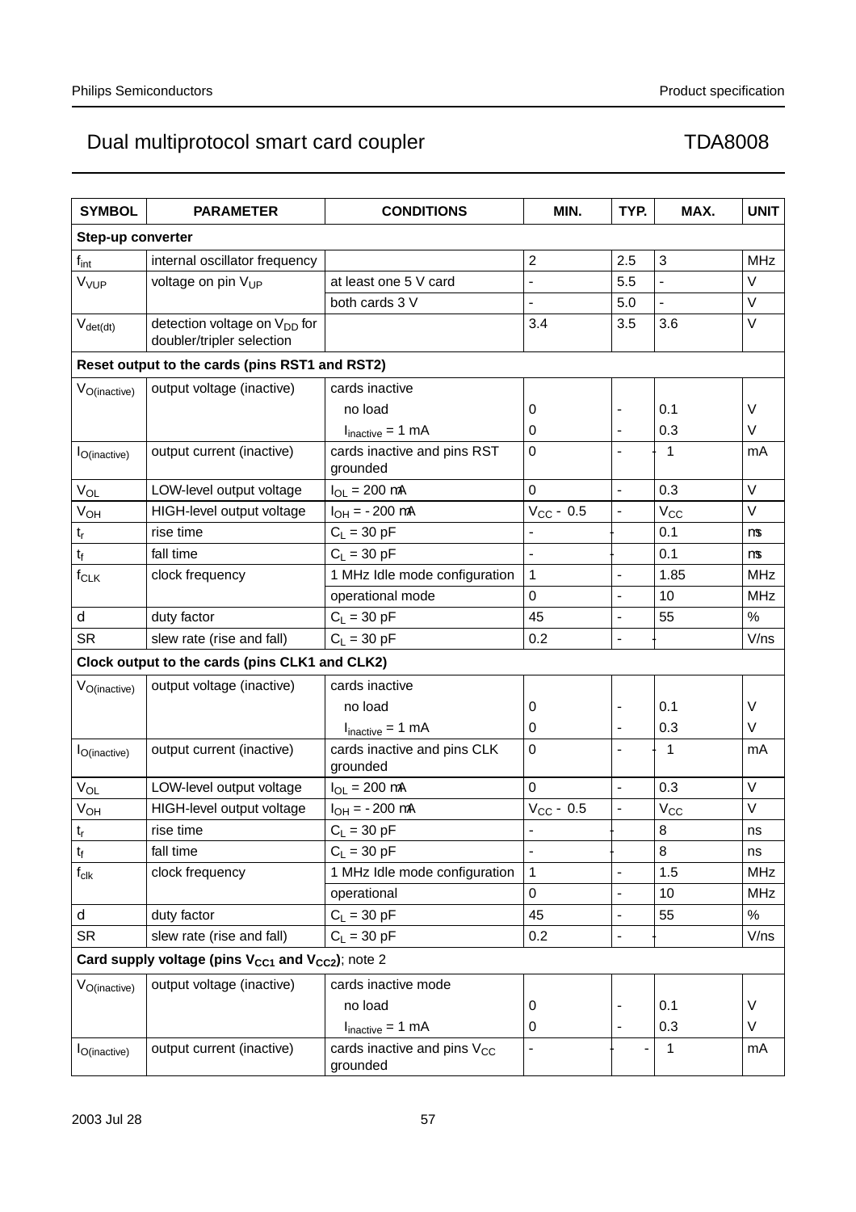# Dual multiprotocol smart card coupler — TDA8008

| SYMBOL | PARAMETER | CONDITIONS | MIN. | TYP. | MAX. | UNIT |
|---|---|---|---|---|---|---|
| **Step-up converter** | | | | | | |
| $f_{int}$ | internal oscillator frequency | | 2 | 2.5 | 3 | MHz |
| $V_{VUP}$ | voltage on pin $V_{UP}$ | at least one 5 V card | - | 5.5 | - | V |
| | | both cards 3 V | - | 5.0 | - | V |
| $V_{det(dt)}$ | detection voltage on $V_{DD}$ for doubler/tripler selection | | 3.4 | 3.5 | 3.6 | V |
| **Reset output to the cards (pins RST1 and RST2)** | | | | | | |
| $V_{O(inactive)}$ | output voltage (inactive) | cards inactive | | | | |
| | | no load | 0 | - | 0.1 | V |
| | | $I_{inactive}$ = 1 mA | 0 | - | 0.3 | V |
| $I_{O(inactive)}$ | output current (inactive) | cards inactive and pins RST grounded | 0 | - | -1 | mA |
| $V_{OL}$ | LOW-level output voltage | $I_{OL}$ = 200 μA | 0 | - | 0.3 | V |
| $V_{OH}$ | HIGH-level output voltage | $I_{OH}$ = -200 μA | $V_{CC}$ - 0.5 | - | $V_{CC}$ | V |
| $t_r$ | rise time | $C_L$ = 30 pF | - | - | 0.1 | μs |
| $t_f$ | fall time | $C_L$ = 30 pF | - | - | 0.1 | μs |
| $f_{CLK}$ | clock frequency | 1 MHz Idle mode configuration | 1 | - | 1.85 | MHz |
| | | operational mode | 0 | - | 10 | MHz |
| d | duty factor | $C_L$ = 30 pF | 45 | - | 55 | % |
| SR | slew rate (rise and fall) | $C_L$ = 30 pF | 0.2 | - | - | V/ns |
| **Clock output to the cards (pins CLK1 and CLK2)** | | | | | | |
| $V_{O(inactive)}$ | output voltage (inactive) | cards inactive | | | | |
| | | no load | 0 | - | 0.1 | V |
| | | $I_{inactive}$ = 1 mA | 0 | - | 0.3 | V |
| $I_{O(inactive)}$ | output current (inactive) | cards inactive and pins CLK grounded | 0 | - | -1 | mA |
| $V_{OL}$ | LOW-level output voltage | $I_{OL}$ = 200 μA | 0 | - | 0.3 | V |
| $V_{OH}$ | HIGH-level output voltage | $I_{OH}$ = -200 μA | $V_{CC}$ - 0.5 | - | $V_{CC}$ | V |
| $t_r$ | rise time | $C_L$ = 30 pF | - | - | 8 | ns |
| $t_f$ | fall time | $C_L$ = 30 pF | - | - | 8 | ns |
| $f_{clk}$ | clock frequency | 1 MHz Idle mode configuration | 1 | - | 1.5 | MHz |
| | | operational | 0 | - | 10 | MHz |
| d | duty factor | $C_L$ = 30 pF | 45 | - | 55 | % |
| SR | slew rate (rise and fall) | $C_L$ = 30 pF | 0.2 | - | - | V/ns |
| **Card supply voltage (pins $V_{CC1}$ and $V_{CC2}$)**; note 2 | | | | | | |
| $V_{O(inactive)}$ | output voltage (inactive) | cards inactive mode | | | | |
| | | no load | 0 | - | 0.1 | V |
| | | $I_{inactive}$ = 1 mA | 0 | - | 0.3 | V |
| $I_{O(inactive)}$ | output current (inactive) | cards inactive and pins $V_{CC}$ grounded | - | - | -1 | mA |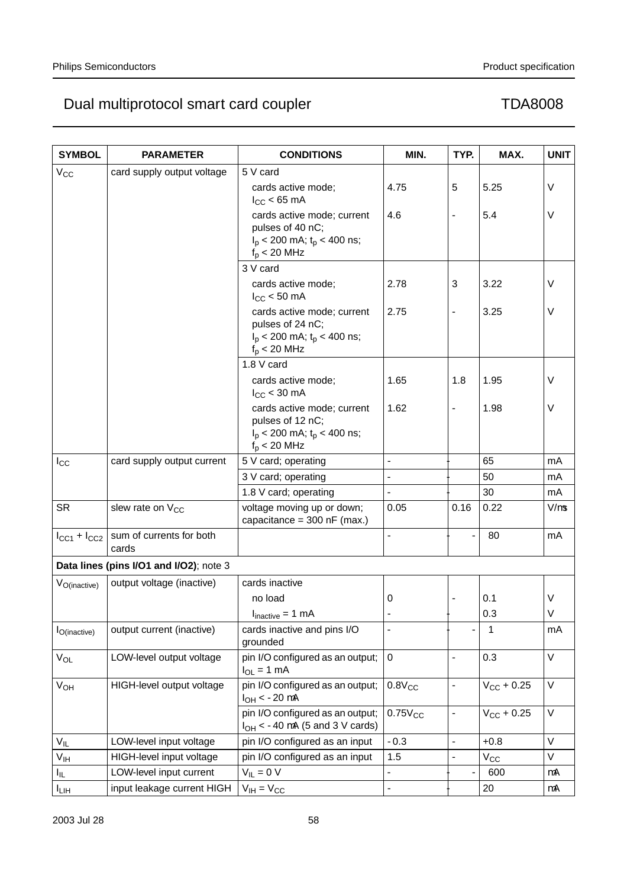| SYMBOL | PARAMETER | CONDITIONS | MIN. | TYP. | MAX. | UNIT |
|---|---|---|---|---|---|---|
| $V_{CC}$ | card supply output voltage | 5 V card | | | | |
| | | cards active mode; $I_{CC}$ < 65 mA | 4.75 | 5 | 5.25 | V |
| | | cards active mode; current pulses of 40 nC; $I_p$ < 200 mA; $t_p$ < 400 ns; $f_p$ < 20 MHz | 4.6 | - | 5.4 | V |
| | | 3 V card | | | | |
| | | cards active mode; $I_{CC}$ < 50 mA | 2.78 | 3 | 3.22 | V |
| | | cards active mode; current pulses of 24 nC; $I_p$ < 200 mA; $t_p$ < 400 ns; $f_p$ < 20 MHz | 2.75 | - | 3.25 | V |
| | | 1.8 V card | | | | |
| | | cards active mode; $I_{CC}$ < 30 mA | 1.65 | 1.8 | 1.95 | V |
| | | cards active mode; current pulses of 12 nC; $I_p$ < 200 mA; $t_p$ < 400 ns; $f_p$ < 20 MHz | 1.62 | - | 1.98 | V |
| $I_{CC}$ | card supply output current | 5 V card; operating | - | - | 65 | mA |
| | | 3 V card; operating | - | - | 50 | mA |
| | | 1.8 V card; operating | - | - | 30 | mA |
| SR | slew rate on $V_{CC}$ | voltage moving up or down; capacitance = 300 nF (max.) | 0.05 | 0.16 | 0.22 | V/μs |
| $I_{CC1} + I_{CC2}$ | sum of currents for both cards | | - | - | 80 | mA |
| **Data lines (pins I/O1 and I/O2)**; note 3 | | | | | | |
| $V_{O(inactive)}$ | output voltage (inactive) | cards inactive | | | | |
| | | no load | 0 | - | 0.1 | V |
| | | $I_{inactive}$ = 1 mA | - | - | 0.3 | V |
| $I_{O(inactive)}$ | output current (inactive) | cards inactive and pins I/O grounded | - | - | 1 | mA |
| $V_{OL}$ | LOW-level output voltage | pin I/O configured as an output; $I_{OL}$ = 1 mA | 0 | - | 0.3 | V |
| $V_{OH}$ | HIGH-level output voltage | pin I/O configured as an output; $I_{OH}$ < - 20 μA | $0.8V_{CC}$ | - | $V_{CC}$ + 0.25 | V |
| | | pin I/O configured as an output; $I_{OH}$ < - 40 μA (5 and 3 V cards) | $0.75V_{CC}$ | - | $V_{CC}$ + 0.25 | V |
| $V_{IL}$ | LOW-level input voltage | pin I/O configured as an input | - 0.3 | - | +0.8 | V |
| $V_{IH}$ | HIGH-level input voltage | pin I/O configured as an input | 1.5 | - | $V_{CC}$ | V |
| $I_{IL}$ | LOW-level input current | $V_{IL}$ = 0 V | - | - | 600 | μA |
| $I_{LIH}$ | input leakage current HIGH | $V_{IH} = V_{CC}$ | - | - | 20 | μA |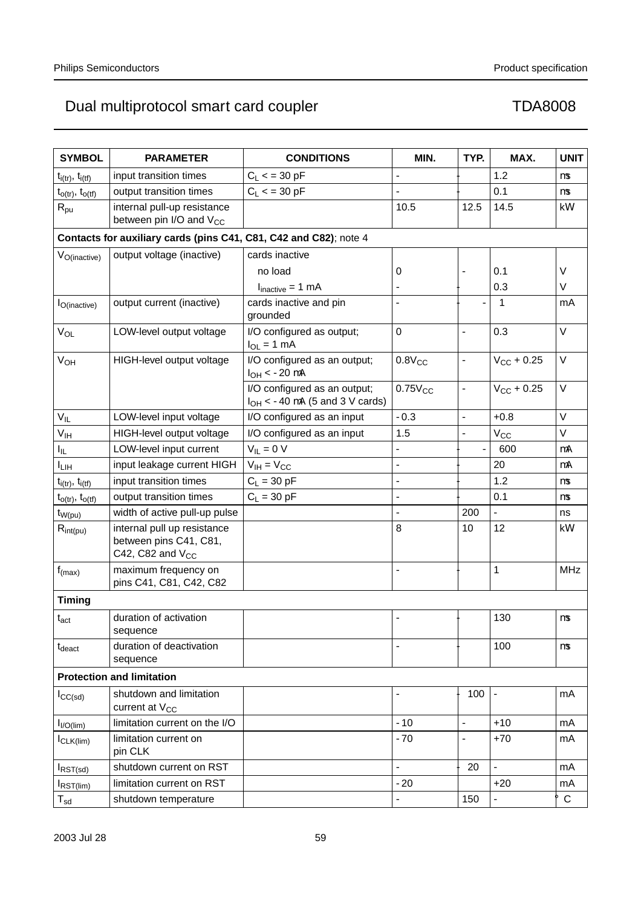| SYMBOL | PARAMETER | CONDITIONS | MIN. | TYP. | MAX. | UNIT |
|---|---|---|---|---|---|---|
| $t_{i(tr)}$, $t_{i(tf)}$ | input transition times | $C_L$ < = 30 pF | - | - | 1.2 | μs |
| $t_{o(tr)}$, $t_{o(tf)}$ | output transition times | $C_L$ < = 30 pF | - | - | 0.1 | μs |
| $R_{pu}$ | internal pull-up resistance between pin I/O and $V_{CC}$ | | 10.5 | 12.5 | 14.5 | kΩ |
| **Contacts for auxiliary cards (pins C41, C81, C42 and C82)**; note 4 | | | | | | |
| $V_{O(inactive)}$ | output voltage (inactive) | cards inactive | | | | |
| | | no load | 0 | - | 0.1 | V |
| | | $I_{inactive}$ = 1 mA | - | - | 0.3 | V |
| $I_{O(inactive)}$ | output current (inactive) | cards inactive and pin grounded | - | - | −1 | mA |
| $V_{OL}$ | LOW-level output voltage | I/O configured as output; $I_{OL}$ = 1 mA | 0 | - | 0.3 | V |
| $V_{OH}$ | HIGH-level output voltage | I/O configured as an output; $I_{OH}$ < −20 μA | $0.8V_{CC}$ | - | $V_{CC}$ + 0.25 | V |
| | | I/O configured as an output; $I_{OH}$ < −40 μA (5 and 3 V cards) | $0.75V_{CC}$ | - | $V_{CC}$ + 0.25 | V |
| $V_{IL}$ | LOW-level input voltage | I/O configured as an input | −0.3 | - | +0.8 | V |
| $V_{IH}$ | HIGH-level output voltage | I/O configured as an input | 1.5 | - | $V_{CC}$ | V |
| $I_{IL}$ | LOW-level input current | $V_{IL}$ = 0 V | - | - | −600 | μA |
| $I_{LIH}$ | input leakage current HIGH | $V_{IH}$ = $V_{CC}$ | - | - | 20 | μA |
| $t_{i(tr)}$, $t_{i(tf)}$ | input transition times | $C_L$ = 30 pF | - | - | 1.2 | μs |
| $t_{o(tr)}$, $t_{o(tf)}$ | output transition times | $C_L$ = 30 pF | - | - | 0.1 | μs |
| $t_{W(pu)}$ | width of active pull-up pulse | | - | 200 | - | ns |
| $R_{int(pu)}$ | internal pull up resistance between pins C41, C81, C42, C82 and $V_{CC}$ | | 8 | 10 | 12 | kΩ |
| $f_{(max)}$ | maximum frequency on pins C41, C81, C42, C82 | | - | - | 1 | MHz |
| **Timing** | | | | | | |
| $t_{act}$ | duration of activation sequence | | - | - | 130 | μs |
| $t_{deact}$ | duration of deactivation sequence | | - | - | 100 | μs |
| **Protection and limitation** | | | | | | |
| $I_{CC(sd)}$ | shutdown and limitation current at $V_{CC}$ | | - | −100 | - | mA |
| $I_{I/O(lim)}$ | limitation current on the I/O | | −10 | - | +10 | mA |
| $I_{CLK(lim)}$ | limitation current on pin CLK | | −70 | - | +70 | mA |
| $I_{RST(sd)}$ | shutdown current on RST | | - | −20 | - | mA |
| $I_{RST(lim)}$ | limitation current on RST | | −20 | | +20 | mA |
| $T_{sd}$ | shutdown temperature | | - | 150 | - | °C |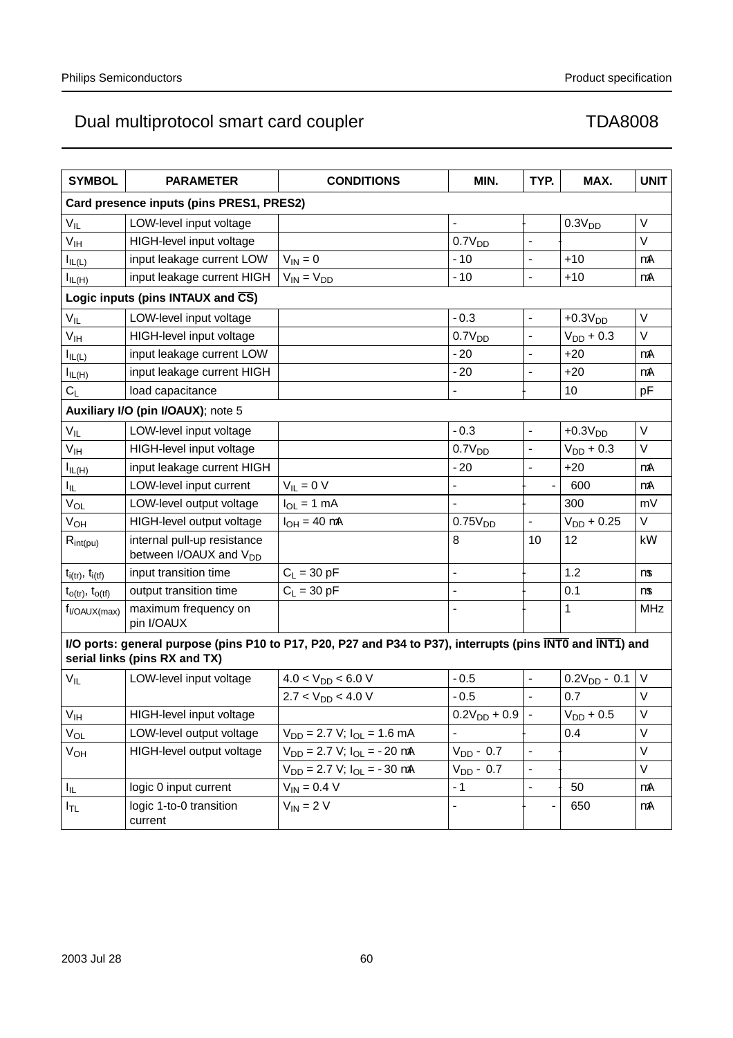| SYMBOL | PARAMETER | CONDITIONS | MIN. | TYP. | MAX. | UNIT |
|---|---|---|---|---|---|---|
| **Card presence inputs (pins PRES1, PRES2)** | | | | | | |
| $V_{IL}$ | LOW-level input voltage | | - | - | $0.3V_{DD}$ | V |
| $V_{IH}$ | HIGH-level input voltage | | $0.7V_{DD}$ | - | - | V |
| $I_{IL(L)}$ | input leakage current LOW | $V_{IN} = 0$ | -10 | - | +10 | μA |
| $I_{IL(H)}$ | input leakage current HIGH | $V_{IN} = V_{DD}$ | -10 | - | +10 | μA |
| **Logic inputs (pins INTAUX and $\overline{CS}$)** | | | | | | |
| $V_{IL}$ | LOW-level input voltage | | -0.3 | - | $+0.3V_{DD}$ | V |
| $V_{IH}$ | HIGH-level input voltage | | $0.7V_{DD}$ | - | $V_{DD} + 0.3$ | V |
| $I_{IL(L)}$ | input leakage current LOW | | -20 | - | +20 | μA |
| $I_{IL(H)}$ | input leakage current HIGH | | -20 | - | +20 | μA |
| $C_L$ | load capacitance | | - | - | 10 | pF |
| **Auxiliary I/O (pin I/OAUX)**; note 5 | | | | | | |
| $V_{IL}$ | LOW-level input voltage | | -0.3 | - | $+0.3V_{DD}$ | V |
| $V_{IH}$ | HIGH-level input voltage | | $0.7V_{DD}$ | - | $V_{DD} + 0.3$ | V |
| $I_{IL(H)}$ | input leakage current HIGH | | -20 | - | +20 | μA |
| $I_{IL}$ | LOW-level input current | $V_{IL} = 0$ V | - | - | -600 | μA |
| $V_{OL}$ | LOW-level output voltage | $I_{OL} = 1$ mA | - | - | 300 | mV |
| $V_{OH}$ | HIGH-level output voltage | $I_{OH} = 40$ μA | $0.75V_{DD}$ | - | $V_{DD} + 0.25$ | V |
| $R_{int(pu)}$ | internal pull-up resistance between I/OAUX and $V_{DD}$ | | 8 | 10 | 12 | kΩ |
| $t_{i(tr)}$, $t_{i(tf)}$ | input transition time | $C_L = 30$ pF | - | - | 1.2 | μs |
| $t_{o(tr)}$, $t_{o(tf)}$ | output transition time | $C_L = 30$ pF | - | - | 0.1 | μs |
| $f_{I/OAUX(max)}$ | maximum frequency on pin I/OAUX | | - | - | 1 | MHz |
| **I/O ports: general purpose (pins P10 to P17, P20, P27 and P34 to P37), interrupts (pins $\overline{INT0}$ and $\overline{INT1}$) and serial links (pins RX and TX)** | | | | | | |
| $V_{IL}$ | LOW-level input voltage | $4.0 < V_{DD} < 6.0$ V | -0.5 | - | $0.2V_{DD} - 0.1$ | V |
| | | $2.7 < V_{DD} < 4.0$ V | -0.5 | - | 0.7 | V |
| $V_{IH}$ | HIGH-level input voltage | | $0.2V_{DD} + 0.9$ | - | $V_{DD} + 0.5$ | V |
| $V_{OL}$ | LOW-level output voltage | $V_{DD} = 2.7$ V; $I_{OL} = 1.6$ mA | - | - | 0.4 | V |
| $V_{OH}$ | HIGH-level output voltage | $V_{DD} = 2.7$ V; $I_{OL} = -20$ μA | $V_{DD} - 0.7$ | - | - | V |
| | | $V_{DD} = 2.7$ V; $I_{OL} = -30$ μA | $V_{DD} - 0.7$ | - | - | V |
| $I_{IL}$ | logic 0 input current | $V_{IN} = 0.4$ V | -1 | - | -50 | μA |
| $I_{TL}$ | logic 1-to-0 transition current | $V_{IN} = 2$ V | - | - | -650 | μA |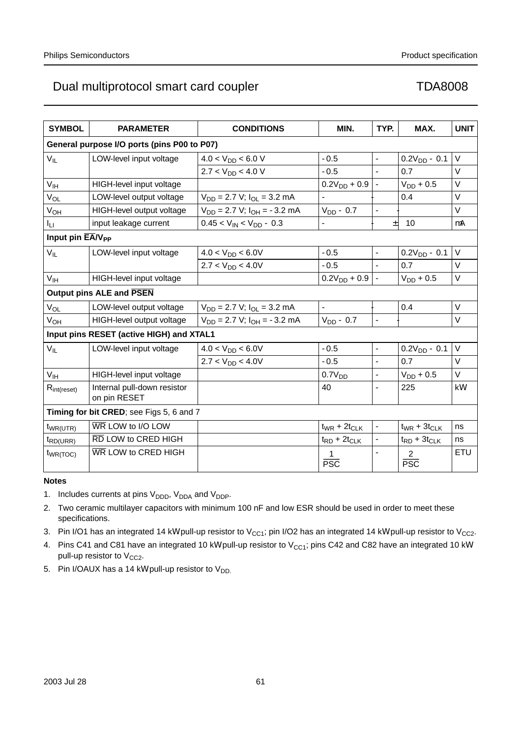| SYMBOL | PARAMETER | CONDITIONS | MIN. | TYP. | MAX. | UNIT |
|---|---|---|---|---|---|---|
| **General purpose I/O ports (pins P00 to P07)** | | | | | | |
| $V_{IL}$ | LOW-level input voltage | $4.0 < V_{DD} < 6.0$ V | −0.5 | − | $0.2V_{DD} - 0.1$ | V |
| | | $2.7 < V_{DD} < 4.0$ V | −0.5 | − | 0.7 | V |
| $V_{IH}$ | HIGH-level input voltage | | $0.2V_{DD} + 0.9$ | − | $V_{DD} + 0.5$ | V |
| $V_{OL}$ | LOW-level output voltage | $V_{DD} = 2.7$ V; $I_{OL} = 3.2$ mA | − | − | 0.4 | V |
| $V_{OH}$ | HIGH-level output voltage | $V_{DD} = 2.7$ V; $I_{OH} = -3.2$ mA | $V_{DD} - 0.7$ | − | − | V |
| $I_{LI}$ | input leakage current | $0.45 < V_{IN} < V_{DD} - 0.3$ | − | − | ±10 | μA |
| **Input pin $\overline{EA}/V_{PP}$** | | | | | | |
| $V_{IL}$ | LOW-level input voltage | $4.0 < V_{DD} < 6.0$V | −0.5 | − | $0.2V_{DD} - 0.1$ | V |
| | | $2.7 < V_{DD} < 4.0$V | −0.5 | − | 0.7 | V |
| $V_{IH}$ | HIGH-level input voltage | | $0.2V_{DD} + 0.9$ | − | $V_{DD} + 0.5$ | V |
| **Output pins ALE and $\overline{PSEN}$** | | | | | | |
| $V_{OL}$ | LOW-level output voltage | $V_{DD} = 2.7$ V; $I_{OL} = 3.2$ mA | − | − | 0.4 | V |
| $V_{OH}$ | HIGH-level output voltage | $V_{DD} = 2.7$ V; $I_{OH} = -3.2$ mA | $V_{DD} - 0.7$ | − | − | V |
| **Input pins RESET (active HIGH) and XTAL1** | | | | | | |
| $V_{IL}$ | LOW-level input voltage | $4.0 < V_{DD} < 6.0$V | −0.5 | − | $0.2V_{DD} - 0.1$ | V |
| | | $2.7 < V_{DD} < 4.0$V | −0.5 | − | 0.7 | V |
| $V_{IH}$ | HIGH-level input voltage | | $0.7V_{DD}$ | − | $V_{DD} + 0.5$ | V |
| $R_{int(reset)}$ | Internal pull-down resistor on pin RESET | | 40 | − | 225 | kΩ |
| **Timing for bit CRED**; see Figs 5, 6 and 7 | | | | | | |
| $t_{WR(UTR)}$ | $\overline{WR}$ LOW to I/O LOW | | $t_{WR} + 2t_{CLK}$ | − | $t_{WR} + 3t_{CLK}$ | ns |
| $t_{RD(URR)}$ | $\overline{RD}$ LOW to CRED HIGH | | $t_{RD} + 2t_{CLK}$ | − | $t_{RD} + 3t_{CLK}$ | ns |
| $t_{WR(TOC)}$ | $\overline{WR}$ LOW to CRED HIGH | | $\frac{1}{PSC}$ | − | $\frac{2}{PSC}$ | ETU |

**Notes**

1. Includes currents at pins $V_{DDD}$, $V_{DDA}$ and $V_{DDP}$.
2. Two ceramic multilayer capacitors with minimum 100 nF and low ESR should be used in order to meet these specifications.
3. Pin I/O1 has an integrated 14 kΩ pull-up resistor to $V_{CC1}$; pin I/O2 has an integrated 14 kΩ pull-up resistor to $V_{CC2}$.
4. Pins C41 and C81 have an integrated 10 kΩ pull-up resistor to $V_{CC1}$; pins C42 and C82 have an integrated 10 kΩ pull-up resistor to $V_{CC2}$.
5. Pin I/OAUX has a 14 kΩ pull-up resistor to $V_{DD}$.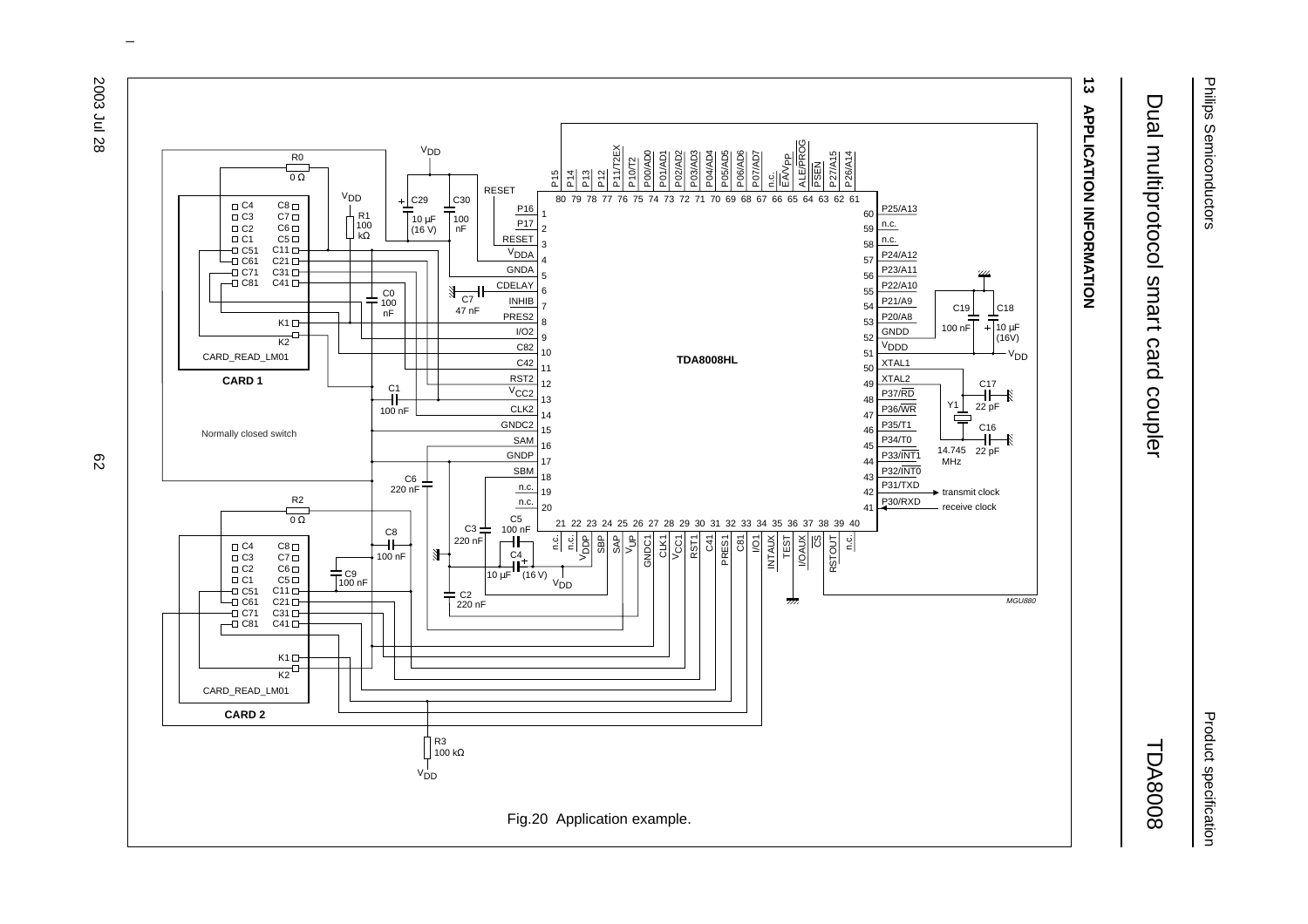## 13 APPLICATION INFORMATION

Fig.20 Application example.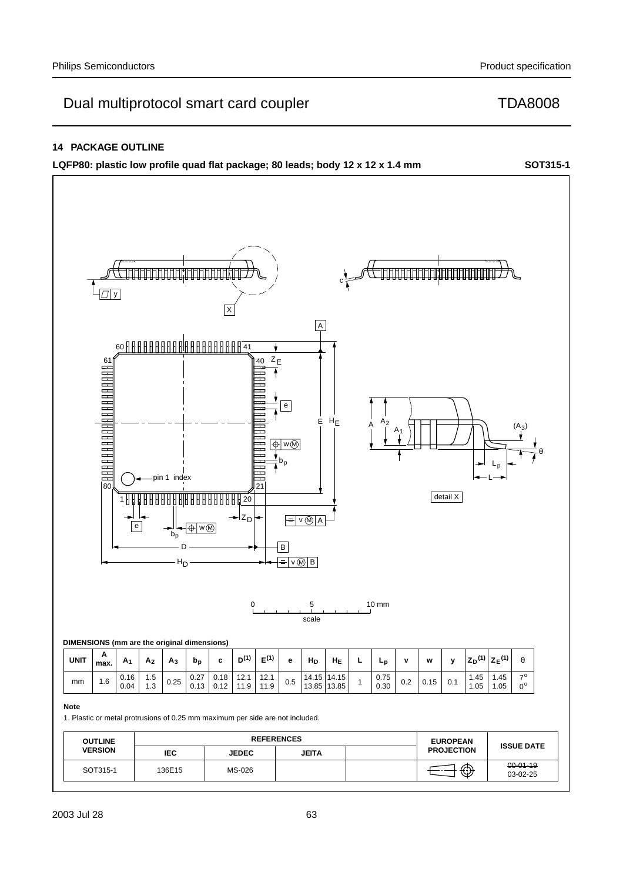## 14 PACKAGE OUTLINE

**LQFP80: plastic low profile quad flat package; 80 leads; body 12 x 12 x 1.4 mm** **SOT315-1**

**DIMENSIONS (mm are the original dimensions)**

| UNIT | A max. | $A_1$ | $A_2$ | $A_3$ | $b_p$ | c | $D^{(1)}$ | $E^{(1)}$ | e | $H_D$ | $H_E$ | L | $L_p$ | v | w | y | $Z_D^{(1)}$ | $Z_E^{(1)}$ | θ |
|---|---|---|---|---|---|---|---|---|---|---|---|---|---|---|---|---|---|---|---|
| mm | 1.6 | 0.16<br>0.04 | 1.5<br>1.3 | 0.25 | 0.27<br>0.13 | 0.18<br>0.12 | 12.1<br>11.9 | 12.1<br>11.9 | 0.5 | 14.15<br>13.85 | 14.15<br>13.85 | 1 | 0.75<br>0.30 | 0.2 | 0.15 | 0.1 | 1.45<br>1.05 | 1.45<br>1.05 | 7°<br>0° |

**Note**

1. Plastic or metal protrusions of 0.25 mm maximum per side are not included.

| OUTLINE VERSION | REFERENCES | | | | EUROPEAN PROJECTION | ISSUE DATE |
|---|---|---|---|---|---|---|
| | IEC | JEDEC | JEITA | | | |
| SOT315-1 | 136E15 | MS-026 | | | | ~~00-01-19~~<br>03-02-25 |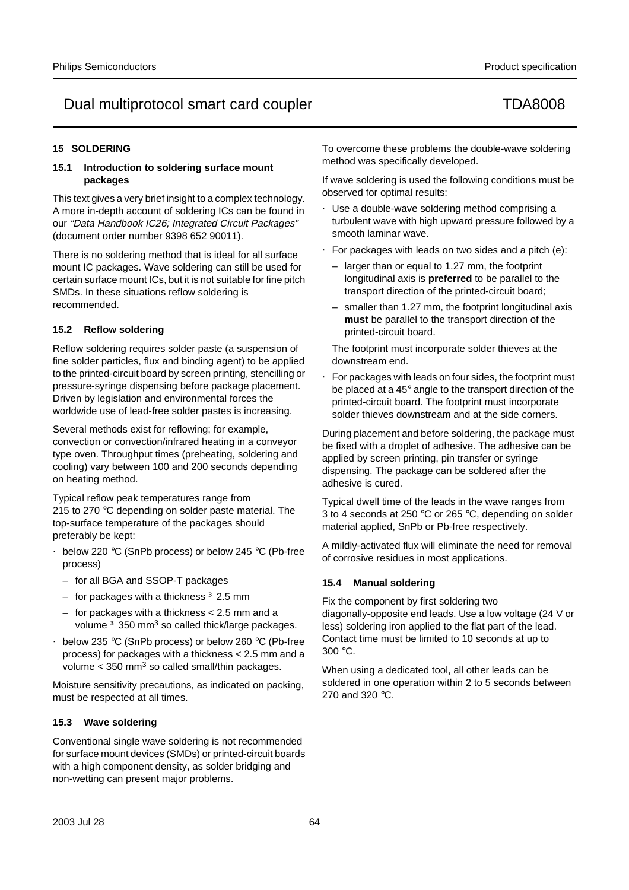## 15 SOLDERING

### 15.1 Introduction to soldering surface mount packages

This text gives a very brief insight to a complex technology. A more in-depth account of soldering ICs can be found in our *"Data Handbook IC26; Integrated Circuit Packages"* (document order number 9398 652 90011).

There is no soldering method that is ideal for all surface mount IC packages. Wave soldering can still be used for certain surface mount ICs, but it is not suitable for fine pitch SMDs. In these situations reflow soldering is recommended.

### 15.2 Reflow soldering

Reflow soldering requires solder paste (a suspension of fine solder particles, flux and binding agent) to be applied to the printed-circuit board by screen printing, stencilling or pressure-syringe dispensing before package placement. Driven by legislation and environmental forces the worldwide use of lead-free solder pastes is increasing.

Several methods exist for reflowing; for example, convection or convection/infrared heating in a conveyor type oven. Throughput times (preheating, soldering and cooling) vary between 100 and 200 seconds depending on heating method.

Typical reflow peak temperatures range from 215 to 270 °C depending on solder paste material. The top-surface temperature of the packages should preferably be kept:

- below 220 °C (SnPb process) or below 245 °C (Pb-free process)
  - for all BGA and SSOP-T packages
  - for packages with a thickness ≥ 2.5 mm
  - for packages with a thickness < 2.5 mm and a volume ≥ 350 $mm^3$ so called thick/large packages.
- below 235 °C (SnPb process) or below 260 °C (Pb-free process) for packages with a thickness < 2.5 mm and a volume < 350 $mm^3$ so called small/thin packages.

Moisture sensitivity precautions, as indicated on packing, must be respected at all times.

### 15.3 Wave soldering

Conventional single wave soldering is not recommended for surface mount devices (SMDs) or printed-circuit boards with a high component density, as solder bridging and non-wetting can present major problems.

To overcome these problems the double-wave soldering method was specifically developed.

If wave soldering is used the following conditions must be observed for optimal results:

- Use a double-wave soldering method comprising a turbulent wave with high upward pressure followed by a smooth laminar wave.
- For packages with leads on two sides and a pitch (e):
  - larger than or equal to 1.27 mm, the footprint longitudinal axis is **preferred** to be parallel to the transport direction of the printed-circuit board;
  - smaller than 1.27 mm, the footprint longitudinal axis **must** be parallel to the transport direction of the printed-circuit board.

  The footprint must incorporate solder thieves at the downstream end.
- For packages with leads on four sides, the footprint must be placed at a 45° angle to the transport direction of the printed-circuit board. The footprint must incorporate solder thieves downstream and at the side corners.

During placement and before soldering, the package must be fixed with a droplet of adhesive. The adhesive can be applied by screen printing, pin transfer or syringe dispensing. The package can be soldered after the adhesive is cured.

Typical dwell time of the leads in the wave ranges from 3 to 4 seconds at 250 °C or 265 °C, depending on solder material applied, SnPb or Pb-free respectively.

A mildly-activated flux will eliminate the need for removal of corrosive residues in most applications.

### 15.4 Manual soldering

Fix the component by first soldering two diagonally-opposite end leads. Use a low voltage (24 V or less) soldering iron applied to the flat part of the lead. Contact time must be limited to 10 seconds at up to 300 °C.

When using a dedicated tool, all other leads can be soldered in one operation within 2 to 5 seconds between 270 and 320 °C.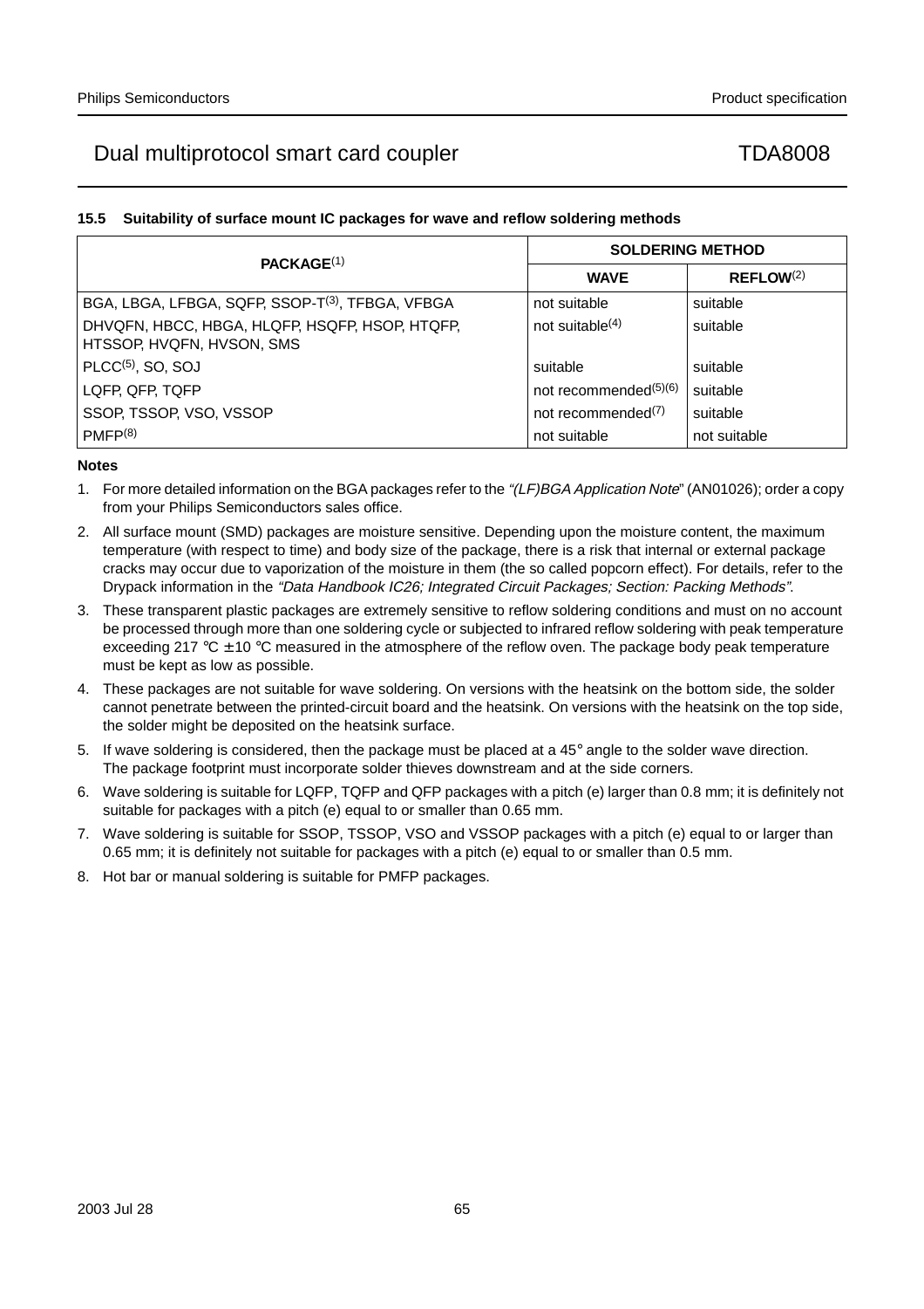### 15.5 Suitability of surface mount IC packages for wave and reflow soldering methods

| PACKAGE[1] | SOLDERING METHOD | |
|---|---|---|
| | **WAVE** | **REFLOW**[2] |
| BGA, LBGA, LFBGA, SQFP, SSOP-T[3], TFBGA, VFBGA | not suitable | suitable |
| DHVQFN, HBCC, HBGA, HLQFP, HSQFP, HSOP, HTQFP, HTSSOP, HVQFN, HVSON, SMS | not suitable[4] | suitable |
| PLCC[5], SO, SOJ | suitable | suitable |
| LQFP, QFP, TQFP | not recommended[5][6] | suitable |
| SSOP, TSSOP, VSO, VSSOP | not recommended[7] | suitable |
| PMFP[8] | not suitable | not suitable |

**Notes**

1. For more detailed information on the BGA packages refer to the *"(LF)BGA Application Note"* (AN01026); order a copy from your Philips Semiconductors sales office.
2. All surface mount (SMD) packages are moisture sensitive. Depending upon the moisture content, the maximum temperature (with respect to time) and body size of the package, there is a risk that internal or external package cracks may occur due to vaporization of the moisture in them (the so called popcorn effect). For details, refer to the Drypack information in the *"Data Handbook IC26; Integrated Circuit Packages; Section: Packing Methods"*.
3. These transparent plastic packages are extremely sensitive to reflow soldering conditions and must on no account be processed through more than one soldering cycle or subjected to infrared reflow soldering with peak temperature exceeding 217 °C ± 10 °C measured in the atmosphere of the reflow oven. The package body peak temperature must be kept as low as possible.
4. These packages are not suitable for wave soldering. On versions with the heatsink on the bottom side, the solder cannot penetrate between the printed-circuit board and the heatsink. On versions with the heatsink on the top side, the solder might be deposited on the heatsink surface.
5. If wave soldering is considered, then the package must be placed at a 45° angle to the solder wave direction. The package footprint must incorporate solder thieves downstream and at the side corners.
6. Wave soldering is suitable for LQFP, TQFP and QFP packages with a pitch (e) larger than 0.8 mm; it is definitely not suitable for packages with a pitch (e) equal to or smaller than 0.65 mm.
7. Wave soldering is suitable for SSOP, TSSOP, VSO and VSSOP packages with a pitch (e) equal to or larger than 0.65 mm; it is definitely not suitable for packages with a pitch (e) equal to or smaller than 0.5 mm.
8. Hot bar or manual soldering is suitable for PMFP packages.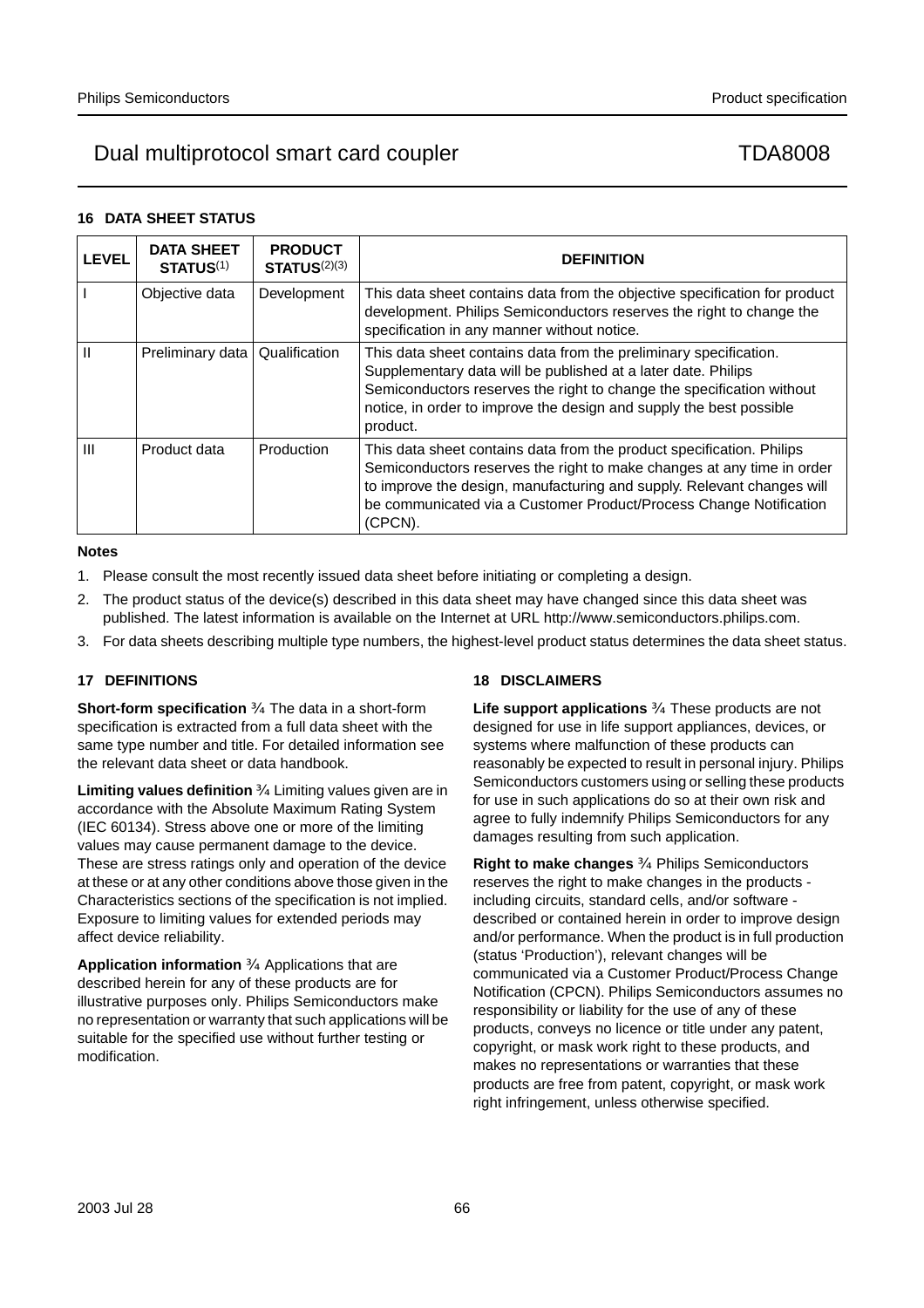## 16 DATA SHEET STATUS

| LEVEL | DATA SHEET STATUS[1] | PRODUCT STATUS[2][3] | DEFINITION |
|---|---|---|---|
| I | Objective data | Development | This data sheet contains data from the objective specification for product development. Philips Semiconductors reserves the right to change the specification in any manner without notice. |
| II | Preliminary data | Qualification | This data sheet contains data from the preliminary specification. Supplementary data will be published at a later date. Philips Semiconductors reserves the right to change the specification without notice, in order to improve the design and supply the best possible product. |
| III | Product data | Production | This data sheet contains data from the product specification. Philips Semiconductors reserves the right to make changes at any time in order to improve the design, manufacturing and supply. Relevant changes will be communicated via a Customer Product/Process Change Notification (CPCN). |

**Notes**

1. Please consult the most recently issued data sheet before initiating or completing a design.
2. The product status of the device(s) described in this data sheet may have changed since this data sheet was published. The latest information is available on the Internet at URL http://www.semiconductors.philips.com.
3. For data sheets describing multiple type numbers, the highest-level product status determines the data sheet status.

## 17 DEFINITIONS

**Short-form specification** ¾ The data in a short-form specification is extracted from a full data sheet with the same type number and title. For detailed information see the relevant data sheet or data handbook.

**Limiting values definition** ¾ Limiting values given are in accordance with the Absolute Maximum Rating System (IEC 60134). Stress above one or more of the limiting values may cause permanent damage to the device. These are stress ratings only and operation of the device at these or at any other conditions above those given in the Characteristics sections of the specification is not implied. Exposure to limiting values for extended periods may affect device reliability.

**Application information** ¾ Applications that are described herein for any of these products are for illustrative purposes only. Philips Semiconductors make no representation or warranty that such applications will be suitable for the specified use without further testing or modification.

## 18 DISCLAIMERS

**Life support applications** ¾ These products are not designed for use in life support appliances, devices, or systems where malfunction of these products can reasonably be expected to result in personal injury. Philips Semiconductors customers using or selling these products for use in such applications do so at their own risk and agree to fully indemnify Philips Semiconductors for any damages resulting from such application.

**Right to make changes** ¾ Philips Semiconductors reserves the right to make changes in the products - including circuits, standard cells, and/or software - described or contained herein in order to improve design and/or performance. When the product is in full production (status 'Production'), relevant changes will be communicated via a Customer Product/Process Change Notification (CPCN). Philips Semiconductors assumes no responsibility or liability for the use of any of these products, conveys no licence or title under any patent, copyright, or mask work right to these products, and makes no representations or warranties that these products are free from patent, copyright, or mask work right infringement, unless otherwise specified.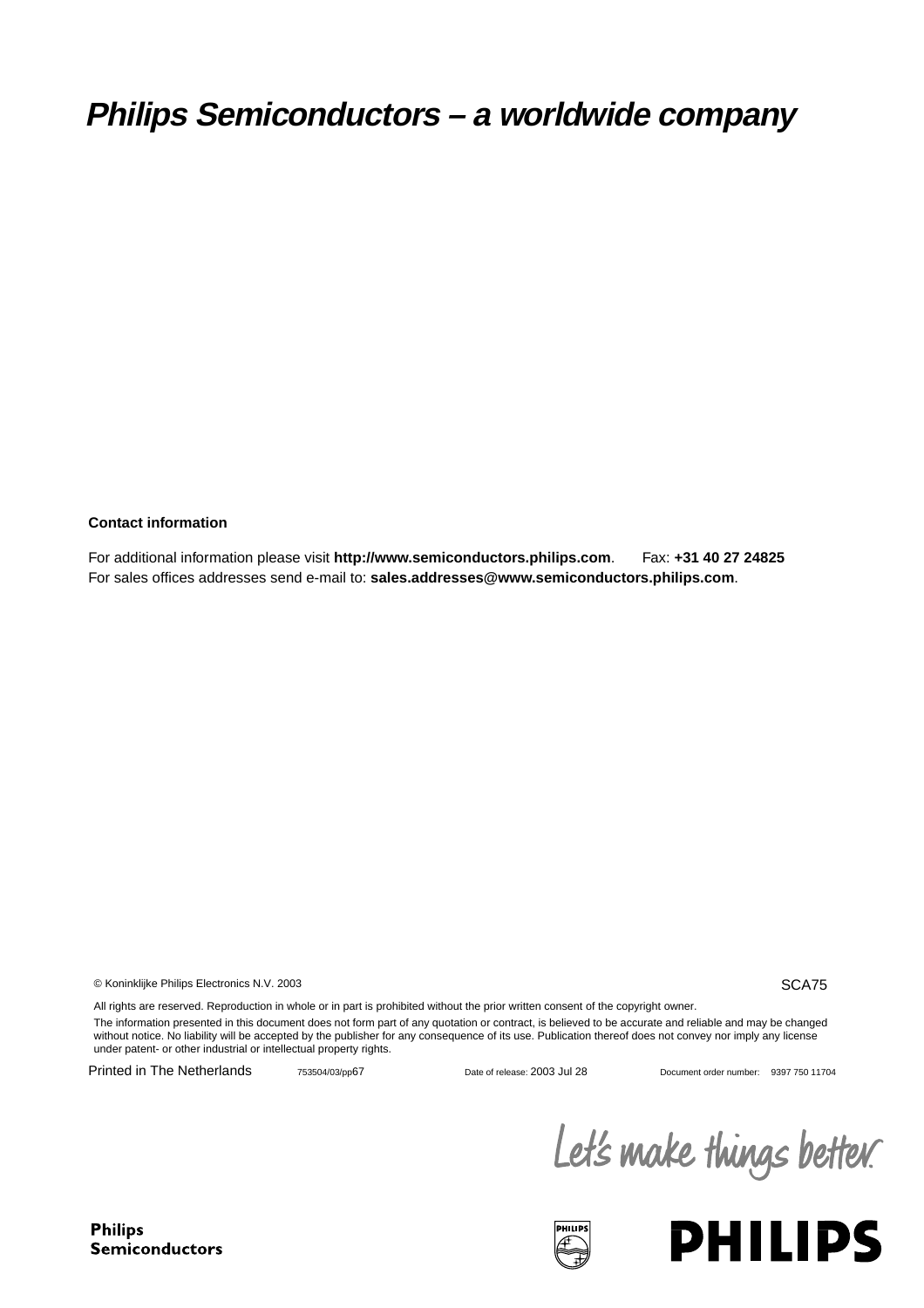# *Philips Semiconductors – a worldwide company*

**Contact information**

For additional information please visit **http://www.semiconductors.philips.com**. Fax: **+31 40 27 24825**
For sales offices addresses send e-mail to: **sales.addresses@www.semiconductors.philips.com**.

© Koninklijke Philips Electronics N.V. 2003

SCA75

All rights are reserved. Reproduction in whole or in part is prohibited without the prior written consent of the copyright owner.

The information presented in this document does not form part of any quotation or contract, is believed to be accurate and reliable and may be changed without notice. No liability will be accepted by the publisher for any consequence of its use. Publication thereof does not convey nor imply any license under patent- or other industrial or intellectual property rights.

Printed in The Netherlands 753504/03/pp67 Date of release: 2003 Jul 28 Document order number: 9397 750 11704

Let's make things better.

Philips Semiconductors

PHILIPS